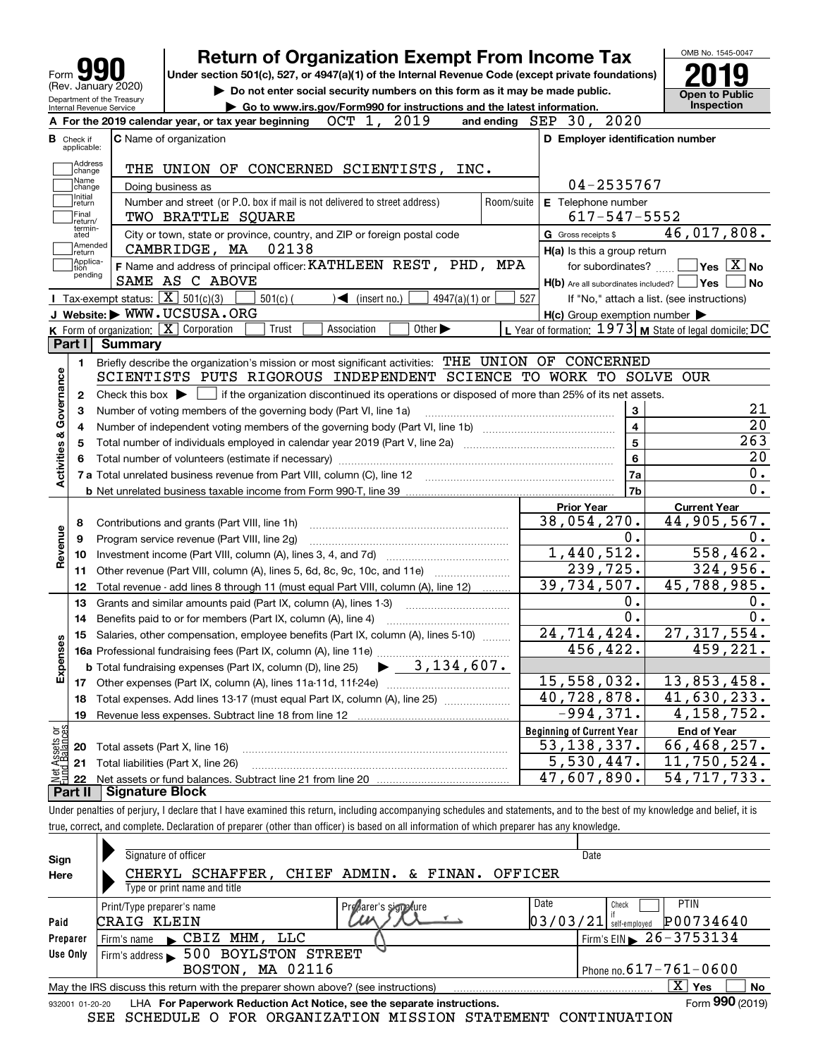Form **990** (Rev. January 2020) Department of the Treasury Internal Revenue Service

# Return of Organization Exempt From Income Tax

**Under section 501(c), 527, or 4947(a)(1) of the Internal Revenue Code (except private foundations)**

▶ Do not enter social security numbers on this form as it may be made public.

▶ Go to www.irs.gov/Form990 for instructions and the latest information.

OMB No. 1545-0047

**2019**

**Open to Public Inspection**

**A** For the 2019 calendar year, or tax year beginning OCT 1, 2019 and ending SEP 30, 2020

**B** Check if applicable: Address change, Name change, Initial return, Final return/terminated, Amended return, Application pending

**C** Name of organization: THE UNION OF CONCERNED SCIENTISTS, INC.

Doing business as

Number and street (or P.O. box if mail is not delivered to street address): TWO BRATTLE SQUARE Room/suite

City or town, state or province, country, and ZIP or foreign postal code: CAMBRIDGE, MA 02138

**D** Employer identification number: 04-2535767

**E** Telephone number: 617-547-5552

**G** Gross receipts $ 46,017,808.

**F** Name and address of principal officer: KATHLEEN REST, PHD, MPA SAME AS C ABOVE

**H(a)** Is this a group return for subordinates? ☐ Yes ☒ No

**H(b)** Are all subordinates included? ☐ Yes ☐ No If "No," attach a list. (see instructions)

**H(c)** Group exemption number ▶

**I** Tax-exempt status: ☒ 501(c)(3) ☐ 501(c) ( ) ◀ (insert no.) ☐ 4947(a)(1) or ☐ 527

**J** Website: ▶ WWW.UCSUSA.ORG

**K** Form of organization: ☒ Corporation ☐ Trust ☐ Association ☐ Other ▶

**L** Year of formation: 1973 **M** State of legal domicile: DC

## Part I Summary

**Activities & Governance**

1 Briefly describe the organization's mission or most significant activities: THE UNION OF CONCERNED SCIENTISTS PUTS RIGOROUS INDEPENDENT SCIENCE TO WORK TO SOLVE OUR

2 Check this box ▶ ☐ if the organization discontinued its operations or disposed of more than 25% of its net assets.

| | | | |
|---|---|---|---|
| 3 | Number of voting members of the governing body (Part VI, line 1a) | 3 | 21 |
| 4 | Number of independent voting members of the governing body (Part VI, line 1b) | 4 | 20 |
| 5 | Total number of individuals employed in calendar year 2019 (Part V, line 2a) | 5 | 263 |
| 6 | Total number of volunteers (estimate if necessary) | 6 | 20 |
| 7a | Total unrelated business revenue from Part VIII, column (C), line 12 | 7a | 0. |
| b | Net unrelated business taxable income from Form 990-T, line 39 | 7b | 0. |

| | | Prior Year | Current Year |
|---|---|---|---|
| **Revenue** | | | |
| 8 | Contributions and grants (Part VIII, line 1h) | 38,054,270. | 44,905,567. |
| 9 | Program service revenue (Part VIII, line 2g) | 0. | 0. |
| 10 | Investment income (Part VIII, column (A), lines 3, 4, and 7d) | 1,440,512. | 558,462. |
| 11 | Other revenue (Part VIII, column (A), lines 5, 6d, 8c, 9c, 10c, and 11e) | 239,725. | 324,956. |
| 12 | Total revenue - add lines 8 through 11 (must equal Part VIII, column (A), line 12) | 39,734,507. | 45,788,985. |
| **Expenses** | | | |
| 13 | Grants and similar amounts paid (Part IX, column (A), lines 1-3) | 0. | 0. |
| 14 | Benefits paid to or for members (Part IX, column (A), line 4) | 0. | 0. |
| 15 | Salaries, other compensation, employee benefits (Part IX, column (A), lines 5-10) | 24,714,424. | 27,317,554. |
| 16a | Professional fundraising fees (Part IX, column (A), line 11e) | 456,422. | 459,221. |
| b | Total fundraising expenses (Part IX, column (D), line 25) ▶ 3,134,607. | | |
| 17 | Other expenses (Part IX, column (A), lines 11a-11d, 11f-24e) | 15,558,032. | 13,853,458. |
| 18 | Total expenses. Add lines 13-17 (must equal Part IX, column (A), line 25) | 40,728,878. | 41,630,233. |
| 19 | Revenue less expenses. Subtract line 18 from line 12 | -994,371. | 4,158,752. |

| | **Net Assets or Fund Balances** | Beginning of Current Year | End of Year |
|---|---|---|---|
| 20 | Total assets (Part X, line 16) | 53,138,337. | 66,468,257. |
| 21 | Total liabilities (Part X, line 26) | 5,530,447. | 11,750,524. |
| 22 | Net assets or fund balances. Subtract line 21 from line 20 | 47,607,890. | 54,717,733. |

## Part II Signature Block

Under penalties of perjury, I declare that I have examined this return, including accompanying schedules and statements, and to the best of my knowledge and belief, it is true, correct, and complete. Declaration of preparer (other than officer) is based on all information of which preparer has any knowledge.

**Sign Here**

Signature of officer Date

CHERYL SCHAFFER, CHIEF ADMIN. & FINAN. OFFICER

Type or print name and title

**Paid Preparer Use Only**

Print/Type preparer's name: CRAIG KLEIN Preparer's signature Date: 03/03/21 Check ☐ if self-employed PTIN: P00734640

Firm's name ▶ CBIZ MHM, LLC Firm's EIN ▶ 26-3753134

Firm's address ▶ 500 BOYLSTON STREET BOSTON, MA 02116 Phone no. 617-761-0600

May the IRS discuss this return with the preparer shown above? (see instructions) ☒ Yes ☐ No

932001 01-20-20 LHA For Paperwork Reduction Act Notice, see the separate instructions. Form **990** (2019)

SEE SCHEDULE O FOR ORGANIZATION MISSION STATEMENT CONTINUATION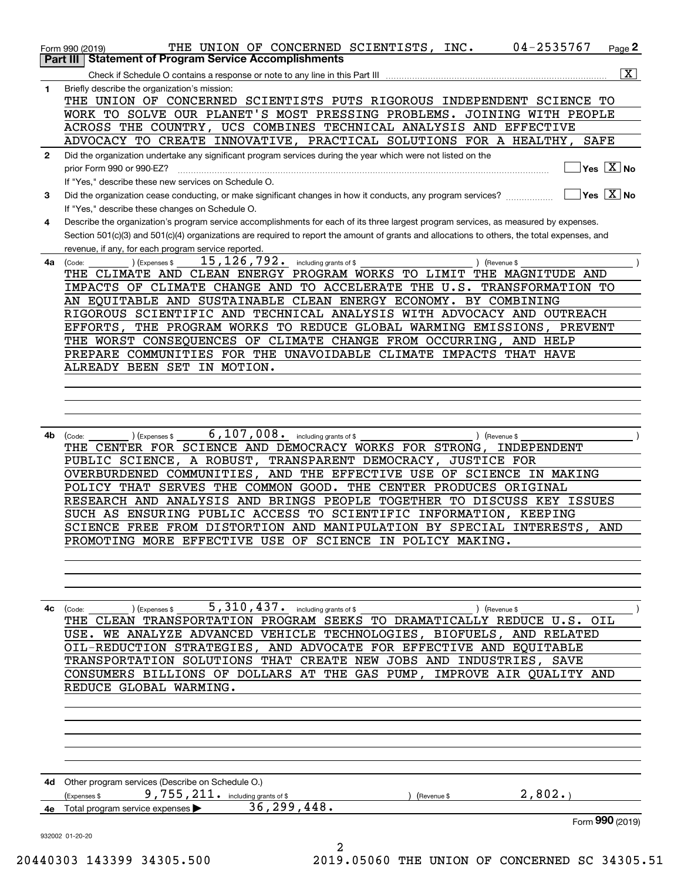Form 990 (2019) THE UNION OF CONCERNED SCIENTISTS, INC. 04-2535767 Page 2

**Part III | Statement of Program Service Accomplishments**

Check if Schedule O contains a response or note to any line in this Part III .......... [X]

**1** Briefly describe the organization's mission:

THE UNION OF CONCERNED SCIENTISTS PUTS RIGOROUS INDEPENDENT SCIENCE TO WORK TO SOLVE OUR PLANET'S MOST PRESSING PROBLEMS. JOINING WITH PEOPLE ACROSS THE COUNTRY, UCS COMBINES TECHNICAL ANALYSIS AND EFFECTIVE ADVOCACY TO CREATE INNOVATIVE, PRACTICAL SOLUTIONS FOR A HEALTHY, SAFE

**2** Did the organization undertake any significant program services during the year which were not listed on the prior Form 990 or 990-EZ? .......... [ ] Yes [X] No

If "Yes," describe these new services on Schedule O.

**3** Did the organization cease conducting, or make significant changes in how it conducts, any program services? .......... [ ] Yes [X] No

If "Yes," describe these changes on Schedule O.

**4** Describe the organization's program service accomplishments for each of its three largest program services, as measured by expenses. Section 501(c)(3) and 501(c)(4) organizations are required to report the amount of grants and allocations to others, the total expenses, and revenue, if any, for each program service reported.

**4a** (Code: ) (Expenses $ 15,126,792. including grants of $ ) (Revenue $ )

THE CLIMATE AND CLEAN ENERGY PROGRAM WORKS TO LIMIT THE MAGNITUDE AND IMPACTS OF CLIMATE CHANGE AND TO ACCELERATE THE U.S. TRANSFORMATION TO AN EQUITABLE AND SUSTAINABLE CLEAN ENERGY ECONOMY. BY COMBINING RIGOROUS SCIENTIFIC AND TECHNICAL ANALYSIS WITH ADVOCACY AND OUTREACH EFFORTS, THE PROGRAM WORKS TO REDUCE GLOBAL WARMING EMISSIONS, PREVENT THE WORST CONSEQUENCES OF CLIMATE CHANGE FROM OCCURRING, AND HELP PREPARE COMMUNITIES FOR THE UNAVOIDABLE CLIMATE IMPACTS THAT HAVE ALREADY BEEN SET IN MOTION.

**4b** (Code: ) (Expenses $ 6,107,008. including grants of $ ) (Revenue $ )

THE CENTER FOR SCIENCE AND DEMOCRACY WORKS FOR STRONG, INDEPENDENT PUBLIC SCIENCE, A ROBUST, TRANSPARENT DEMOCRACY, JUSTICE FOR OVERBURDENED COMMUNITIES, AND THE EFFECTIVE USE OF SCIENCE IN MAKING POLICY THAT SERVES THE COMMON GOOD. THE CENTER PRODUCES ORIGINAL RESEARCH AND ANALYSIS AND BRINGS PEOPLE TOGETHER TO DISCUSS KEY ISSUES SUCH AS ENSURING PUBLIC ACCESS TO SCIENTIFIC INFORMATION, KEEPING SCIENCE FREE FROM DISTORTION AND MANIPULATION BY SPECIAL INTERESTS, AND PROMOTING MORE EFFECTIVE USE OF SCIENCE IN POLICY MAKING.

**4c** (Code: ) (Expenses $ 5,310,437. including grants of $ ) (Revenue $ )

THE CLEAN TRANSPORTATION PROGRAM SEEKS TO DRAMATICALLY REDUCE U.S. OIL USE. WE ANALYZE ADVANCED VEHICLE TECHNOLOGIES, BIOFUELS, AND RELATED OIL-REDUCTION STRATEGIES, AND ADVOCATE FOR EFFECTIVE AND EQUITABLE TRANSPORTATION SOLUTIONS THAT CREATE NEW JOBS AND INDUSTRIES, SAVE CONSUMERS BILLIONS OF DOLLARS AT THE GAS PUMP, IMPROVE AIR QUALITY AND REDUCE GLOBAL WARMING.

**4d** Other program services (Describe on Schedule O.)

(Expenses $ 9,755,211. including grants of $ ) (Revenue $ 2,802.)

**4e** Total program service expenses ▶ 36,299,448.

Form **990** (2019)

932002 01-20-20

20440303 143399 34305.500 2019.05060 THE UNION OF CONCERNED SC 34305.51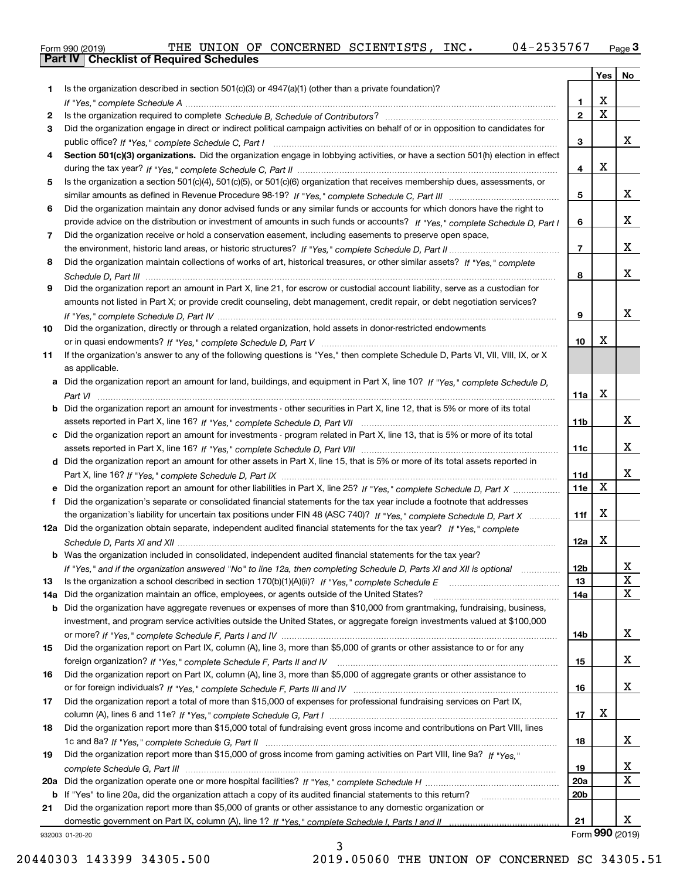Form 990 (2019) THE UNION OF CONCERNED SCIENTISTS, INC. 04-2535767 Page 3

## Part IV Checklist of Required Schedules

| | | | Yes | No |
|---|---|---|---|---|
| 1 | Is the organization described in section 501(c)(3) or 4947(a)(1) (other than a private foundation)? *If "Yes," complete Schedule A* | 1 | X | |
| 2 | Is the organization required to complete *Schedule B, Schedule of Contributors*? | 2 | X | |
| 3 | Did the organization engage in direct or indirect political campaign activities on behalf of or in opposition to candidates for public office? *If "Yes," complete Schedule C, Part I* | 3 | | X |
| 4 | **Section 501(c)(3) organizations.** Did the organization engage in lobbying activities, or have a section 501(h) election in effect during the tax year? *If "Yes," complete Schedule C, Part II* | 4 | X | |
| 5 | Is the organization a section 501(c)(4), 501(c)(5), or 501(c)(6) organization that receives membership dues, assessments, or similar amounts as defined in Revenue Procedure 98-19? *If "Yes," complete Schedule C, Part III* | 5 | | X |
| 6 | Did the organization maintain any donor advised funds or any similar funds or accounts for which donors have the right to provide advice on the distribution or investment of amounts in such funds or accounts? *If "Yes," complete Schedule D, Part I* | 6 | | X |
| 7 | Did the organization receive or hold a conservation easement, including easements to preserve open space, the environment, historic land areas, or historic structures? *If "Yes," complete Schedule D, Part II* | 7 | | X |
| 8 | Did the organization maintain collections of works of art, historical treasures, or other similar assets? *If "Yes," complete Schedule D, Part III* | 8 | | X |
| 9 | Did the organization report an amount in Part X, line 21, for escrow or custodial account liability, serve as a custodian for amounts not listed in Part X; or provide credit counseling, debt management, credit repair, or debt negotiation services? *If "Yes," complete Schedule D, Part IV* | 9 | | X |
| 10 | Did the organization, directly or through a related organization, hold assets in donor-restricted endowments or in quasi endowments? *If "Yes," complete Schedule D, Part V* | 10 | X | |
| 11 | If the organization's answer to any of the following questions is "Yes," then complete Schedule D, Parts VI, VII, VIII, IX, or X as applicable. | | | |
| a | Did the organization report an amount for land, buildings, and equipment in Part X, line 10? *If "Yes," complete Schedule D, Part VI* | 11a | X | |
| b | Did the organization report an amount for investments - other securities in Part X, line 12, that is 5% or more of its total assets reported in Part X, line 16? *If "Yes," complete Schedule D, Part VII* | 11b | | X |
| c | Did the organization report an amount for investments - program related in Part X, line 13, that is 5% or more of its total assets reported in Part X, line 16? *If "Yes," complete Schedule D, Part VIII* | 11c | | X |
| d | Did the organization report an amount for other assets in Part X, line 15, that is 5% or more of its total assets reported in Part X, line 16? *If "Yes," complete Schedule D, Part IX* | 11d | | X |
| e | Did the organization report an amount for other liabilities in Part X, line 25? *If "Yes," complete Schedule D, Part X* | 11e | X | |
| f | Did the organization's separate or consolidated financial statements for the tax year include a footnote that addresses the organization's liability for uncertain tax positions under FIN 48 (ASC 740)? *If "Yes," complete Schedule D, Part X* | 11f | X | |
| 12a | Did the organization obtain separate, independent audited financial statements for the tax year? *If "Yes," complete Schedule D, Parts XI and XII* | 12a | X | |
| b | Was the organization included in consolidated, independent audited financial statements for the tax year? *If "Yes," and if the organization answered "No" to line 12a, then completing Schedule D, Parts XI and XII is optional* | 12b | | X |
| 13 | Is the organization a school described in section 170(b)(1)(A)(ii)? *If "Yes," complete Schedule E* | 13 | | X |
| 14a | Did the organization maintain an office, employees, or agents outside of the United States? | 14a | | X |
| b | Did the organization have aggregate revenues or expenses of more than $10,000 from grantmaking, fundraising, business, investment, and program service activities outside the United States, or aggregate foreign investments valued at $100,000 or more? *If "Yes," complete Schedule F, Parts I and IV* | 14b | | X |
| 15 | Did the organization report on Part IX, column (A), line 3, more than $5,000 of grants or other assistance to or for any foreign organization? *If "Yes," complete Schedule F, Parts II and IV* | 15 | | X |
| 16 | Did the organization report on Part IX, column (A), line 3, more than $5,000 of aggregate grants or other assistance to or for foreign individuals? *If "Yes," complete Schedule F, Parts III and IV* | 16 | | X |
| 17 | Did the organization report a total of more than $15,000 of expenses for professional fundraising services on Part IX, column (A), lines 6 and 11e? *If "Yes," complete Schedule G, Part I* | 17 | X | |
| 18 | Did the organization report more than $15,000 total of fundraising event gross income and contributions on Part VIII, lines 1c and 8a? *If "Yes," complete Schedule G, Part II* | 18 | | X |
| 19 | Did the organization report more than $15,000 of gross income from gaming activities on Part VIII, line 9a? *If "Yes," complete Schedule G, Part III* | 19 | | X |
| 20a | Did the organization operate one or more hospital facilities? *If "Yes," complete Schedule H* | 20a | | X |
| b | If "Yes" to line 20a, did the organization attach a copy of its audited financial statements to this return? | 20b | | |
| 21 | Did the organization report more than $5,000 of grants or other assistance to any domestic organization or domestic government on Part IX, column (A), line 1? *If "Yes," complete Schedule I, Parts I and II* | 21 | | X |

932003 01-20-20 Form **990** (2019)

20440303 143399 34305.500 2019.05060 THE UNION OF CONCERNED SC 34305.51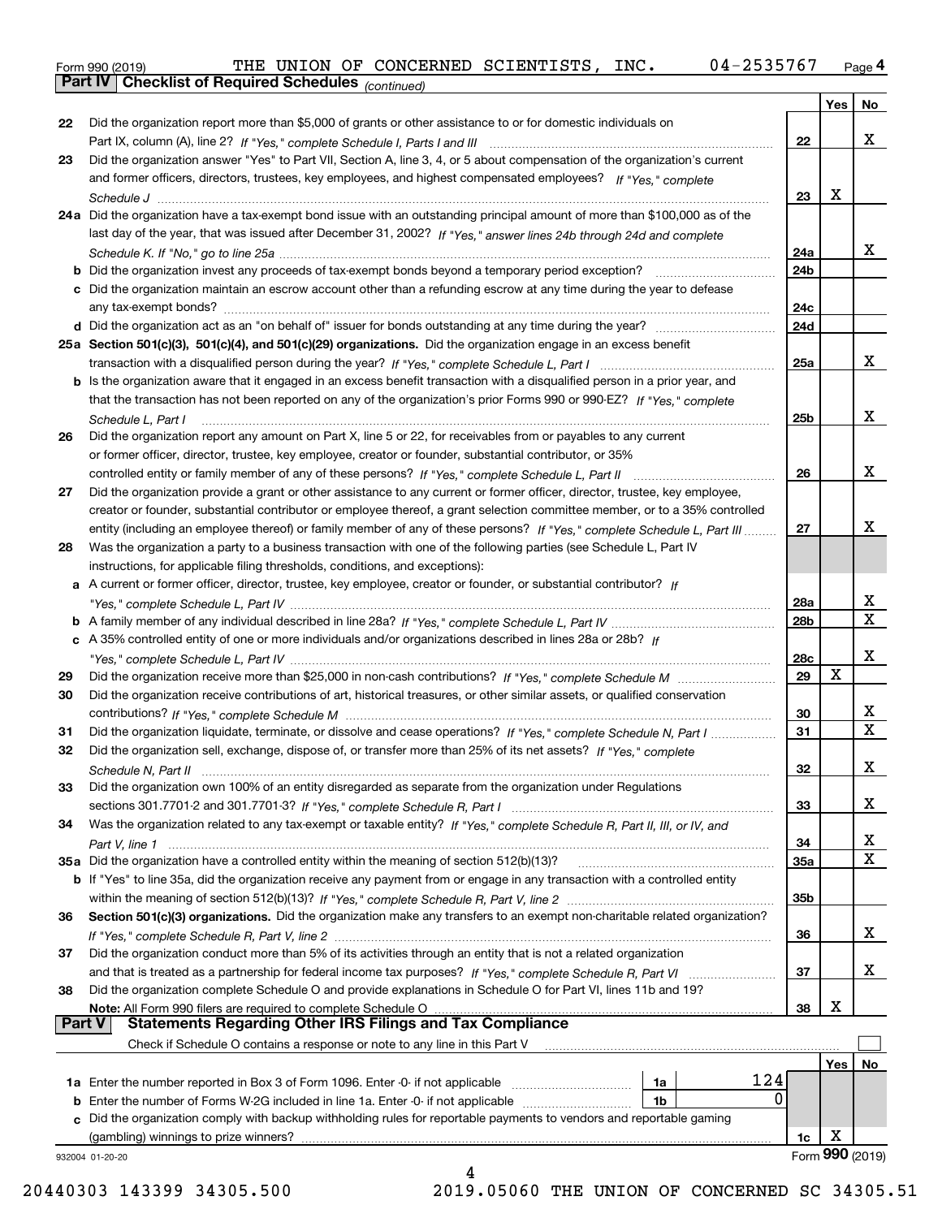Form 990 (2019) THE UNION OF CONCERNED SCIENTISTS, INC. 04-2535767 Page 4

## Part IV Checklist of Required Schedules *(continued)*

| | | | Yes | No |
|---|---|---|---|---|
| 22 | Did the organization report more than $5,000 of grants or other assistance to or for domestic individuals on Part IX, column (A), line 2? *If "Yes," complete Schedule I, Parts I and III* | 22 | | X |
| 23 | Did the organization answer "Yes" to Part VII, Section A, line 3, 4, or 5 about compensation of the organization's current and former officers, directors, trustees, key employees, and highest compensated employees? *If "Yes," complete Schedule J* | 23 | X | |
| 24a | Did the organization have a tax-exempt bond issue with an outstanding principal amount of more than $100,000 as of the last day of the year, that was issued after December 31, 2002? *If "Yes," answer lines 24b through 24d and complete Schedule K. If "No," go to line 25a* | 24a | | X |
| b | Did the organization invest any proceeds of tax-exempt bonds beyond a temporary period exception? | 24b | | |
| c | Did the organization maintain an escrow account other than a refunding escrow at any time during the year to defease any tax-exempt bonds? | 24c | | |
| d | Did the organization act as an "on behalf of" issuer for bonds outstanding at any time during the year? | 24d | | |
| 25a | **Section 501(c)(3), 501(c)(4), and 501(c)(29) organizations.** Did the organization engage in an excess benefit transaction with a disqualified person during the year? *If "Yes," complete Schedule L, Part I* | 25a | | X |
| b | Is the organization aware that it engaged in an excess benefit transaction with a disqualified person in a prior year, and that the transaction has not been reported on any of the organization's prior Forms 990 or 990-EZ? *If "Yes," complete Schedule L, Part I* | 25b | | X |
| 26 | Did the organization report any amount on Part X, line 5 or 22, for receivables from or payables to any current or former officer, director, trustee, key employee, creator or founder, substantial contributor, or 35% controlled entity or family member of any of these persons? *If "Yes," complete Schedule L, Part II* | 26 | | X |
| 27 | Did the organization provide a grant or other assistance to any current or former officer, director, trustee, key employee, creator or founder, substantial contributor or employee thereof, a grant selection committee member, or to a 35% controlled entity (including an employee thereof) or family member of any of these persons? *If "Yes," complete Schedule L, Part III* | 27 | | X |
| 28 | Was the organization a party to a business transaction with one of the following parties (see Schedule L, Part IV instructions, for applicable filing thresholds, conditions, and exceptions): | | | |
| a | A current or former officer, director, trustee, key employee, creator or founder, or substantial contributor? *If "Yes," complete Schedule L, Part IV* | 28a | | X |
| b | A family member of any individual described in line 28a? *If "Yes," complete Schedule L, Part IV* | 28b | | X |
| c | A 35% controlled entity of one or more individuals and/or organizations described in lines 28a or 28b? *If "Yes," complete Schedule L, Part IV* | 28c | | X |
| 29 | Did the organization receive more than $25,000 in non-cash contributions? *If "Yes," complete Schedule M* | 29 | X | |
| 30 | Did the organization receive contributions of art, historical treasures, or other similar assets, or qualified conservation contributions? *If "Yes," complete Schedule M* | 30 | | X |
| 31 | Did the organization liquidate, terminate, or dissolve and cease operations? *If "Yes," complete Schedule N, Part I* | 31 | | X |
| 32 | Did the organization sell, exchange, dispose of, or transfer more than 25% of its net assets? *If "Yes," complete Schedule N, Part II* | 32 | | X |
| 33 | Did the organization own 100% of an entity disregarded as separate from the organization under Regulations sections 301.7701-2 and 301.7701-3? *If "Yes," complete Schedule R, Part I* | 33 | | X |
| 34 | Was the organization related to any tax-exempt or taxable entity? *If "Yes," complete Schedule R, Part II, III, or IV, and Part V, line 1* | 34 | | X |
| 35a | Did the organization have a controlled entity within the meaning of section 512(b)(13)? | 35a | | X |
| b | If "Yes" to line 35a, did the organization receive any payment from or engage in any transaction with a controlled entity within the meaning of section 512(b)(13)? *If "Yes," complete Schedule R, Part V, line 2* | 35b | | |
| 36 | **Section 501(c)(3) organizations.** Did the organization make any transfers to an exempt non-charitable related organization? *If "Yes," complete Schedule R, Part V, line 2* | 36 | | X |
| 37 | Did the organization conduct more than 5% of its activities through an entity that is not a related organization and that is treated as a partnership for federal income tax purposes? *If "Yes," complete Schedule R, Part VI* | 37 | | X |
| 38 | Did the organization complete Schedule O and provide explanations in Schedule O for Part VI, lines 11b and 19? **Note:** All Form 990 filers are required to complete Schedule O | 38 | X | |

## Part V Statements Regarding Other IRS Filings and Tax Compliance

Check if Schedule O contains a response or note to any line in this Part V ☐

| | | | | | Yes | No |
|---|---|---|---|---|---|---|
| 1a | Enter the number reported in Box 3 of Form 1096. Enter -0- if not applicable | 1a | 124 | | | |
| b | Enter the number of Forms W-2G included in line 1a. Enter -0- if not applicable | 1b | 0 | | | |
| c | Did the organization comply with backup withholding rules for reportable payments to vendors and reportable gaming (gambling) winnings to prize winners? | | | 1c | X | |

932004 01-20-20 Form **990** (2019)

20440303 143399 34305.500 2019.05060 THE UNION OF CONCERNED SC 34305.51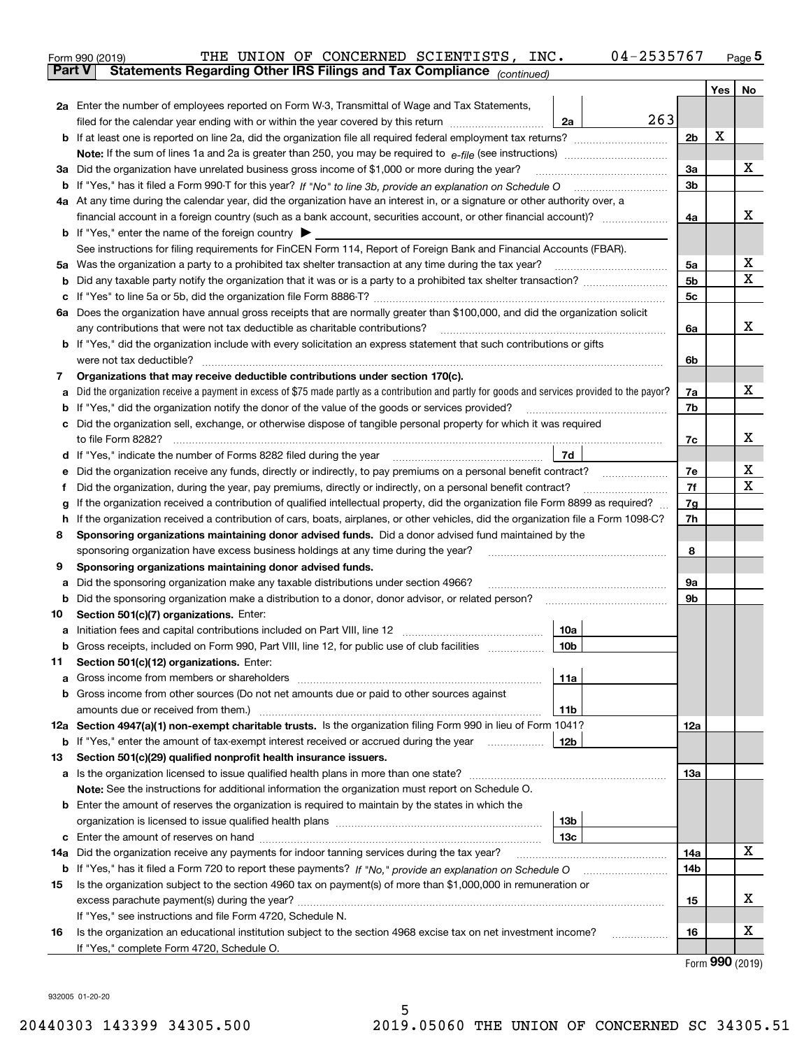Form 990 (2019) THE UNION OF CONCERNED SCIENTISTS, INC. 04-2535767 Page 5

**Part V Statements Regarding Other IRS Filings and Tax Compliance** *(continued)*

| | | | | | Yes | No |
|---|---|---|---|---|---|---|
| **2a** | Enter the number of employees reported on Form W-3, Transmittal of Wage and Tax Statements, filed for the calendar year ending with or within the year covered by this return | 2a | 263 | | | |
| **b** | If at least one is reported on line 2a, did the organization file all required federal employment tax returns? | | | 2b | X | |
| | **Note:** If the sum of lines 1a and 2a is greater than 250, you may be required to *e-file* (see instructions) | | | | | |
| **3a** | Did the organization have unrelated business gross income of $1,000 or more during the year? | | | 3a | | X |
| **b** | If "Yes," has it filed a Form 990-T for this year? *If "No" to line 3b, provide an explanation on Schedule O* | | | 3b | | |
| **4a** | At any time during the calendar year, did the organization have an interest in, or a signature or other authority over, a financial account in a foreign country (such as a bank account, securities account, or other financial account)? | | | 4a | | X |
| **b** | If "Yes," enter the name of the foreign country ▶ | | | | | |
| | See instructions for filing requirements for FinCEN Form 114, Report of Foreign Bank and Financial Accounts (FBAR). | | | | | |
| **5a** | Was the organization a party to a prohibited tax shelter transaction at any time during the tax year? | | | 5a | | X |
| **b** | Did any taxable party notify the organization that it was or is a party to a prohibited tax shelter transaction? | | | 5b | | X |
| **c** | If "Yes" to line 5a or 5b, did the organization file Form 8886-T? | | | 5c | | |
| **6a** | Does the organization have annual gross receipts that are normally greater than $100,000, and did the organization solicit any contributions that were not tax deductible as charitable contributions? | | | 6a | | X |
| **b** | If "Yes," did the organization include with every solicitation an express statement that such contributions or gifts were not tax deductible? | | | 6b | | |
| **7** | **Organizations that may receive deductible contributions under section 170(c).** | | | | | |
| **a** | Did the organization receive a payment in excess of $75 made partly as a contribution and partly for goods and services provided to the payor? | | | 7a | | X |
| **b** | If "Yes," did the organization notify the donor of the value of the goods or services provided? | | | 7b | | |
| **c** | Did the organization sell, exchange, or otherwise dispose of tangible personal property for which it was required to file Form 8282? | | | 7c | | X |
| **d** | If "Yes," indicate the number of Forms 8282 filed during the year | 7d | | | | |
| **e** | Did the organization receive any funds, directly or indirectly, to pay premiums on a personal benefit contract? | | | 7e | | X |
| **f** | Did the organization, during the year, pay premiums, directly or indirectly, on a personal benefit contract? | | | 7f | | X |
| **g** | If the organization received a contribution of qualified intellectual property, did the organization file Form 8899 as required? | | | 7g | | |
| **h** | If the organization received a contribution of cars, boats, airplanes, or other vehicles, did the organization file a Form 1098-C? | | | 7h | | |
| **8** | **Sponsoring organizations maintaining donor advised funds.** Did a donor advised fund maintained by the sponsoring organization have excess business holdings at any time during the year? | | | 8 | | |
| **9** | **Sponsoring organizations maintaining donor advised funds.** | | | | | |
| **a** | Did the sponsoring organization make any taxable distributions under section 4966? | | | 9a | | |
| **b** | Did the sponsoring organization make a distribution to a donor, donor advisor, or related person? | | | 9b | | |
| **10** | **Section 501(c)(7) organizations.** Enter: | | | | | |
| **a** | Initiation fees and capital contributions included on Part VIII, line 12 | 10a | | | | |
| **b** | Gross receipts, included on Form 990, Part VIII, line 12, for public use of club facilities | 10b | | | | |
| **11** | **Section 501(c)(12) organizations.** Enter: | | | | | |
| **a** | Gross income from members or shareholders | 11a | | | | |
| **b** | Gross income from other sources (Do not net amounts due or paid to other sources against amounts due or received from them.) | 11b | | | | |
| **12a** | **Section 4947(a)(1) non-exempt charitable trusts.** Is the organization filing Form 990 in lieu of Form 1041? | | | 12a | | |
| **b** | If "Yes," enter the amount of tax-exempt interest received or accrued during the year | 12b | | | | |
| **13** | **Section 501(c)(29) qualified nonprofit health insurance issuers.** | | | | | |
| **a** | Is the organization licensed to issue qualified health plans in more than one state? | | | 13a | | |
| | **Note:** See the instructions for additional information the organization must report on Schedule O. | | | | | |
| **b** | Enter the amount of reserves the organization is required to maintain by the states in which the organization is licensed to issue qualified health plans | 13b | | | | |
| **c** | Enter the amount of reserves on hand | 13c | | | | |
| **14a** | Did the organization receive any payments for indoor tanning services during the tax year? | | | 14a | | X |
| **b** | If "Yes," has it filed a Form 720 to report these payments? *If "No," provide an explanation on Schedule O* | | | 14b | | |
| **15** | Is the organization subject to the section 4960 tax on payment(s) of more than $1,000,000 in remuneration or excess parachute payment(s) during the year? | | | 15 | | X |
| | If "Yes," see instructions and file Form 4720, Schedule N. | | | | | |
| **16** | Is the organization an educational institution subject to the section 4968 excise tax on net investment income? | | | 16 | | X |
| | If "Yes," complete Form 4720, Schedule O. | | | | | |

Form **990** (2019)

932005 01-20-20

20440303 143399 34305.500 2019.05060 THE UNION OF CONCERNED SC 34305.51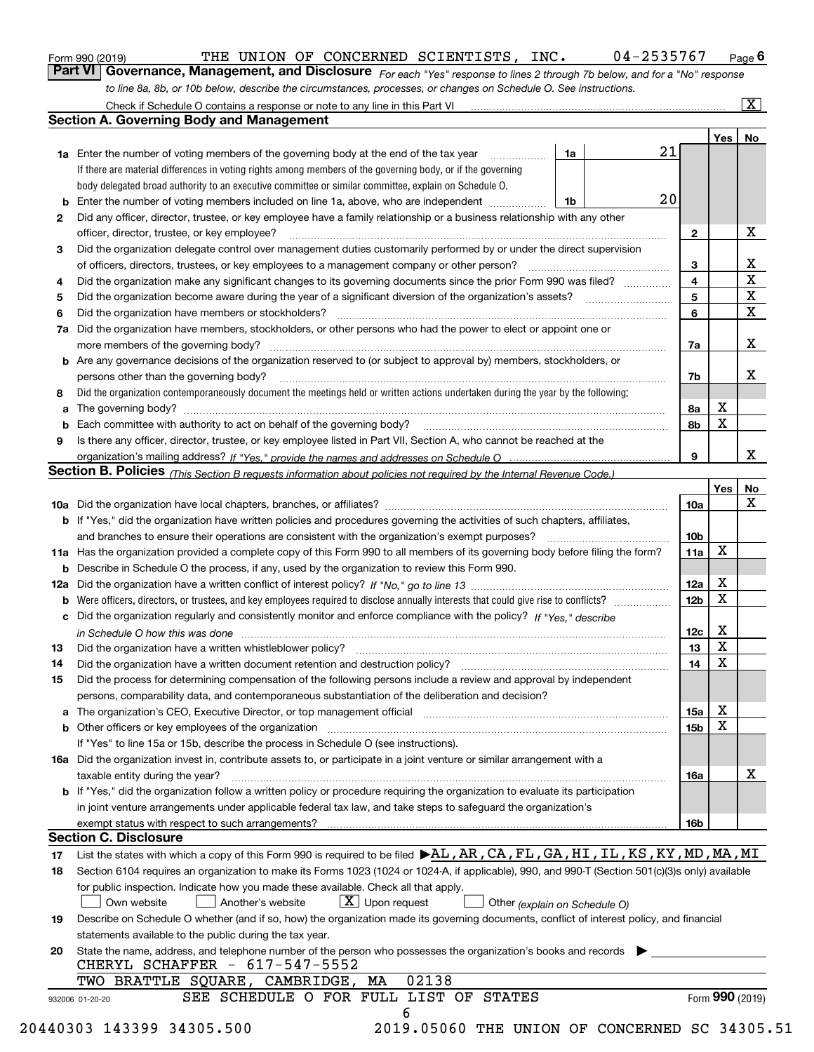Form 990 (2019) THE UNION OF CONCERNED SCIENTISTS, INC. 04-2535767 Page 6

## Part VI Governance, Management, and Disclosure

*For each "Yes" response to lines 2 through 7b below, and for a "No" response to line 8a, 8b, or 10b below, describe the circumstances, processes, or changes on Schedule O. See instructions.*

Check if Schedule O contains a response or note to any line in this Part VI [X]

### Section A. Governing Body and Management

| | | | | | Yes | No |
|---|---|---|---|---|---|---|
| 1a | Enter the number of voting members of the governing body at the end of the tax year. If there are material differences in voting rights among members of the governing body, or if the governing body delegated broad authority to an executive committee or similar committee, explain on Schedule O. | 1a | 21 | | | |
| b | Enter the number of voting members included on line 1a, above, who are independent | 1b | 20 | | | |
| 2 | Did any officer, director, trustee, or key employee have a family relationship or a business relationship with any other officer, director, trustee, or key employee? | | | 2 | | X |
| 3 | Did the organization delegate control over management duties customarily performed by or under the direct supervision of officers, directors, trustees, or key employees to a management company or other person? | | | 3 | | X |
| 4 | Did the organization make any significant changes to its governing documents since the prior Form 990 was filed? | | | 4 | | X |
| 5 | Did the organization become aware during the year of a significant diversion of the organization's assets? | | | 5 | | X |
| 6 | Did the organization have members or stockholders? | | | 6 | | X |
| 7a | Did the organization have members, stockholders, or other persons who had the power to elect or appoint one or more members of the governing body? | | | 7a | | X |
| b | Are any governance decisions of the organization reserved to (or subject to approval by) members, stockholders, or persons other than the governing body? | | | 7b | | X |
| 8 | Did the organization contemporaneously document the meetings held or written actions undertaken during the year by the following: | | | | | |
| a | The governing body? | | | 8a | X | |
| b | Each committee with authority to act on behalf of the governing body? | | | 8b | X | |
| 9 | Is there any officer, director, trustee, or key employee listed in Part VII, Section A, who cannot be reached at the organization's mailing address? *If "Yes," provide the names and addresses on Schedule O* | | | 9 | | X |

### Section B. Policies *(This Section B requests information about policies not required by the Internal Revenue Code.)*

| | | | Yes | No |
|---|---|---|---|---|
| 10a | Did the organization have local chapters, branches, or affiliates? | 10a | | X |
| b | If "Yes," did the organization have written policies and procedures governing the activities of such chapters, affiliates, and branches to ensure their operations are consistent with the organization's exempt purposes? | 10b | | |
| 11a | Has the organization provided a complete copy of this Form 990 to all members of its governing body before filing the form? | 11a | X | |
| b | Describe in Schedule O the process, if any, used by the organization to review this Form 990. | | | |
| 12a | Did the organization have a written conflict of interest policy? *If "No," go to line 13* | 12a | X | |
| b | Were officers, directors, or trustees, and key employees required to disclose annually interests that could give rise to conflicts? | 12b | X | |
| c | Did the organization regularly and consistently monitor and enforce compliance with the policy? *If "Yes," describe in Schedule O how this was done* | 12c | X | |
| 13 | Did the organization have a written whistleblower policy? | 13 | X | |
| 14 | Did the organization have a written document retention and destruction policy? | 14 | X | |
| 15 | Did the process for determining compensation of the following persons include a review and approval by independent persons, comparability data, and contemporaneous substantiation of the deliberation and decision? | | | |
| a | The organization's CEO, Executive Director, or top management official | 15a | X | |
| b | Other officers or key employees of the organization | 15b | X | |
| | If "Yes" to line 15a or 15b, describe the process in Schedule O (see instructions). | | | |
| 16a | Did the organization invest in, contribute assets to, or participate in a joint venture or similar arrangement with a taxable entity during the year? | 16a | | X |
| b | If "Yes," did the organization follow a written policy or procedure requiring the organization to evaluate its participation in joint venture arrangements under applicable federal tax law, and take steps to safeguard the organization's exempt status with respect to such arrangements? | 16b | | |

### Section C. Disclosure

17 List the states with which a copy of this Form 990 is required to be filed ▶ AL,AR,CA,FL,GA,HI,IL,KS,KY,MD,MA,MI

18 Section 6104 requires an organization to make its Forms 1023 (1024 or 1024-A, if applicable), 990, and 990-T (Section 501(c)(3)s only) available for public inspection. Indicate how you made these available. Check all that apply.

[ ] Own website [ ] Another's website [X] Upon request [ ] Other *(explain on Schedule O)*

19 Describe on Schedule O whether (and if so, how) the organization made its governing documents, conflict of interest policy, and financial statements available to the public during the tax year.

20 State the name, address, and telephone number of the person who possesses the organization's books and records ▶

CHERYL SCHAFFER - 617-547-5552
TWO BRATTLE SQUARE, CAMBRIDGE, MA 02138

SEE SCHEDULE O FOR FULL LIST OF STATES

932006 01-20-20 Form 990 (2019)

20440303 143399 34305.500 2019.05060 THE UNION OF CONCERNED SC 34305.51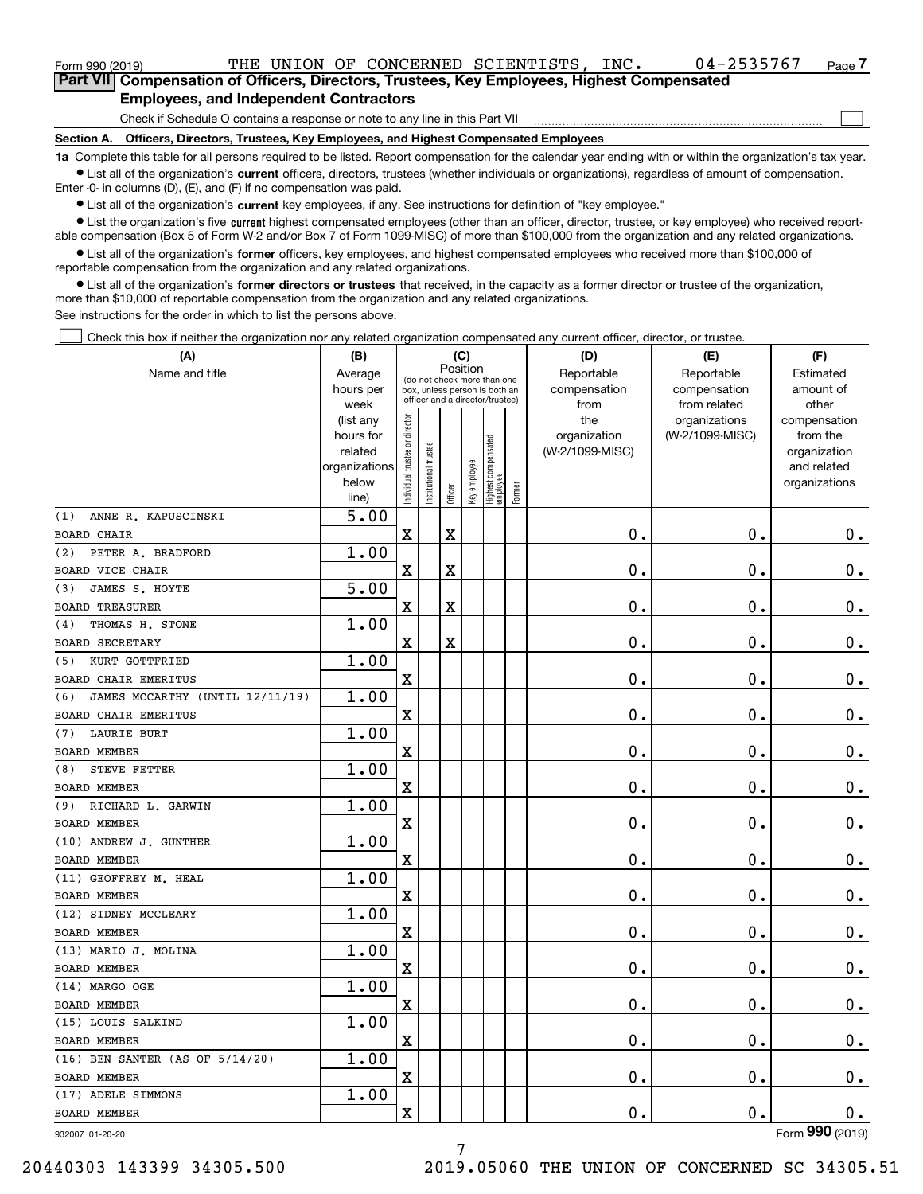Form 990 (2019) THE UNION OF CONCERNED SCIENTISTS, INC. 04-2535767 Page 7

**Part VII Compensation of Officers, Directors, Trustees, Key Employees, Highest Compensated Employees, and Independent Contractors**

Check if Schedule O contains a response or note to any line in this Part VII ☐

**Section A. Officers, Directors, Trustees, Key Employees, and Highest Compensated Employees**

**1a** Complete this table for all persons required to be listed. Report compensation for the calendar year ending with or within the organization's tax year.

- List all of the organization's **current** officers, directors, trustees (whether individuals or organizations), regardless of amount of compensation. Enter -0- in columns (D), (E), and (F) if no compensation was paid.
- List all of the organization's **current** key employees, if any. See instructions for definition of "key employee."
- List the organization's five **current** highest compensated employees (other than an officer, director, trustee, or key employee) who received reportable compensation (Box 5 of Form W-2 and/or Box 7 of Form 1099-MISC) of more than $100,000 from the organization and any related organizations.
- List all of the organization's **former** officers, key employees, and highest compensated employees who received more than $100,000 of reportable compensation from the organization and any related organizations.
- List all of the organization's **former directors or trustees** that received, in the capacity as a former director or trustee of the organization, more than $10,000 of reportable compensation from the organization and any related organizations.

See instructions for the order in which to list the persons above.

☐ Check this box if neither the organization nor any related organization compensated any current officer, director, or trustee.

| (A) Name and title | (B) Average hours per week (list any hours for related organizations below line) | (C) Position: Individual trustee or director | Institutional trustee | Officer | Key employee | Highest compensated employee | Former | (D) Reportable compensation from the organization (W-2/1099-MISC) | (E) Reportable compensation from related organizations (W-2/1099-MISC) | (F) Estimated amount of other compensation from the organization and related organizations |
|---|---|---|---|---|---|---|---|---|---|---|
| (1) ANNE R. KAPUSCINSKI<br>BOARD CHAIR | 5.00 | X | | X | | | | 0. | 0. | 0. |
| (2) PETER A. BRADFORD<br>BOARD VICE CHAIR | 1.00 | X | | X | | | | 0. | 0. | 0. |
| (3) JAMES S. HOYTE<br>BOARD TREASURER | 5.00 | X | | X | | | | 0. | 0. | 0. |
| (4) THOMAS H. STONE<br>BOARD SECRETARY | 1.00 | X | | X | | | | 0. | 0. | 0. |
| (5) KURT GOTTFRIED<br>BOARD CHAIR EMERITUS | 1.00 | X | | | | | | 0. | 0. | 0. |
| (6) JAMES MCCARTHY (UNTIL 12/11/19)<br>BOARD CHAIR EMERITUS | 1.00 | X | | | | | | 0. | 0. | 0. |
| (7) LAURIE BURT<br>BOARD MEMBER | 1.00 | X | | | | | | 0. | 0. | 0. |
| (8) STEVE FETTER<br>BOARD MEMBER | 1.00 | X | | | | | | 0. | 0. | 0. |
| (9) RICHARD L. GARWIN<br>BOARD MEMBER | 1.00 | X | | | | | | 0. | 0. | 0. |
| (10) ANDREW J. GUNTHER<br>BOARD MEMBER | 1.00 | X | | | | | | 0. | 0. | 0. |
| (11) GEOFFREY M. HEAL<br>BOARD MEMBER | 1.00 | X | | | | | | 0. | 0. | 0. |
| (12) SIDNEY MCCLEARY<br>BOARD MEMBER | 1.00 | X | | | | | | 0. | 0. | 0. |
| (13) MARIO J. MOLINA<br>BOARD MEMBER | 1.00 | X | | | | | | 0. | 0. | 0. |
| (14) MARGO OGE<br>BOARD MEMBER | 1.00 | X | | | | | | 0. | 0. | 0. |
| (15) LOUIS SALKIND<br>BOARD MEMBER | 1.00 | X | | | | | | 0. | 0. | 0. |
| (16) BEN SANTER (AS OF 5/14/20)<br>BOARD MEMBER | 1.00 | X | | | | | | 0. | 0. | 0. |
| (17) ADELE SIMMONS<br>BOARD MEMBER | 1.00 | X | | | | | | 0. | 0. | 0. |

932007 01-20-20 Form 990 (2019)

20440303 143399 34305.500 2019.05060 THE UNION OF CONCERNED SC 34305.51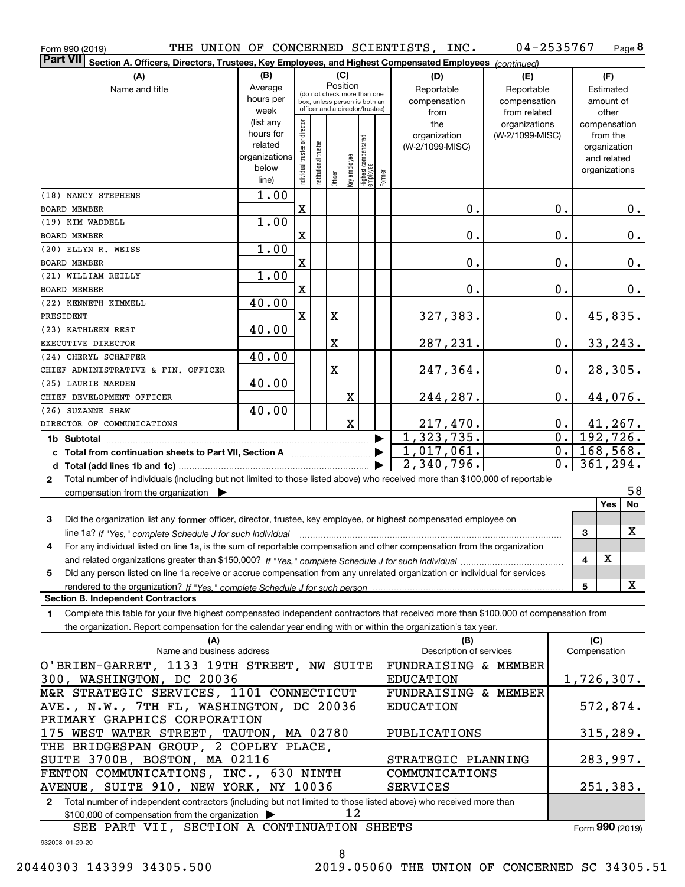Form 990 (2019) THE UNION OF CONCERNED SCIENTISTS, INC. 04-2535767 Page 8

**Part VII Section A. Officers, Directors, Trustees, Key Employees, and Highest Compensated Employees** *(continued)*

| (A) Name and title | (B) Average hours per week (list any hours for related organizations below line) | (C) Individual trustee or director | Institutional trustee | Officer | Key employee | Highest compensated employee | Former | (D) Reportable compensation from the organization (W-2/1099-MISC) | (E) Reportable compensation from related organizations (W-2/1099-MISC) | (F) Estimated amount of other compensation from the organization and related organizations |
|---|---|---|---|---|---|---|---|---|---|---|
| (18) NANCY STEPHENS<br>BOARD MEMBER | 1.00 | X | | | | | | 0. | 0. | 0. |
| (19) KIM WADDELL<br>BOARD MEMBER | 1.00 | X | | | | | | 0. | 0. | 0. |
| (20) ELLYN R. WEISS<br>BOARD MEMBER | 1.00 | X | | | | | | 0. | 0. | 0. |
| (21) WILLIAM REILLY<br>BOARD MEMBER | 1.00 | X | | | | | | 0. | 0. | 0. |
| (22) KENNETH KIMMELL<br>PRESIDENT | 40.00 | X | | X | | | | 327,383. | 0. | 45,835. |
| (23) KATHLEEN REST<br>EXECUTIVE DIRECTOR | 40.00 | | | X | | | | 287,231. | 0. | 33,243. |
| (24) CHERYL SCHAFFER<br>CHIEF ADMINISTRATIVE & FIN. OFFICER | 40.00 | | | X | | | | 247,364. | 0. | 28,305. |
| (25) LAURIE MARDEN<br>CHIEF DEVELOPMENT OFFICER | 40.00 | | | | X | | | 244,287. | 0. | 44,076. |
| (26) SUZANNE SHAW<br>DIRECTOR OF COMMUNICATIONS | 40.00 | | | | X | | | 217,470. | 0. | 41,267. |
| **1b Subtotal** | | | | | | | | 1,323,735. | 0. | 192,726. |
| **c Total from continuation sheets to Part VII, Section A** | | | | | | | | 1,017,061. | 0. | 168,568. |
| **d Total (add lines 1b and 1c)** | | | | | | | | 2,340,796. | 0. | 361,294. |

**2** Total number of individuals (including but not limited to those listed above) who received more than $100,000 of reportable compensation from the organization ▶ 58

| | | Yes | No |
|---|---|---|---|
| **3** Did the organization list any **former** officer, director, trustee, key employee, or highest compensated employee on line 1a? *If "Yes," complete Schedule J for such individual* | 3 | | X |
| **4** For any individual listed on line 1a, is the sum of reportable compensation and other compensation from the organization and related organizations greater than $150,000? *If "Yes," complete Schedule J for such individual* | 4 | X | |
| **5** Did any person listed on line 1a receive or accrue compensation from any unrelated organization or individual for services rendered to the organization? *If "Yes," complete Schedule J for such person* | 5 | | X |

**Section B. Independent Contractors**

**1** Complete this table for your five highest compensated independent contractors that received more than $100,000 of compensation from the organization. Report compensation for the calendar year ending with or within the organization's tax year.

| (A) Name and business address | (B) Description of services | (C) Compensation |
|---|---|---|
| O'BRIEN-GARRET, 1133 19TH STREET, NW SUITE 300, WASHINGTON, DC 20036 | FUNDRAISING & MEMBER EDUCATION | 1,726,307. |
| M&R STRATEGIC SERVICES, 1101 CONNECTICUT AVE., N.W., 7TH FL, WASHINGTON, DC 20036 | FUNDRAISING & MEMBER EDUCATION | 572,874. |
| PRIMARY GRAPHICS CORPORATION 175 WEST WATER STREET, TAUTON, MA 02780 | PUBLICATIONS | 315,289. |
| THE BRIDGESPAN GROUP, 2 COPLEY PLACE, SUITE 3700B, BOSTON, MA 02116 | STRATEGIC PLANNING | 283,997. |
| FENTON COMMUNICATIONS, INC., 630 NINTH AVENUE, SUITE 910, NEW YORK, NY 10036 | COMMUNICATIONS SERVICES | 251,383. |

**2** Total number of independent contractors (including but not limited to those listed above) who received more than $100,000 of compensation from the organization ▶ 12

SEE PART VII, SECTION A CONTINUATION SHEETS

Form **990** (2019)

932008 01-20-20

20440303 143399 34305.500 2019.05060 THE UNION OF CONCERNED SC 34305.51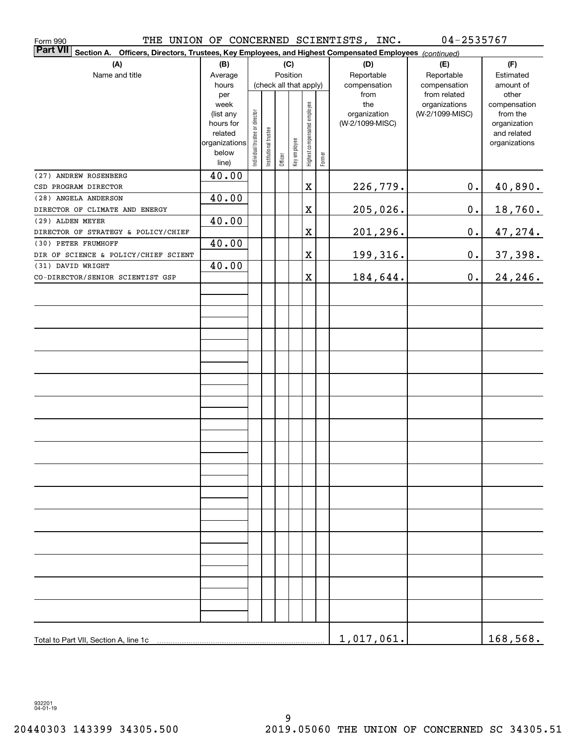Form 990 THE UNION OF CONCERNED SCIENTISTS, INC. 04-2535767

**Part VII** **Section A. Officers, Directors, Trustees, Key Employees, and Highest Compensated Employees** *(continued)*

| (A) Name and title | (B) Average hours per week (list any hours for related organizations below line) | (C) Position (check all that apply): Individual trustee or director | Institutional trustee | Officer | Key employee | Highest compensated employee | Former | (D) Reportable compensation from the organization (W-2/1099-MISC) | (E) Reportable compensation from related organizations (W-2/1099-MISC) | (F) Estimated amount of other compensation from the organization and related organizations |
|---|---|---|---|---|---|---|---|---|---|---|
| (27) ANDREW ROSENBERG<br>CSD PROGRAM DIRECTOR | 40.00 | | | | | X | | 226,779. | 0. | 40,890. |
| (28) ANGELA ANDERSON<br>DIRECTOR OF CLIMATE AND ENERGY | 40.00 | | | | | X | | 205,026. | 0. | 18,760. |
| (29) ALDEN MEYER<br>DIRECTOR OF STRATEGY & POLICY/CHIEF | 40.00 | | | | | X | | 201,296. | 0. | 47,274. |
| (30) PETER FRUMHOFF<br>DIR OF SCIENCE & POLICY/CHIEF SCIENT | 40.00 | | | | | X | | 199,316. | 0. | 37,398. |
| (31) DAVID WRIGHT<br>CO-DIRECTOR/SENIOR SCIENTIST GSP | 40.00 | | | | | X | | 184,644. | 0. | 24,246. |
| Total to Part VII, Section A, line 1c | | | | | | | | 1,017,061. | | 168,568. |

932201 04-01-19

20440303 143399 34305.500 2019.05060 THE UNION OF CONCERNED SC 34305.51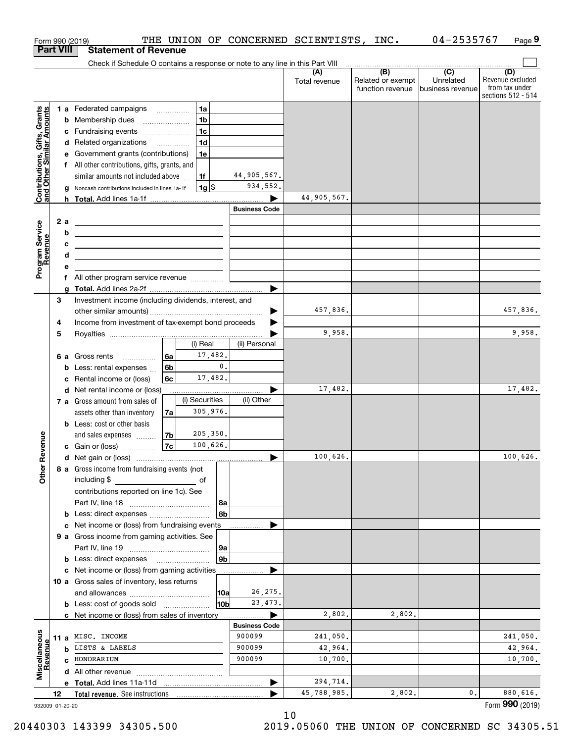Form 990 (2019) THE UNION OF CONCERNED SCIENTISTS, INC. 04-2535767 Page 9

## Part VIII Statement of Revenue

Check if Schedule O contains a response or note to any line in this Part VIII

| | | | | (A) Total revenue | (B) Related or exempt function revenue | (C) Unrelated business revenue | (D) Revenue excluded from tax under sections 512 - 514 |
|---|---|---|---|---|---|---|---|
| **Contributions, Gifts, Grants and Other Similar Amounts** | 1 a Federated campaigns | 1a | | | | | |
| | b Membership dues | 1b | | | | | |
| | c Fundraising events | 1c | | | | | |
| | d Related organizations | 1d | | | | | |
| | e Government grants (contributions) | 1e | | | | | |
| | f All other contributions, gifts, grants, and similar amounts not included above | 1f | 44,905,567. | | | | |
| | g Noncash contributions included in lines 1a-1f | 1g $ | 934,552. | | | | |
| | h **Total.** Add lines 1a-1f | | ▶ | 44,905,567. | | | |
| **Program Service Revenue** | | | **Business Code** | | | | |
| | 2 a | | | | | | |
| | b | | | | | | |
| | c | | | | | | |
| | d | | | | | | |
| | e | | | | | | |
| | f All other program service revenue | | | | | | |
| | g **Total.** Add lines 2a-2f | | ▶ | | | | |
| **Other Revenue** | 3 Investment income (including dividends, interest, and other similar amounts) | | ▶ | 457,836. | | | 457,836. |
| | 4 Income from investment of tax-exempt bond proceeds | | ▶ | | | | |
| | 5 Royalties | | ▶ | 9,958. | | | 9,958. |
| | | (i) Real | (ii) Personal | | | | |
| | 6 a Gross rents (6a) | 17,482. | | | | | |
| | b Less: rental expenses (6b) | 0. | | | | | |
| | c Rental income or (loss) (6c) | 17,482. | | | | | |
| | d Net rental income or (loss) | | ▶ | 17,482. | | | 17,482. |
| | | (i) Securities | (ii) Other | | | | |
| | 7 a Gross amount from sales of assets other than inventory (7a) | 305,976. | | | | | |
| | b Less: cost or other basis and sales expenses (7b) | 205,350. | | | | | |
| | c Gain or (loss) (7c) | 100,626. | | | | | |
| | d Net gain or (loss) | | ▶ | 100,626. | | | 100,626. |
| | 8 a Gross income from fundraising events (not including $ of contributions reported on line 1c). See Part IV, line 18 | 8a | | | | | |
| | b Less: direct expenses | 8b | | | | | |
| | c Net income or (loss) from fundraising events | | ▶ | | | | |
| | 9 a Gross income from gaming activities. See Part IV, line 19 | 9a | | | | | |
| | b Less: direct expenses | 9b | | | | | |
| | c Net income or (loss) from gaming activities | | ▶ | | | | |
| | 10 a Gross sales of inventory, less returns and allowances | 10a | 26,275. | | | | |
| | b Less: cost of goods sold | 10b | 23,473. | | | | |
| | c Net income or (loss) from sales of inventory | | ▶ | 2,802. | 2,802. | | |
| **Miscellaneous Revenue** | | | **Business Code** | | | | |
| | 11 a MISC. INCOME | | 900099 | 241,050. | | | 241,050. |
| | b LISTS & LABELS | | 900099 | 42,964. | | | 42,964. |
| | c HONORARIUM | | 900099 | 10,700. | | | 10,700. |
| | d All other revenue | | | | | | |
| | e **Total.** Add lines 11a-11d | | ▶ | 294,714. | | | |
| | 12 **Total revenue.** See instructions | | ▶ | 45,788,985. | 2,802. | 0. | 880,616. |

932009 01-20-20

Form **990** (2019)

20440303 143399 34305.500 2019.05060 THE UNION OF CONCERNED SC 34305.51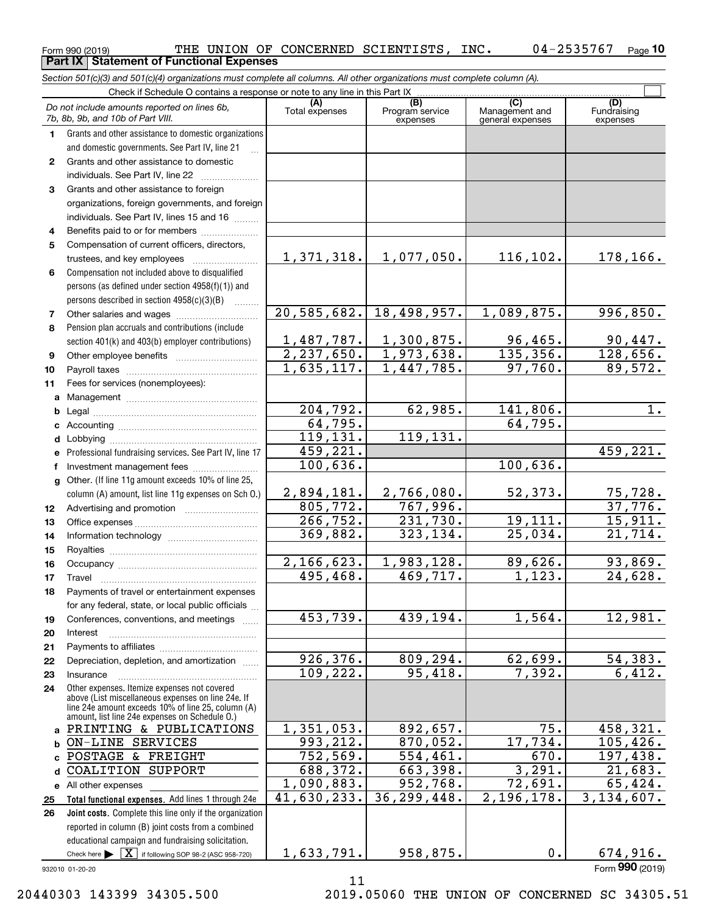Form 990 (2019) THE UNION OF CONCERNED SCIENTISTS, INC. 04-2535767 Page **10**

## Part IX Statement of Functional Expenses

*Section 501(c)(3) and 501(c)(4) organizations must complete all columns. All other organizations must complete column (A).*

Check if Schedule O contains a response or note to any line in this Part IX ☐

| *Do not include amounts reported on lines 6b, 7b, 8b, 9b, and 10b of Part VIII.* | (A) Total expenses | (B) Program service expenses | (C) Management and general expenses | (D) Fundraising expenses |
|---|---|---|---|---|
| **1** Grants and other assistance to domestic organizations and domestic governments. See Part IV, line 21 | | | | |
| **2** Grants and other assistance to domestic individuals. See Part IV, line 22 | | | | |
| **3** Grants and other assistance to foreign organizations, foreign governments, and foreign individuals. See Part IV, lines 15 and 16 | | | | |
| **4** Benefits paid to or for members | | | | |
| **5** Compensation of current officers, directors, trustees, and key employees | 1,371,318. | 1,077,050. | 116,102. | 178,166. |
| **6** Compensation not included above to disqualified persons (as defined under section 4958(f)(1)) and persons described in section 4958(c)(3)(B) | | | | |
| **7** Other salaries and wages | 20,585,682. | 18,498,957. | 1,089,875. | 996,850. |
| **8** Pension plan accruals and contributions (include section 401(k) and 403(b) employer contributions) | 1,487,787. | 1,300,875. | 96,465. | 90,447. |
| **9** Other employee benefits | 2,237,650. | 1,973,638. | 135,356. | 128,656. |
| **10** Payroll taxes | 1,635,117. | 1,447,785. | 97,760. | 89,572. |
| **11** Fees for services (nonemployees): | | | | |
| **a** Management | | | | |
| **b** Legal | 204,792. | 62,985. | 141,806. | 1. |
| **c** Accounting | 64,795. | | 64,795. | |
| **d** Lobbying | 119,131. | 119,131. | | |
| **e** Professional fundraising services. See Part IV, line 17 | 459,221. | | | 459,221. |
| **f** Investment management fees | 100,636. | | 100,636. | |
| **g** Other. (If line 11g amount exceeds 10% of line 25, column (A) amount, list line 11g expenses on Sch O.) | 2,894,181. | 2,766,080. | 52,373. | 75,728. |
| **12** Advertising and promotion | 805,772. | 767,996. | | 37,776. |
| **13** Office expenses | 266,752. | 231,730. | 19,111. | 15,911. |
| **14** Information technology | 369,882. | 323,134. | 25,034. | 21,714. |
| **15** Royalties | | | | |
| **16** Occupancy | 2,166,623. | 1,983,128. | 89,626. | 93,869. |
| **17** Travel | 495,468. | 469,717. | 1,123. | 24,628. |
| **18** Payments of travel or entertainment expenses for any federal, state, or local public officials | | | | |
| **19** Conferences, conventions, and meetings | 453,739. | 439,194. | 1,564. | 12,981. |
| **20** Interest | | | | |
| **21** Payments to affiliates | | | | |
| **22** Depreciation, depletion, and amortization | 926,376. | 809,294. | 62,699. | 54,383. |
| **23** Insurance | 109,222. | 95,418. | 7,392. | 6,412. |
| **24** Other expenses. Itemize expenses not covered above (List miscellaneous expenses on line 24e. If line 24e amount exceeds 10% of line 25, column (A) amount, list line 24e expenses on Schedule O.) | | | | |
| **a** PRINTING & PUBLICATIONS | 1,351,053. | 892,657. | 75. | 458,321. |
| **b** ON-LINE SERVICES | 993,212. | 870,052. | 17,734. | 105,426. |
| **c** POSTAGE & FREIGHT | 752,569. | 554,461. | 670. | 197,438. |
| **d** COALITION SUPPORT | 688,372. | 663,398. | 3,291. | 21,683. |
| **e** All other expenses | 1,090,883. | 952,768. | 72,691. | 65,424. |
| **25 Total functional expenses.** Add lines 1 through 24e | 41,630,233. | 36,299,448. | 2,196,178. | 3,134,607. |
| **26 Joint costs.** Complete this line only if the organization reported in column (B) joint costs from a combined educational campaign and fundraising solicitation. Check here ☒ if following SOP 98-2 (ASC 958-720) | 1,633,791. | 958,875. | 0. | 674,916. |

932010 01-20-20

Form **990** (2019)

20440303 143399 34305.500 2019.05060 THE UNION OF CONCERNED SC 34305.51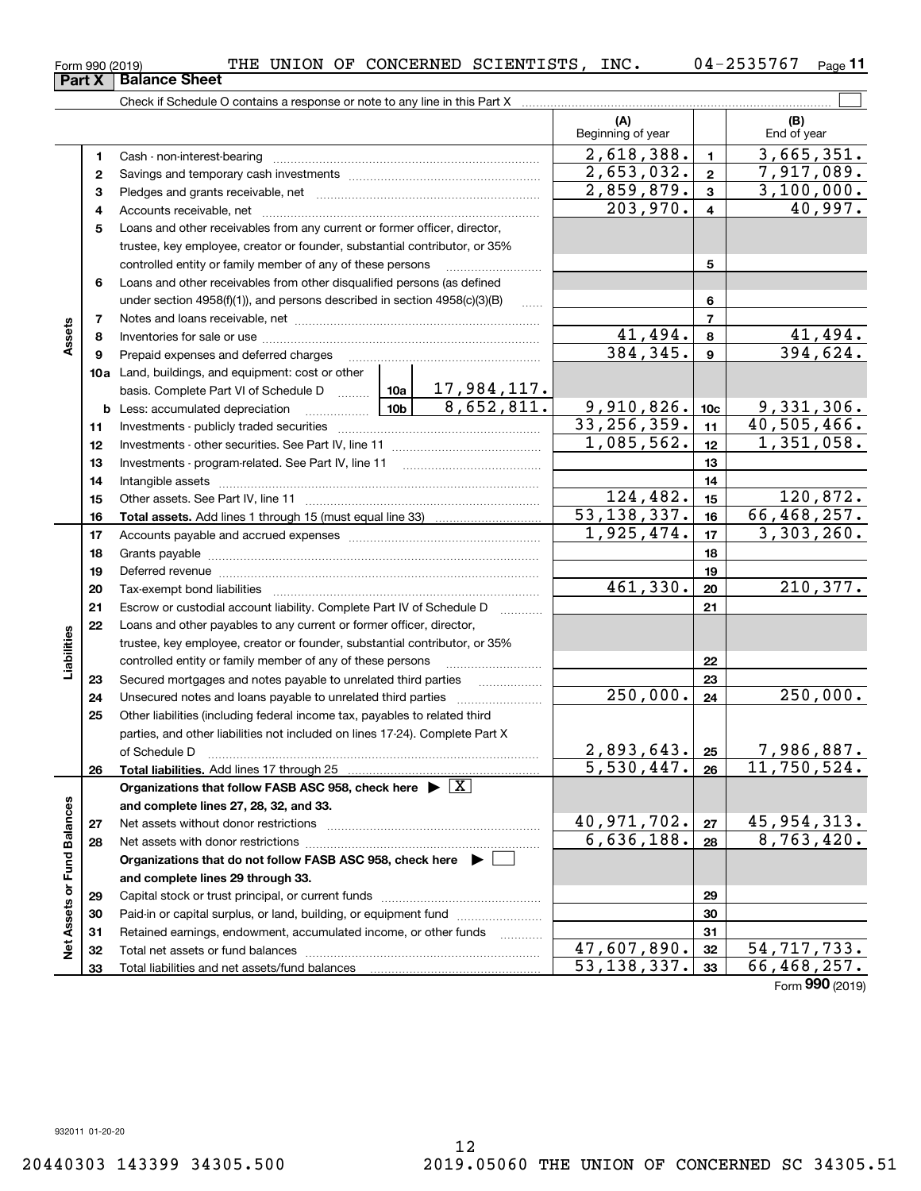Form 990 (2019) THE UNION OF CONCERNED SCIENTISTS, INC. 04-2535767 Page 11

**Part X Balance Sheet**

Check if Schedule O contains a response or note to any line in this Part X ☐

| | | | | (A) Beginning of year | | (B) End of year |
|---|---|---|---|---|---|---|
| **Assets** | 1 | Cash - non-interest-bearing | | 2,618,388. | 1 | 3,665,351. |
| | 2 | Savings and temporary cash investments | | 2,653,032. | 2 | 7,917,089. |
| | 3 | Pledges and grants receivable, net | | 2,859,879. | 3 | 3,100,000. |
| | 4 | Accounts receivable, net | | 203,970. | 4 | 40,997. |
| | 5 | Loans and other receivables from any current or former officer, director, trustee, key employee, creator or founder, substantial contributor, or 35% controlled entity or family member of any of these persons | | | 5 | |
| | 6 | Loans and other receivables from other disqualified persons (as defined under section 4958(f)(1)), and persons described in section 4958(c)(3)(B) | | | 6 | |
| | 7 | Notes and loans receivable, net | | | 7 | |
| | 8 | Inventories for sale or use | | 41,494. | 8 | 41,494. |
| | 9 | Prepaid expenses and deferred charges | | 384,345. | 9 | 394,624. |
| | 10a | Land, buildings, and equipment: cost or other basis. Complete Part VI of Schedule D | 10a 17,984,117. | | | |
| | b | Less: accumulated depreciation | 10b 8,652,811. | 9,910,826. | 10c | 9,331,306. |
| | 11 | Investments - publicly traded securities | | 33,256,359. | 11 | 40,505,466. |
| | 12 | Investments - other securities. See Part IV, line 11 | | 1,085,562. | 12 | 1,351,058. |
| | 13 | Investments - program-related. See Part IV, line 11 | | | 13 | |
| | 14 | Intangible assets | | | 14 | |
| | 15 | Other assets. See Part IV, line 11 | | 124,482. | 15 | 120,872. |
| | 16 | **Total assets.** Add lines 1 through 15 (must equal line 33) | | 53,138,337. | 16 | 66,468,257. |
| **Liabilities** | 17 | Accounts payable and accrued expenses | | 1,925,474. | 17 | 3,303,260. |
| | 18 | Grants payable | | | 18 | |
| | 19 | Deferred revenue | | | 19 | |
| | 20 | Tax-exempt bond liabilities | | 461,330. | 20 | 210,377. |
| | 21 | Escrow or custodial account liability. Complete Part IV of Schedule D | | | 21 | |
| | 22 | Loans and other payables to any current or former officer, director, trustee, key employee, creator or founder, substantial contributor, or 35% controlled entity or family member of any of these persons | | | 22 | |
| | 23 | Secured mortgages and notes payable to unrelated third parties | | | 23 | |
| | 24 | Unsecured notes and loans payable to unrelated third parties | | 250,000. | 24 | 250,000. |
| | 25 | Other liabilities (including federal income tax, payables to related third parties, and other liabilities not included on lines 17-24). Complete Part X of Schedule D | | 2,893,643. | 25 | 7,986,887. |
| | 26 | **Total liabilities.** Add lines 17 through 25 | | 5,530,447. | 26 | 11,750,524. |
| **Net Assets or Fund Balances** | | **Organizations that follow FASB ASC 958, check here** ▶ ☒ **and complete lines 27, 28, 32, and 33.** | | | | |
| | 27 | Net assets without donor restrictions | | 40,971,702. | 27 | 45,954,313. |
| | 28 | Net assets with donor restrictions | | 6,636,188. | 28 | 8,763,420. |
| | | **Organizations that do not follow FASB ASC 958, check here** ▶ ☐ **and complete lines 29 through 33.** | | | | |
| | 29 | Capital stock or trust principal, or current funds | | | 29 | |
| | 30 | Paid-in or capital surplus, or land, building, or equipment fund | | | 30 | |
| | 31 | Retained earnings, endowment, accumulated income, or other funds | | | 31 | |
| | 32 | Total net assets or fund balances | | 47,607,890. | 32 | 54,717,733. |
| | 33 | Total liabilities and net assets/fund balances | | 53,138,337. | 33 | 66,468,257. |

Form **990** (2019)

932011 01-20-20

20440303 143399 34305.500 2019.05060 THE UNION OF CONCERNED SC 34305.51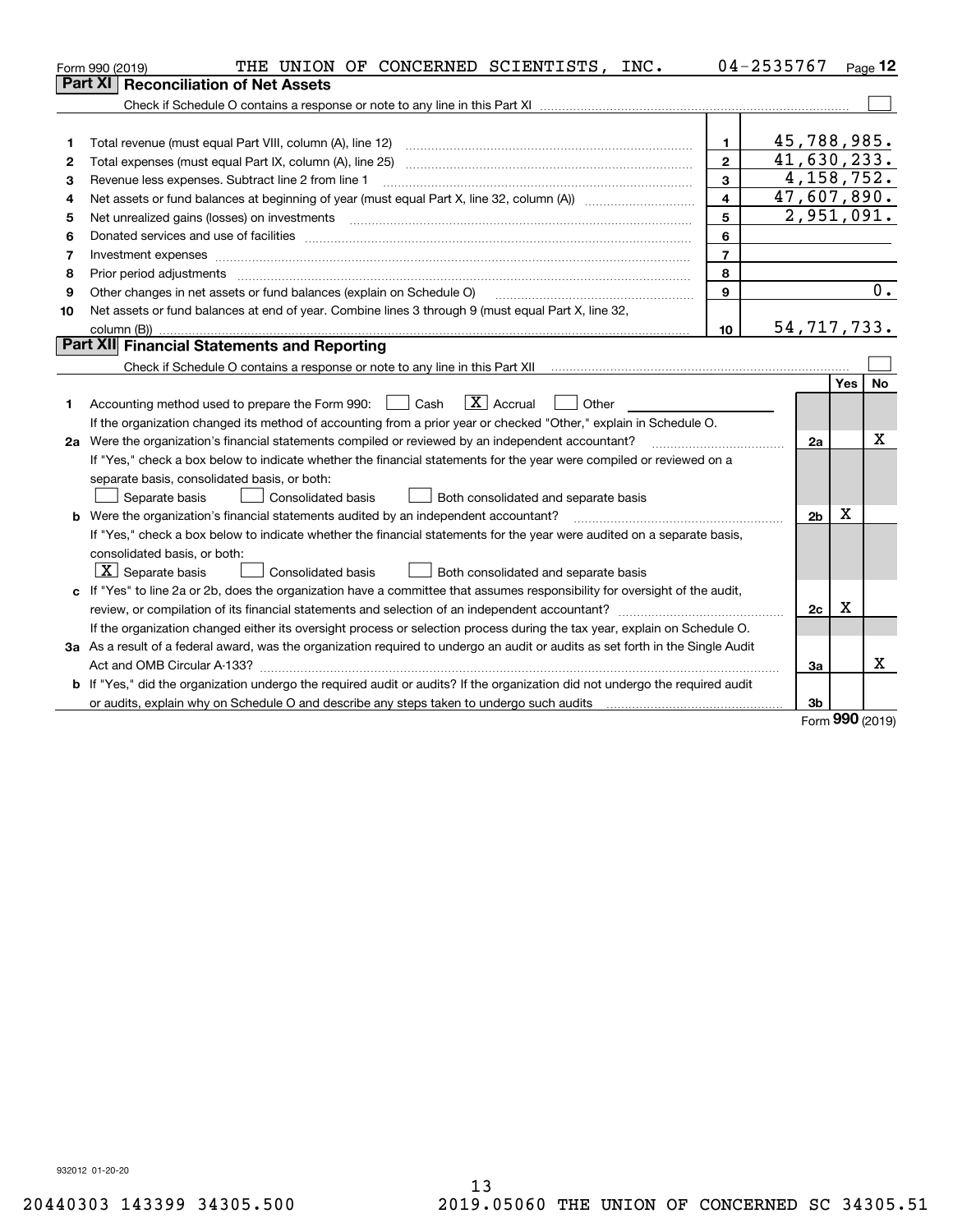Form 990 (2019) THE UNION OF CONCERNED SCIENTISTS, INC. 04-2535767 Page 12

## Part XI Reconciliation of Net Assets

Check if Schedule O contains a response or note to any line in this Part XI ☐

| | | | |
|---|---|---|---|
| 1 | Total revenue (must equal Part VIII, column (A), line 12) | 1 | 45,788,985. |
| 2 | Total expenses (must equal Part IX, column (A), line 25) | 2 | 41,630,233. |
| 3 | Revenue less expenses. Subtract line 2 from line 1 | 3 | 4,158,752. |
| 4 | Net assets or fund balances at beginning of year (must equal Part X, line 32, column (A)) | 4 | 47,607,890. |
| 5 | Net unrealized gains (losses) on investments | 5 | 2,951,091. |
| 6 | Donated services and use of facilities | 6 | |
| 7 | Investment expenses | 7 | |
| 8 | Prior period adjustments | 8 | |
| 9 | Other changes in net assets or fund balances (explain on Schedule O) | 9 | 0. |
| 10 | Net assets or fund balances at end of year. Combine lines 3 through 9 (must equal Part X, line 32, column (B)) | 10 | 54,717,733. |

## Part XII Financial Statements and Reporting

Check if Schedule O contains a response or note to any line in this Part XII ☐

| | | | Yes | No |
|---|---|---|---|---|
| 1 | Accounting method used to prepare the Form 990: ☐ Cash ☒ Accrual ☐ Other<br>If the organization changed its method of accounting from a prior year or checked "Other," explain in Schedule O. | | | |
| 2a | Were the organization's financial statements compiled or reviewed by an independent accountant?<br>If "Yes," check a box below to indicate whether the financial statements for the year were compiled or reviewed on a separate basis, consolidated basis, or both:<br>☐ Separate basis ☐ Consolidated basis ☐ Both consolidated and separate basis | 2a | | X |
| b | Were the organization's financial statements audited by an independent accountant?<br>If "Yes," check a box below to indicate whether the financial statements for the year were audited on a separate basis, consolidated basis, or both:<br>☒ Separate basis ☐ Consolidated basis ☐ Both consolidated and separate basis | 2b | X | |
| c | If "Yes" to line 2a or 2b, does the organization have a committee that assumes responsibility for oversight of the audit, review, or compilation of its financial statements and selection of an independent accountant?<br>If the organization changed either its oversight process or selection process during the tax year, explain on Schedule O. | 2c | X | |
| 3a | As a result of a federal award, was the organization required to undergo an audit or audits as set forth in the Single Audit Act and OMB Circular A-133? | 3a | | X |
| b | If "Yes," did the organization undergo the required audit or audits? If the organization did not undergo the required audit or audits, explain why on Schedule O and describe any steps taken to undergo such audits | 3b | | |

Form 990 (2019)

932012 01-20-20

20440303 143399 34305.500 2019.05060 THE UNION OF CONCERNED SC 34305.51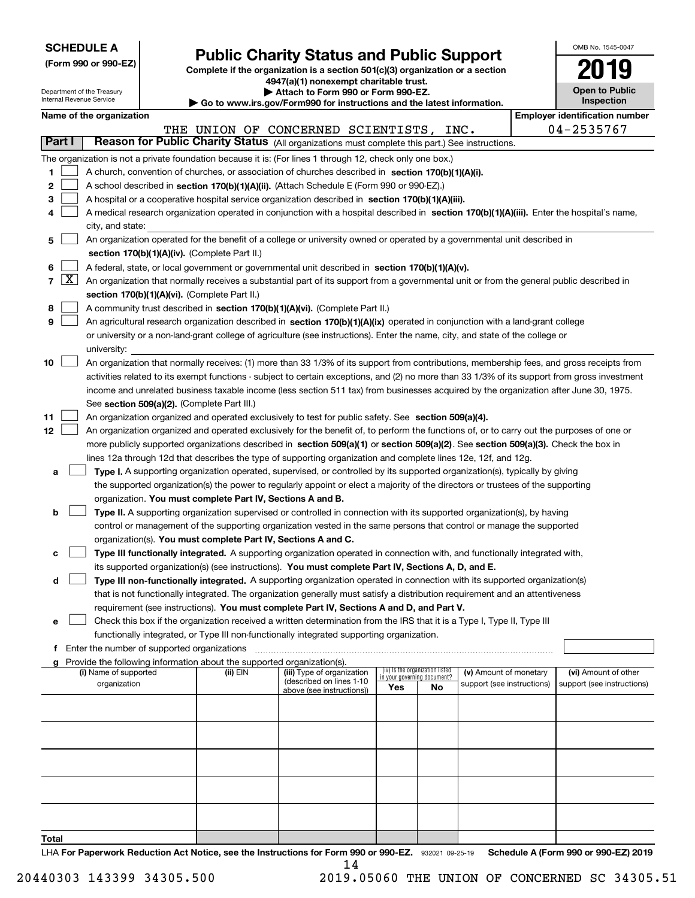**SCHEDULE A**
**(Form 990 or 990-EZ)**

Department of the Treasury
Internal Revenue Service

# Public Charity Status and Public Support

**Complete if the organization is a section 501(c)(3) organization or a section 4947(a)(1) nonexempt charitable trust.**
**▶ Attach to Form 990 or Form 990-EZ.**
**▶ Go to www.irs.gov/Form990 for instructions and the latest information.**

OMB No. 1545-0047

**2019**

**Open to Public Inspection**

**Name of the organization:** THE UNION OF CONCERNED SCIENTISTS, INC.
**Employer identification number:** 04-2535767

## Part I Reason for Public Charity Status (All organizations must complete this part.) See instructions.

The organization is not a private foundation because it is: (For lines 1 through 12, check only one box.)

1 [ ] A church, convention of churches, or association of churches described in **section 170(b)(1)(A)(i).**

2 [ ] A school described in **section 170(b)(1)(A)(ii).** (Attach Schedule E (Form 990 or 990-EZ).)

3 [ ] A hospital or a cooperative hospital service organization described in **section 170(b)(1)(A)(iii).**

4 [ ] A medical research organization operated in conjunction with a hospital described in **section 170(b)(1)(A)(iii).** Enter the hospital's name, city, and state:

5 [ ] An organization operated for the benefit of a college or university owned or operated by a governmental unit described in **section 170(b)(1)(A)(iv).** (Complete Part II.)

6 [ ] A federal, state, or local government or governmental unit described in **section 170(b)(1)(A)(v).**

7 [X] An organization that normally receives a substantial part of its support from a governmental unit or from the general public described in **section 170(b)(1)(A)(vi).** (Complete Part II.)

8 [ ] A community trust described in **section 170(b)(1)(A)(vi).** (Complete Part II.)

9 [ ] An agricultural research organization described in **section 170(b)(1)(A)(ix)** operated in conjunction with a land-grant college or university or a non-land-grant college of agriculture (see instructions). Enter the name, city, and state of the college or university:

10 [ ] An organization that normally receives: (1) more than 33 1/3% of its support from contributions, membership fees, and gross receipts from activities related to its exempt functions - subject to certain exceptions, and (2) no more than 33 1/3% of its support from gross investment income and unrelated business taxable income (less section 511 tax) from businesses acquired by the organization after June 30, 1975. See **section 509(a)(2).** (Complete Part III.)

11 [ ] An organization organized and operated exclusively to test for public safety. See **section 509(a)(4).**

12 [ ] An organization organized and operated exclusively for the benefit of, to perform the functions of, or to carry out the purposes of one or more publicly supported organizations described in **section 509(a)(1)** or **section 509(a)(2).** See **section 509(a)(3).** Check the box in lines 12a through 12d that describes the type of supporting organization and complete lines 12e, 12f, and 12g.

a [ ] **Type I.** A supporting organization operated, supervised, or controlled by its supported organization(s), typically by giving the supported organization(s) the power to regularly appoint or elect a majority of the directors or trustees of the supporting organization. **You must complete Part IV, Sections A and B.**

b [ ] **Type II.** A supporting organization supervised or controlled in connection with its supported organization(s), by having control or management of the supporting organization vested in the same persons that control or manage the supported organization(s). **You must complete Part IV, Sections A and C.**

c [ ] **Type III functionally integrated.** A supporting organization operated in connection with, and functionally integrated with, its supported organization(s) (see instructions). **You must complete Part IV, Sections A, D, and E.**

d [ ] **Type III non-functionally integrated.** A supporting organization operated in connection with its supported organization(s) that is not functionally integrated. The organization generally must satisfy a distribution requirement and an attentiveness requirement (see instructions). **You must complete Part IV, Sections A and D, and Part V.**

e [ ] Check this box if the organization received a written determination from the IRS that it is a Type I, Type II, Type III functionally integrated, or Type III non-functionally integrated supporting organization.

f Enter the number of supported organizations

g Provide the following information about the supported organization(s).

| (i) Name of supported organization | (ii) EIN | (iii) Type of organization (described on lines 1-10 above (see instructions)) | (iv) Is the organization listed in your governing document? Yes | No | (v) Amount of monetary support (see instructions) | (vi) Amount of other support (see instructions) |
|---|---|---|---|---|---|---|
| | | | | | | |
| | | | | | | |
| | | | | | | |
| | | | | | | |
| | | | | | | |
| **Total** | | | | | | |

LHA **For Paperwork Reduction Act Notice, see the Instructions for Form 990 or 990-EZ.** 932021 09-25-19 **Schedule A (Form 990 or 990-EZ) 2019**

20440303 143399 34305.500 2019.05060 THE UNION OF CONCERNED SC 34305.51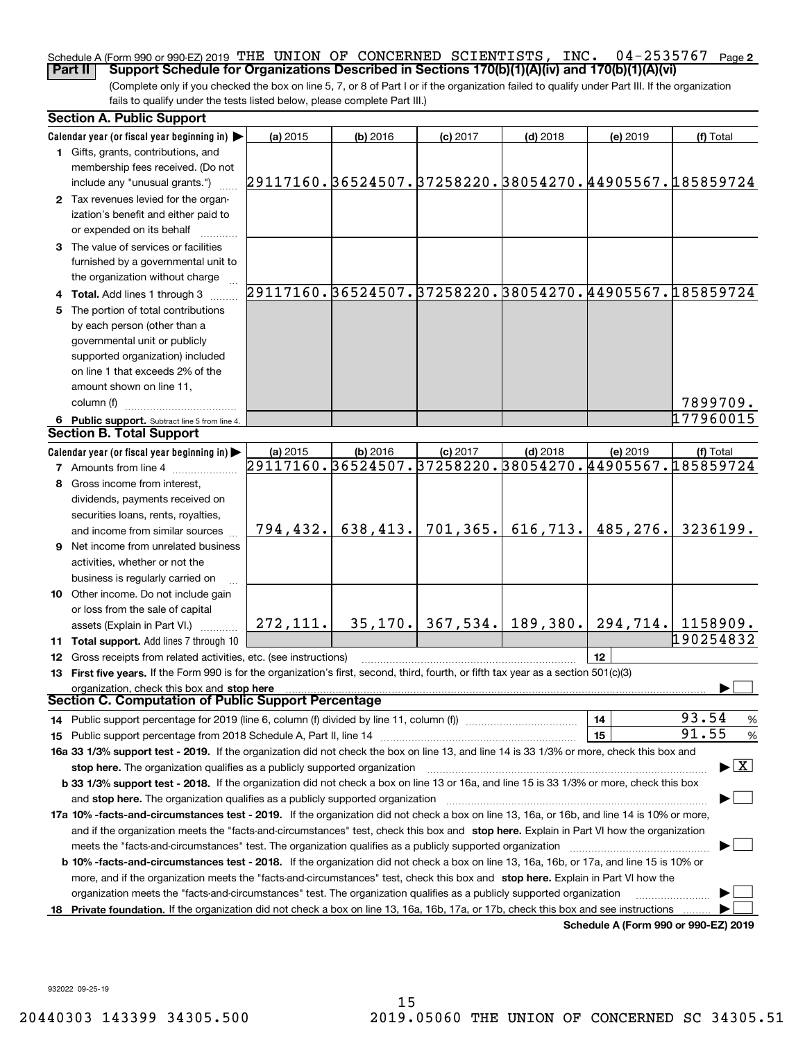Schedule A (Form 990 or 990-EZ) 2019 THE UNION OF CONCERNED SCIENTISTS, INC. 04-2535767 Page 2

**Part II Support Schedule for Organizations Described in Sections 170(b)(1)(A)(iv) and 170(b)(1)(A)(vi)**

(Complete only if you checked the box on line 5, 7, or 8 of Part I or if the organization failed to qualify under Part III. If the organization fails to qualify under the tests listed below, please complete Part III.)

**Section A. Public Support**

| Calendar year (or fiscal year beginning in) ▶ | (a) 2015 | (b) 2016 | (c) 2017 | (d) 2018 | (e) 2019 | (f) Total |
|---|---|---|---|---|---|---|
| **1** Gifts, grants, contributions, and membership fees received. (Do not include any "unusual grants.") | 29117160. | 36524507. | 37258220. | 38054270. | 44905567. | 185859724 |
| **2** Tax revenues levied for the organization's benefit and either paid to or expended on its behalf | | | | | | |
| **3** The value of services or facilities furnished by a governmental unit to the organization without charge | | | | | | |
| **4 Total.** Add lines 1 through 3 | 29117160. | 36524507. | 37258220. | 38054270. | 44905567. | 185859724 |
| **5** The portion of total contributions by each person (other than a governmental unit or publicly supported organization) included on line 1 that exceeds 2% of the amount shown on line 11, column (f) | | | | | | 7899709. |
| **6 Public support.** Subtract line 5 from line 4. | | | | | | 177960015 |

**Section B. Total Support**

| Calendar year (or fiscal year beginning in) ▶ | (a) 2015 | (b) 2016 | (c) 2017 | (d) 2018 | (e) 2019 | (f) Total |
|---|---|---|---|---|---|---|
| **7** Amounts from line 4 | 29117160. | 36524507. | 37258220. | 38054270. | 44905567. | 185859724 |
| **8** Gross income from interest, dividends, payments received on securities loans, rents, royalties, and income from similar sources | 794,432. | 638,413. | 701,365. | 616,713. | 485,276. | 3236199. |
| **9** Net income from unrelated business activities, whether or not the business is regularly carried on | | | | | | |
| **10** Other income. Do not include gain or loss from the sale of capital assets (Explain in Part VI.) | 272,111. | 35,170. | 367,534. | 189,380. | 294,714. | 1158909. |
| **11 Total support.** Add lines 7 through 10 | | | | | | 190254832 |

**12** Gross receipts from related activities, etc. (see instructions) — **12**

**13 First five years.** If the Form 990 is for the organization's first, second, third, fourth, or fifth tax year as a section 501(c)(3) organization, check this box and **stop here** ▶ ☐

**Section C. Computation of Public Support Percentage**

**14** Public support percentage for 2019 (line 6, column (f) divided by line 11, column (f)) — **14** — 93.54 %

**15** Public support percentage from 2018 Schedule A, Part II, line 14 — **15** — 91.55 %

**16a 33 1/3% support test - 2019.** If the organization did not check the box on line 13, and line 14 is 33 1/3% or more, check this box and **stop here.** The organization qualifies as a publicly supported organization ▶ ☒

**b 33 1/3% support test - 2018.** If the organization did not check a box on line 13 or 16a, and line 15 is 33 1/3% or more, check this box and **stop here.** The organization qualifies as a publicly supported organization ▶ ☐

**17a 10% -facts-and-circumstances test - 2019.** If the organization did not check a box on line 13, 16a, or 16b, and line 14 is 10% or more, and if the organization meets the "facts-and-circumstances" test, check this box and **stop here.** Explain in Part VI how the organization meets the "facts-and-circumstances" test. The organization qualifies as a publicly supported organization ▶ ☐

**b 10% -facts-and-circumstances test - 2018.** If the organization did not check a box on line 13, 16a, 16b, or 17a, and line 15 is 10% or more, and if the organization meets the "facts-and-circumstances" test, check this box and **stop here.** Explain in Part VI how the organization meets the "facts-and-circumstances" test. The organization qualifies as a publicly supported organization ▶ ☐

**18 Private foundation.** If the organization did not check a box on line 13, 16a, 16b, 17a, or 17b, check this box and see instructions ▶ ☐

**Schedule A (Form 990 or 990-EZ) 2019**

932022 09-25-19

20440303 143399 34305.500 2019.05060 THE UNION OF CONCERNED SC 34305.51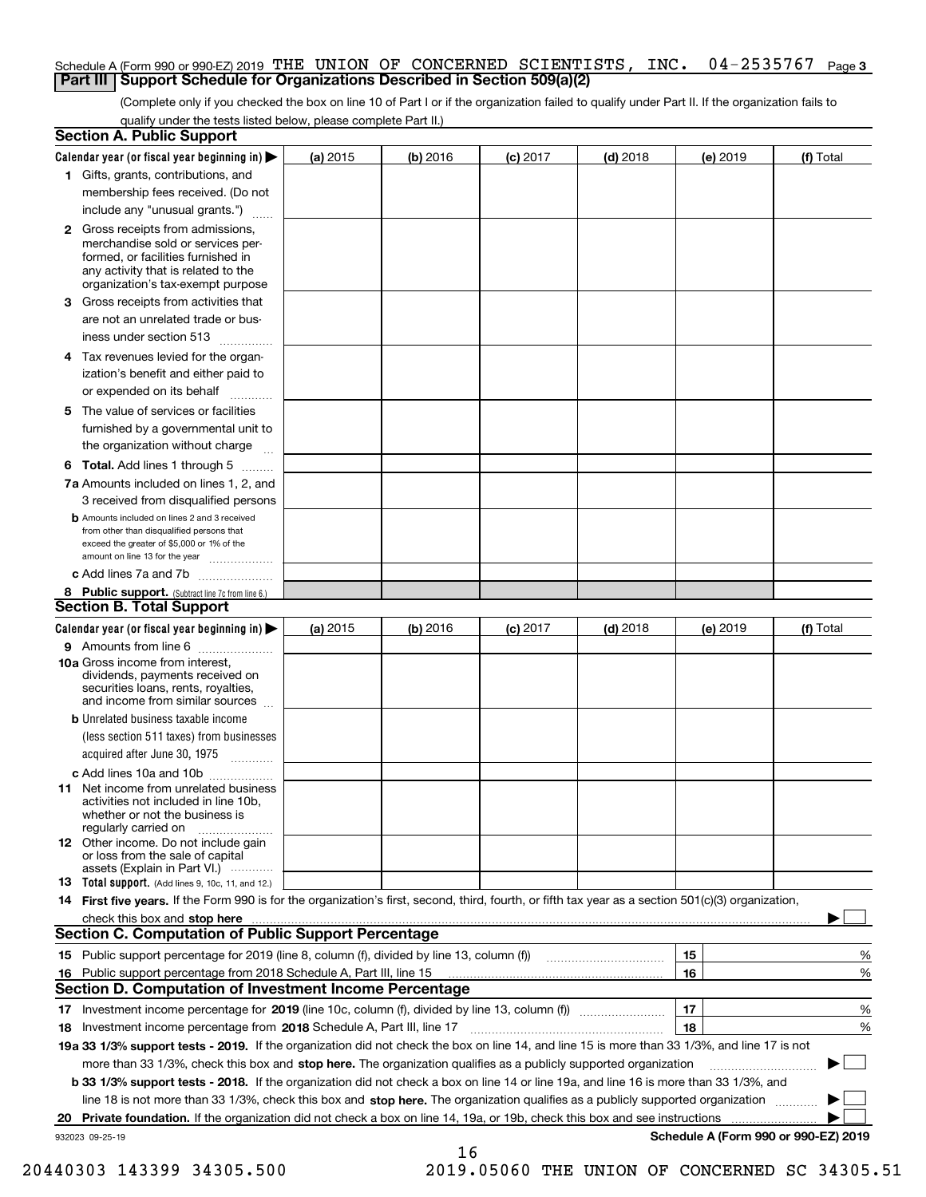Schedule A (Form 990 or 990-EZ) 2019 THE UNION OF CONCERNED SCIENTISTS, INC. 04-2535767 Page 3

## Part III Support Schedule for Organizations Described in Section 509(a)(2)

(Complete only if you checked the box on line 10 of Part I or if the organization failed to qualify under Part II. If the organization fails to qualify under the tests listed below, please complete Part II.)

### Section A. Public Support

| Calendar year (or fiscal year beginning in) ▶ | (a) 2015 | (b) 2016 | (c) 2017 | (d) 2018 | (e) 2019 | (f) Total |
|---|---|---|---|---|---|---|
| 1 Gifts, grants, contributions, and membership fees received. (Do not include any "unusual grants.") | | | | | | |
| 2 Gross receipts from admissions, merchandise sold or services performed, or facilities furnished in any activity that is related to the organization's tax-exempt purpose | | | | | | |
| 3 Gross receipts from activities that are not an unrelated trade or business under section 513 | | | | | | |
| 4 Tax revenues levied for the organization's benefit and either paid to or expended on its behalf | | | | | | |
| 5 The value of services or facilities furnished by a governmental unit to the organization without charge | | | | | | |
| 6 **Total.** Add lines 1 through 5 | | | | | | |
| 7a Amounts included on lines 1, 2, and 3 received from disqualified persons | | | | | | |
| b Amounts included on lines 2 and 3 received from other than disqualified persons that exceed the greater of $5,000 or 1% of the amount on line 13 for the year | | | | | | |
| c Add lines 7a and 7b | | | | | | |
| 8 **Public support.** (Subtract line 7c from line 6.) | | | | | | |

### Section B. Total Support

| Calendar year (or fiscal year beginning in) ▶ | (a) 2015 | (b) 2016 | (c) 2017 | (d) 2018 | (e) 2019 | (f) Total |
|---|---|---|---|---|---|---|
| 9 Amounts from line 6 | | | | | | |
| 10a Gross income from interest, dividends, payments received on securities loans, rents, royalties, and income from similar sources | | | | | | |
| b Unrelated business taxable income (less section 511 taxes) from businesses acquired after June 30, 1975 | | | | | | |
| c Add lines 10a and 10b | | | | | | |
| 11 Net income from unrelated business activities not included in line 10b, whether or not the business is regularly carried on | | | | | | |
| 12 Other income. Do not include gain or loss from the sale of capital assets (Explain in Part VI.) | | | | | | |
| 13 **Total support.** (Add lines 9, 10c, 11, and 12.) | | | | | | |

14 **First five years.** If the Form 990 is for the organization's first, second, third, fourth, or fifth tax year as a section 501(c)(3) organization, check this box and **stop here** ▶ ☐

### Section C. Computation of Public Support Percentage

| | | | |
|---|---|---|---|
| 15 Public support percentage for 2019 (line 8, column (f), divided by line 13, column (f)) | 15 | | % |
| 16 Public support percentage from 2018 Schedule A, Part III, line 15 | 16 | | % |

### Section D. Computation of Investment Income Percentage

| | | | |
|---|---|---|---|
| 17 Investment income percentage for **2019** (line 10c, column (f), divided by line 13, column (f)) | 17 | | % |
| 18 Investment income percentage from **2018** Schedule A, Part III, line 17 | 18 | | % |

**19a 33 1/3% support tests - 2019.** If the organization did not check the box on line 14, and line 15 is more than 33 1/3%, and line 17 is not more than 33 1/3%, check this box and **stop here.** The organization qualifies as a publicly supported organization ▶ ☐

**b 33 1/3% support tests - 2018.** If the organization did not check a box on line 14 or line 19a, and line 16 is more than 33 1/3%, and line 18 is not more than 33 1/3%, check this box and **stop here.** The organization qualifies as a publicly supported organization ▶ ☐

**20 Private foundation.** If the organization did not check a box on line 14, 19a, or 19b, check this box and see instructions ▶ ☐

932023 09-25-19

**Schedule A (Form 990 or 990-EZ) 2019**

20440303 143399 34305.500 2019.05060 THE UNION OF CONCERNED SC 34305.51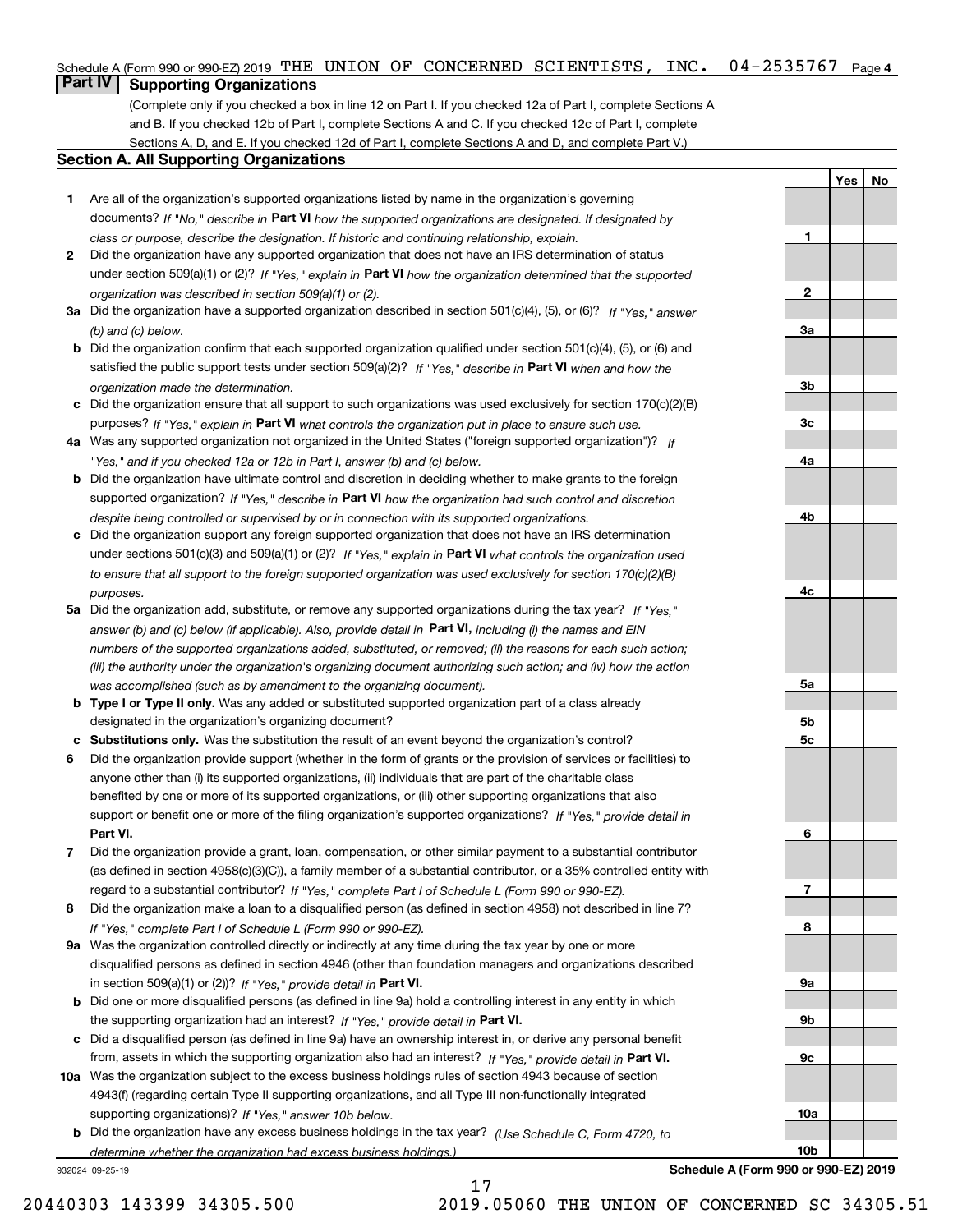Schedule A (Form 990 or 990-EZ) 2019 THE UNION OF CONCERNED SCIENTISTS, INC. 04-2535767 Page 4

## Part IV Supporting Organizations

(Complete only if you checked a box in line 12 on Part I. If you checked 12a of Part I, complete Sections A and B. If you checked 12b of Part I, complete Sections A and C. If you checked 12c of Part I, complete Sections A, D, and E. If you checked 12d of Part I, complete Sections A and D, and complete Part V.)

### Section A. All Supporting Organizations

| | | | Yes | No |
|---|---|---|---|---|
| 1 | Are all of the organization's supported organizations listed by name in the organization's governing documents? *If "No," describe in* **Part VI** *how the supported organizations are designated. If designated by class or purpose, describe the designation. If historic and continuing relationship, explain.* | 1 | | |
| 2 | Did the organization have any supported organization that does not have an IRS determination of status under section 509(a)(1) or (2)? *If "Yes," explain in* **Part VI** *how the organization determined that the supported organization was described in section 509(a)(1) or (2).* | 2 | | |
| 3a | Did the organization have a supported organization described in section 501(c)(4), (5), or (6)? *If "Yes," answer (b) and (c) below.* | 3a | | |
| b | Did the organization confirm that each supported organization qualified under section 501(c)(4), (5), or (6) and satisfied the public support tests under section 509(a)(2)? *If "Yes," describe in* **Part VI** *when and how the organization made the determination.* | 3b | | |
| c | Did the organization ensure that all support to such organizations was used exclusively for section 170(c)(2)(B) purposes? *If "Yes," explain in* **Part VI** *what controls the organization put in place to ensure such use.* | 3c | | |
| 4a | Was any supported organization not organized in the United States ("foreign supported organization")? *If "Yes," and if you checked 12a or 12b in Part I, answer (b) and (c) below.* | 4a | | |
| b | Did the organization have ultimate control and discretion in deciding whether to make grants to the foreign supported organization? *If "Yes," describe in* **Part VI** *how the organization had such control and discretion despite being controlled or supervised by or in connection with its supported organizations.* | 4b | | |
| c | Did the organization support any foreign supported organization that does not have an IRS determination under sections 501(c)(3) and 509(a)(1) or (2)? *If "Yes," explain in* **Part VI** *what controls the organization used to ensure that all support to the foreign supported organization was used exclusively for section 170(c)(2)(B) purposes.* | 4c | | |
| 5a | Did the organization add, substitute, or remove any supported organizations during the tax year? *If "Yes," answer (b) and (c) below (if applicable). Also, provide detail in* **Part VI,** *including (i) the names and EIN numbers of the supported organizations added, substituted, or removed; (ii) the reasons for each such action; (iii) the authority under the organization's organizing document authorizing such action; and (iv) how the action was accomplished (such as by amendment to the organizing document).* | 5a | | |
| b | **Type I or Type II only.** Was any added or substituted supported organization part of a class already designated in the organization's organizing document? | 5b | | |
| c | **Substitutions only.** Was the substitution the result of an event beyond the organization's control? | 5c | | |
| 6 | Did the organization provide support (whether in the form of grants or the provision of services or facilities) to anyone other than (i) its supported organizations, (ii) individuals that are part of the charitable class benefited by one or more of its supported organizations, or (iii) other supporting organizations that also support or benefit one or more of the filing organization's supported organizations? *If "Yes," provide detail in* **Part VI.** | 6 | | |
| 7 | Did the organization provide a grant, loan, compensation, or other similar payment to a substantial contributor (as defined in section 4958(c)(3)(C)), a family member of a substantial contributor, or a 35% controlled entity with regard to a substantial contributor? *If "Yes," complete Part I of Schedule L (Form 990 or 990-EZ).* | 7 | | |
| 8 | Did the organization make a loan to a disqualified person (as defined in section 4958) not described in line 7? *If "Yes," complete Part I of Schedule L (Form 990 or 990-EZ).* | 8 | | |
| 9a | Was the organization controlled directly or indirectly at any time during the tax year by one or more disqualified persons as defined in section 4946 (other than foundation managers and organizations described in section 509(a)(1) or (2))? *If "Yes," provide detail in* **Part VI.** | 9a | | |
| b | Did one or more disqualified persons (as defined in line 9a) hold a controlling interest in any entity in which the supporting organization had an interest? *If "Yes," provide detail in* **Part VI.** | 9b | | |
| c | Did a disqualified person (as defined in line 9a) have an ownership interest in, or derive any personal benefit from, assets in which the supporting organization also had an interest? *If "Yes," provide detail in* **Part VI.** | 9c | | |
| 10a | Was the organization subject to the excess business holdings rules of section 4943 because of section 4943(f) (regarding certain Type II supporting organizations, and all Type III non-functionally integrated supporting organizations)? *If "Yes," answer 10b below.* | 10a | | |
| b | Did the organization have any excess business holdings in the tax year? *(Use Schedule C, Form 4720, to determine whether the organization had excess business holdings.)* | 10b | | |

932024 09-25-19

**Schedule A (Form 990 or 990-EZ) 2019**

20440303 143399 34305.500 2019.05060 THE UNION OF CONCERNED SC 34305.51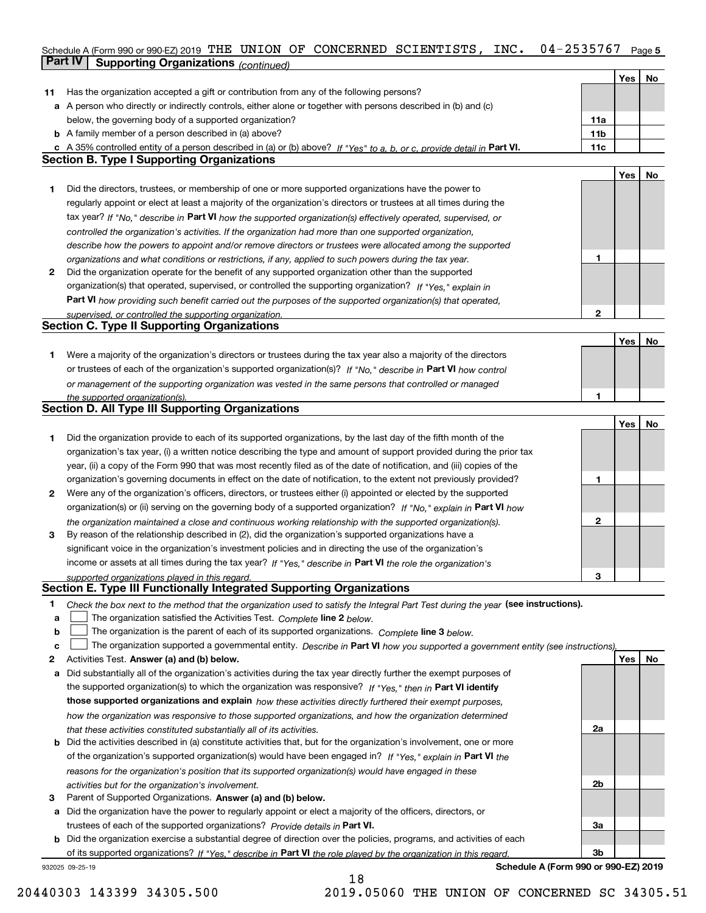Schedule A (Form 990 or 990-EZ) 2019 THE UNION OF CONCERNED SCIENTISTS, INC. 04-2535767 Page 5

## Part IV Supporting Organizations *(continued)*

| | | | Yes | No |
|---|---|---|---|---|
| **11** | Has the organization accepted a gift or contribution from any of the following persons? | | | |
| **a** | A person who directly or indirectly controls, either alone or together with persons described in (b) and (c) below, the governing body of a supported organization? | 11a | | |
| **b** | A family member of a person described in (a) above? | 11b | | |
| **c** | A 35% controlled entity of a person described in (a) or (b) above? *If "Yes" to a, b, or c, provide detail in* **Part VI.** | 11c | | |

### Section B. Type I Supporting Organizations

| | | | Yes | No |
|---|---|---|---|---|
| **1** | Did the directors, trustees, or membership of one or more supported organizations have the power to regularly appoint or elect at least a majority of the organization's directors or trustees at all times during the tax year? *If "No," describe in* **Part VI** *how the supported organization(s) effectively operated, supervised, or controlled the organization's activities. If the organization had more than one supported organization, describe how the powers to appoint and/or remove directors or trustees were allocated among the supported organizations and what conditions or restrictions, if any, applied to such powers during the tax year.* | 1 | | |
| **2** | Did the organization operate for the benefit of any supported organization other than the supported organization(s) that operated, supervised, or controlled the supporting organization? *If "Yes," explain in* **Part VI** *how providing such benefit carried out the purposes of the supported organization(s) that operated, supervised, or controlled the supporting organization.* | 2 | | |

### Section C. Type II Supporting Organizations

| | | | Yes | No |
|---|---|---|---|---|
| **1** | Were a majority of the organization's directors or trustees during the tax year also a majority of the directors or trustees of each of the organization's supported organization(s)? *If "No," describe in* **Part VI** *how control or management of the supporting organization was vested in the same persons that controlled or managed the supported organization(s).* | 1 | | |

### Section D. All Type III Supporting Organizations

| | | | Yes | No |
|---|---|---|---|---|
| **1** | Did the organization provide to each of its supported organizations, by the last day of the fifth month of the organization's tax year, (i) a written notice describing the type and amount of support provided during the prior tax year, (ii) a copy of the Form 990 that was most recently filed as of the date of notification, and (iii) copies of the organization's governing documents in effect on the date of notification, to the extent not previously provided? | 1 | | |
| **2** | Were any of the organization's officers, directors, or trustees either (i) appointed or elected by the supported organization(s) or (ii) serving on the governing body of a supported organization? *If "No," explain in* **Part VI** *how the organization maintained a close and continuous working relationship with the supported organization(s).* | 2 | | |
| **3** | By reason of the relationship described in (2), did the organization's supported organizations have a significant voice in the organization's investment policies and in directing the use of the organization's income or assets at all times during the tax year? *If "Yes," describe in* **Part VI** *the role the organization's supported organizations played in this regard.* | 3 | | |

### Section E. Type III Functionally Integrated Supporting Organizations

**1** *Check the box next to the method that the organization used to satisfy the Integral Part Test during the year* **(see instructions).**

- **a** ☐ The organization satisfied the Activities Test. *Complete* **line 2** *below.*
- **b** ☐ The organization is the parent of each of its supported organizations. *Complete* **line 3** *below.*
- **c** ☐ The organization supported a governmental entity. *Describe in* **Part VI** *how you supported a government entity (see instructions).*

| | | | Yes | No |
|---|---|---|---|---|
| **2** | Activities Test. **Answer (a) and (b) below.** | | | |
| **a** | Did substantially all of the organization's activities during the tax year directly further the exempt purposes of the supported organization(s) to which the organization was responsive? *If "Yes," then in* **Part VI identify those supported organizations and explain** *how these activities directly furthered their exempt purposes, how the organization was responsive to those supported organizations, and how the organization determined that these activities constituted substantially all of its activities.* | 2a | | |
| **b** | Did the activities described in (a) constitute activities that, but for the organization's involvement, one or more of the organization's supported organization(s) would have been engaged in? *If "Yes," explain in* **Part VI** *the reasons for the organization's position that its supported organization(s) would have engaged in these activities but for the organization's involvement.* | 2b | | |
| **3** | Parent of Supported Organizations. **Answer (a) and (b) below.** | | | |
| **a** | Did the organization have the power to regularly appoint or elect a majority of the officers, directors, or trustees of each of the supported organizations? *Provide details in* **Part VI.** | 3a | | |
| **b** | Did the organization exercise a substantial degree of direction over the policies, programs, and activities of each of its supported organizations? *If "Yes," describe in* **Part VI** *the role played by the organization in this regard.* | 3b | | |

932025 09-25-19 **Schedule A (Form 990 or 990-EZ) 2019**

20440303 143399 34305.500 2019.05060 THE UNION OF CONCERNED SC 34305.51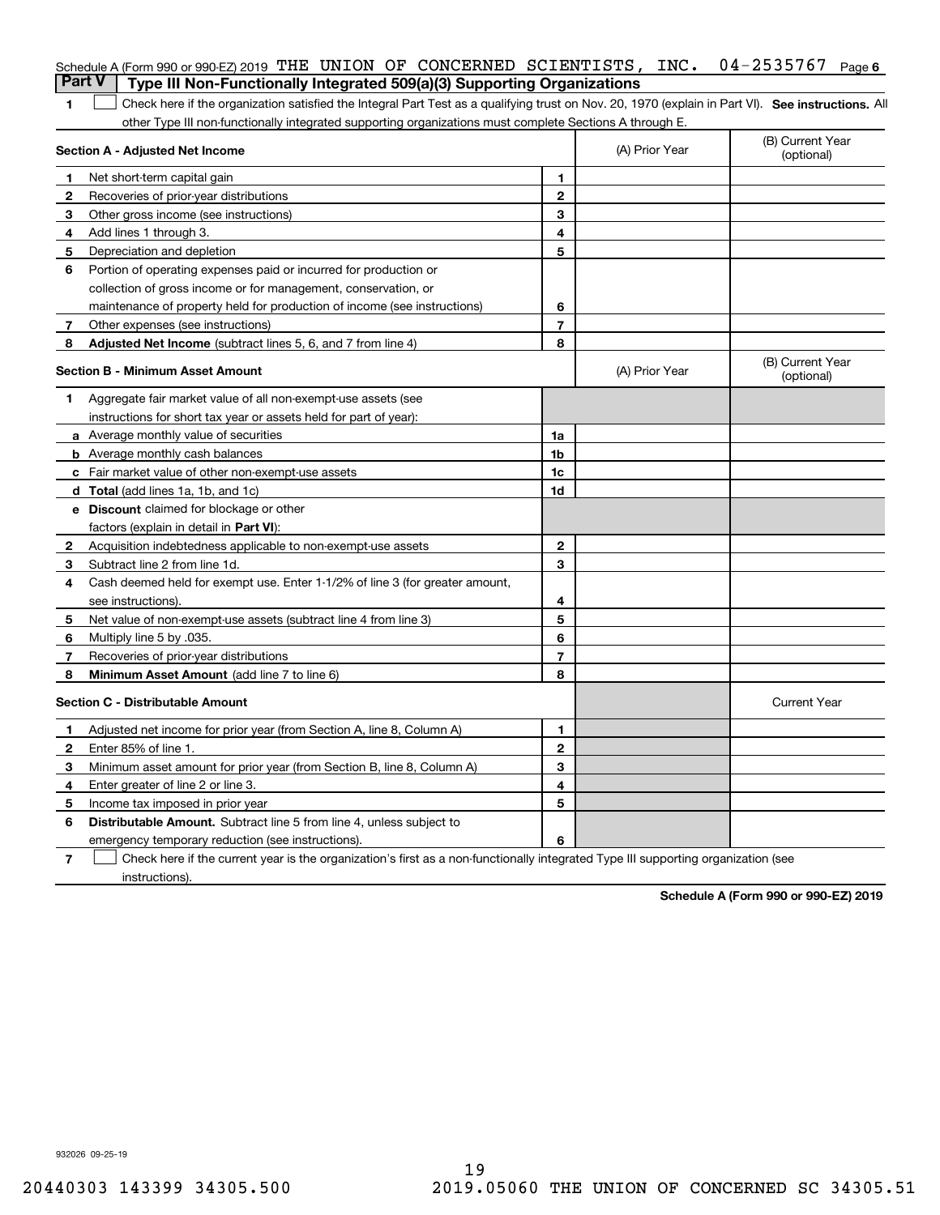Schedule A (Form 990 or 990-EZ) 2019 THE UNION OF CONCERNED SCIENTISTS, INC. 04-2535767 Page 6

## Part V Type III Non-Functionally Integrated 509(a)(3) Supporting Organizations

**1** ☐ Check here if the organization satisfied the Integral Part Test as a qualifying trust on Nov. 20, 1970 (explain in Part VI). **See instructions.** All other Type III non-functionally integrated supporting organizations must complete Sections A through E.

| **Section A - Adjusted Net Income** | | | (A) Prior Year | (B) Current Year (optional) |
|---|---|---|---|---|
| **1** | Net short-term capital gain | **1** | | |
| **2** | Recoveries of prior-year distributions | **2** | | |
| **3** | Other gross income (see instructions) | **3** | | |
| **4** | Add lines 1 through 3. | **4** | | |
| **5** | Depreciation and depletion | **5** | | |
| **6** | Portion of operating expenses paid or incurred for production or collection of gross income or for management, conservation, or maintenance of property held for production of income (see instructions) | **6** | | |
| **7** | Other expenses (see instructions) | **7** | | |
| **8** | **Adjusted Net Income** (subtract lines 5, 6, and 7 from line 4) | **8** | | |

| **Section B - Minimum Asset Amount** | | | (A) Prior Year | (B) Current Year (optional) |
|---|---|---|---|---|
| **1** | Aggregate fair market value of all non-exempt-use assets (see instructions for short tax year or assets held for part of year): | | | |
| **a** | Average monthly value of securities | **1a** | | |
| **b** | Average monthly cash balances | **1b** | | |
| **c** | Fair market value of other non-exempt-use assets | **1c** | | |
| **d** | **Total** (add lines 1a, 1b, and 1c) | **1d** | | |
| **e** | **Discount** claimed for blockage or other factors (explain in detail in **Part VI**): | | | |
| **2** | Acquisition indebtedness applicable to non-exempt-use assets | **2** | | |
| **3** | Subtract line 2 from line 1d. | **3** | | |
| **4** | Cash deemed held for exempt use. Enter 1-1/2% of line 3 (for greater amount, see instructions). | **4** | | |
| **5** | Net value of non-exempt-use assets (subtract line 4 from line 3) | **5** | | |
| **6** | Multiply line 5 by .035. | **6** | | |
| **7** | Recoveries of prior-year distributions | **7** | | |
| **8** | **Minimum Asset Amount** (add line 7 to line 6) | **8** | | |

| **Section C - Distributable Amount** | | | | Current Year |
|---|---|---|---|---|
| **1** | Adjusted net income for prior year (from Section A, line 8, Column A) | **1** | | |
| **2** | Enter 85% of line 1. | **2** | | |
| **3** | Minimum asset amount for prior year (from Section B, line 8, Column A) | **3** | | |
| **4** | Enter greater of line 2 or line 3. | **4** | | |
| **5** | Income tax imposed in prior year | **5** | | |
| **6** | **Distributable Amount.** Subtract line 5 from line 4, unless subject to emergency temporary reduction (see instructions). | **6** | | |

**7** ☐ Check here if the current year is the organization's first as a non-functionally integrated Type III supporting organization (see instructions).

**Schedule A (Form 990 or 990-EZ) 2019**

932026 09-25-19

20440303 143399 34305.500 2019.05060 THE UNION OF CONCERNED SC 34305.51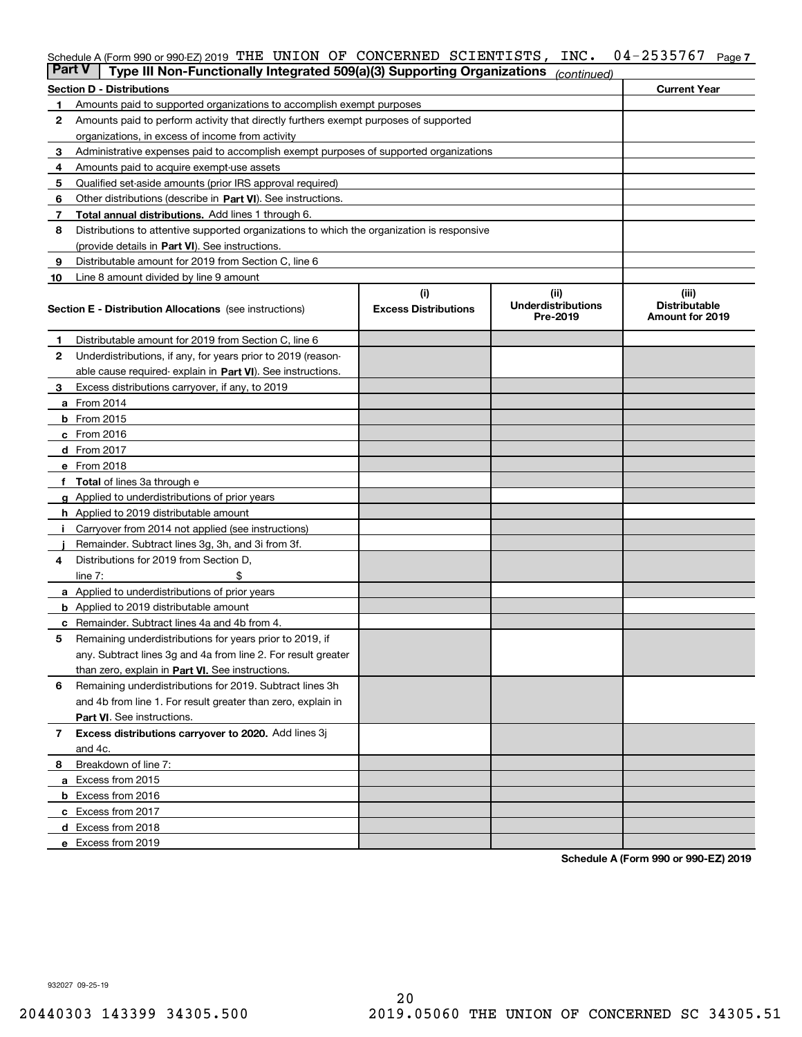Schedule A (Form 990 or 990-EZ) 2019 THE UNION OF CONCERNED SCIENTISTS, INC. 04-2535767 Page 7

**Part V** | **Type III Non-Functionally Integrated 509(a)(3) Supporting Organizations** *(continued)*

| **Section D - Distributions** | | **Current Year** |
|---|---|---|
| 1 | Amounts paid to supported organizations to accomplish exempt purposes | |
| 2 | Amounts paid to perform activity that directly furthers exempt purposes of supported organizations, in excess of income from activity | |
| 3 | Administrative expenses paid to accomplish exempt purposes of supported organizations | |
| 4 | Amounts paid to acquire exempt-use assets | |
| 5 | Qualified set-aside amounts (prior IRS approval required) | |
| 6 | Other distributions (describe in **Part VI**). See instructions. | |
| 7 | **Total annual distributions.** Add lines 1 through 6. | |
| 8 | Distributions to attentive supported organizations to which the organization is responsive (provide details in **Part VI**). See instructions. | |
| 9 | Distributable amount for 2019 from Section C, line 6 | |
| 10 | Line 8 amount divided by line 9 amount | |

| | **Section E - Distribution Allocations** (see instructions) | **(i)** **Excess Distributions** | **(ii)** **Underdistributions Pre-2019** | **(iii)** **Distributable Amount for 2019** |
|---|---|---|---|---|
| 1 | Distributable amount for 2019 from Section C, line 6 | | | |
| 2 | Underdistributions, if any, for years prior to 2019 (reasonable cause required- explain in **Part VI**). See instructions. | | | |
| 3 | Excess distributions carryover, if any, to 2019 | | | |
| a | From 2014 | | | |
| b | From 2015 | | | |
| c | From 2016 | | | |
| d | From 2017 | | | |
| e | From 2018 | | | |
| f | **Total** of lines 3a through e | | | |
| g | Applied to underdistributions of prior years | | | |
| h | Applied to 2019 distributable amount | | | |
| i | Carryover from 2014 not applied (see instructions) | | | |
| j | Remainder. Subtract lines 3g, 3h, and 3i from 3f. | | | |
| 4 | Distributions for 2019 from Section D, line 7: $ | | | |
| a | Applied to underdistributions of prior years | | | |
| b | Applied to 2019 distributable amount | | | |
| c | Remainder. Subtract lines 4a and 4b from 4. | | | |
| 5 | Remaining underdistributions for years prior to 2019, if any. Subtract lines 3g and 4a from line 2. For result greater than zero, explain in **Part VI.** See instructions. | | | |
| 6 | Remaining underdistributions for 2019. Subtract lines 3h and 4b from line 1. For result greater than zero, explain in **Part VI**. See instructions. | | | |
| 7 | **Excess distributions carryover to 2020.** Add lines 3j and 4c. | | | |
| 8 | Breakdown of line 7: | | | |
| a | Excess from 2015 | | | |
| b | Excess from 2016 | | | |
| c | Excess from 2017 | | | |
| d | Excess from 2018 | | | |
| e | Excess from 2019 | | | |

**Schedule A (Form 990 or 990-EZ) 2019**

932027 09-25-19

20440303 143399 34305.500 2019.05060 THE UNION OF CONCERNED SC 34305.51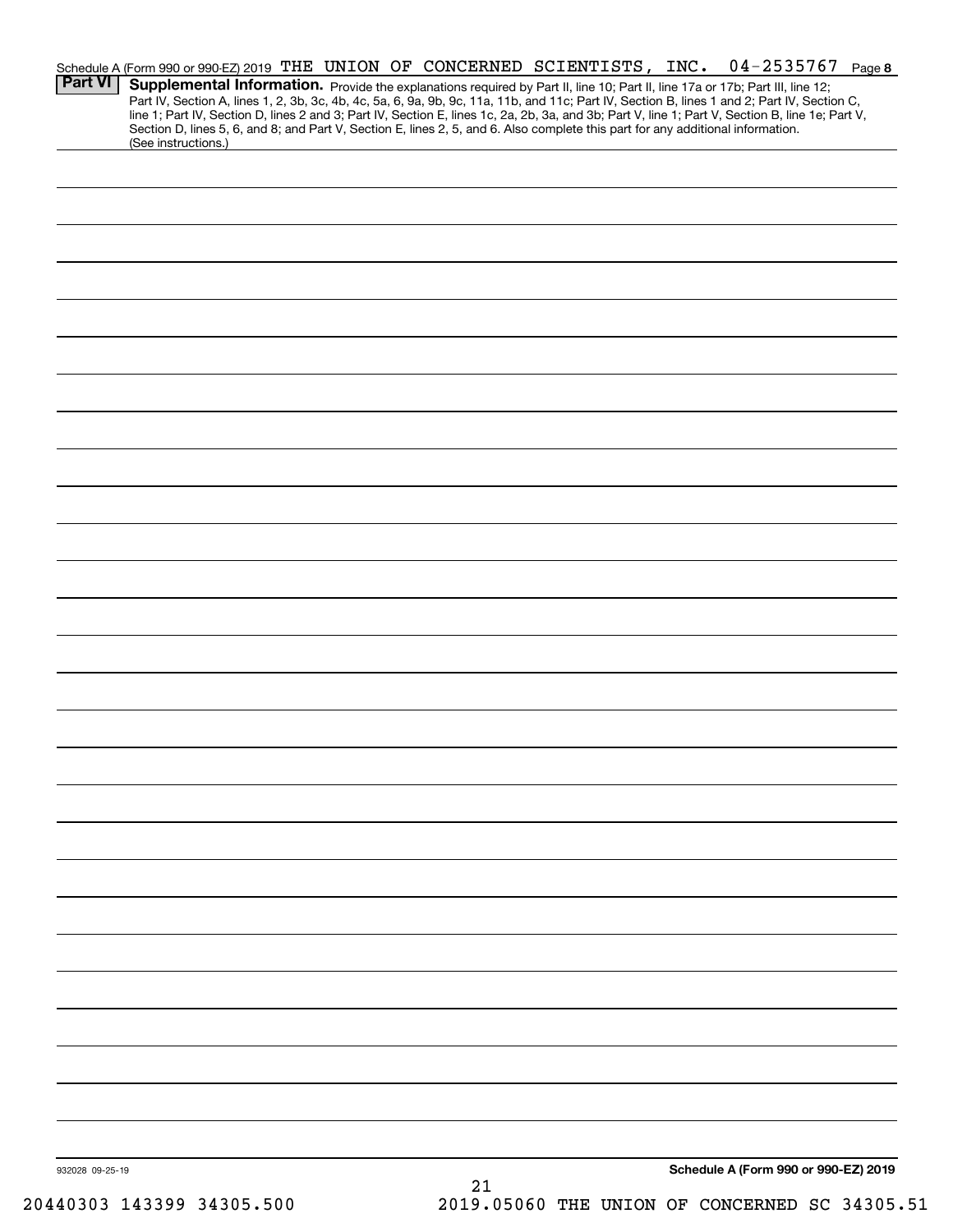Schedule A (Form 990 or 990-EZ) 2019 THE UNION OF CONCERNED SCIENTISTS, INC. 04-2535767 Page **8**

**Part VI** **Supplemental Information.** Provide the explanations required by Part II, line 10; Part II, line 17a or 17b; Part III, line 12; Part IV, Section A, lines 1, 2, 3b, 3c, 4b, 4c, 5a, 6, 9a, 9b, 9c, 11a, 11b, and 11c; Part IV, Section B, lines 1 and 2; Part IV, Section C, line 1; Part IV, Section D, lines 2 and 3; Part IV, Section E, lines 1c, 2a, 2b, 3a, and 3b; Part V, line 1; Part V, Section B, line 1e; Part V, Section D, lines 5, 6, and 8; and Part V, Section E, lines 2, 5, and 6. Also complete this part for any additional information. (See instructions.)

932028 09-25-19

**Schedule A (Form 990 or 990-EZ) 2019**

20440303 143399 34305.500 2019.05060 THE UNION OF CONCERNED SC 34305.51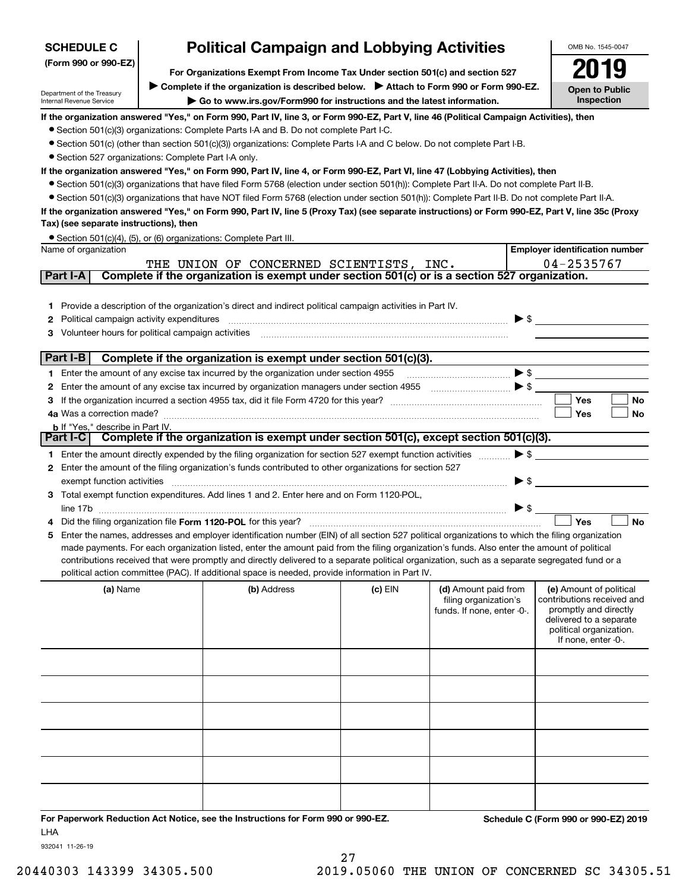**SCHEDULE C**
**(Form 990 or 990-EZ)**

Department of the Treasury
Internal Revenue Service

# Political Campaign and Lobbying Activities

**For Organizations Exempt From Income Tax Under section 501(c) and section 527**

▶ **Complete if the organization is described below.** ▶ **Attach to Form 990 or Form 990-EZ.**

▶ **Go to www.irs.gov/Form990 for instructions and the latest information.**

OMB No. 1545-0047

**2019**

**Open to Public Inspection**

**If the organization answered "Yes," on Form 990, Part IV, line 3, or Form 990-EZ, Part V, line 46 (Political Campaign Activities), then**

- Section 501(c)(3) organizations: Complete Parts I-A and B. Do not complete Part I-C.
- Section 501(c) (other than section 501(c)(3)) organizations: Complete Parts I-A and C below. Do not complete Part I-B.
- Section 527 organizations: Complete Part I-A only.

**If the organization answered "Yes," on Form 990, Part IV, line 4, or Form 990-EZ, Part VI, line 47 (Lobbying Activities), then**

- Section 501(c)(3) organizations that have filed Form 5768 (election under section 501(h)): Complete Part II-A. Do not complete Part II-B.
- Section 501(c)(3) organizations that have NOT filed Form 5768 (election under section 501(h)): Complete Part II-B. Do not complete Part II-A.

**If the organization answered "Yes," on Form 990, Part IV, line 5 (Proxy Tax) (see separate instructions) or Form 990-EZ, Part V, line 35c (Proxy Tax) (see separate instructions), then**

- Section 501(c)(4), (5), or (6) organizations: Complete Part III.

| Name of organization | Employer identification number |
|---|---|
| THE UNION OF CONCERNED SCIENTISTS, INC. | 04-2535767 |

## Part I-A Complete if the organization is exempt under section 501(c) or is a section 527 organization.

1 Provide a description of the organization's direct and indirect political campaign activities in Part IV.

2 Political campaign activity expenditures ▶ $

3 Volunteer hours for political campaign activities

## Part I-B Complete if the organization is exempt under section 501(c)(3).

1 Enter the amount of any excise tax incurred by the organization under section 4955 ▶ $

2 Enter the amount of any excise tax incurred by organization managers under section 4955 ▶ $

3 If the organization incurred a section 4955 tax, did it file Form 4720 for this year? ☐ Yes ☐ No

4a Was a correction made? ☐ Yes ☐ No

b If "Yes," describe in Part IV.

## Part I-C Complete if the organization is exempt under section 501(c), except section 501(c)(3).

1 Enter the amount directly expended by the filing organization for section 527 exempt function activities ▶ $

2 Enter the amount of the filing organization's funds contributed to other organizations for section 527 exempt function activities ▶ $

3 Total exempt function expenditures. Add lines 1 and 2. Enter here and on Form 1120-POL, line 17b ▶ $

4 Did the filing organization file **Form 1120-POL** for this year? ☐ Yes ☐ No

5 Enter the names, addresses and employer identification number (EIN) of all section 527 political organizations to which the filing organization made payments. For each organization listed, enter the amount paid from the filing organization's funds. Also enter the amount of political contributions received that were promptly and directly delivered to a separate political organization, such as a separate segregated fund or a political action committee (PAC). If additional space is needed, provide information in Part IV.

| (a) Name | (b) Address | (c) EIN | (d) Amount paid from filing organization's funds. If none, enter -0-. | (e) Amount of political contributions received and promptly and directly delivered to a separate political organization. If none, enter -0-. |
|---|---|---|---|---|
| | | | | |
| | | | | |
| | | | | |
| | | | | |
| | | | | |
| | | | | |

**For Paperwork Reduction Act Notice, see the Instructions for Form 990 or 990-EZ.** **Schedule C (Form 990 or 990-EZ) 2019**

LHA

932041 11-26-19

20440303 143399 34305.500 2019.05060 THE UNION OF CONCERNED SC 34305.51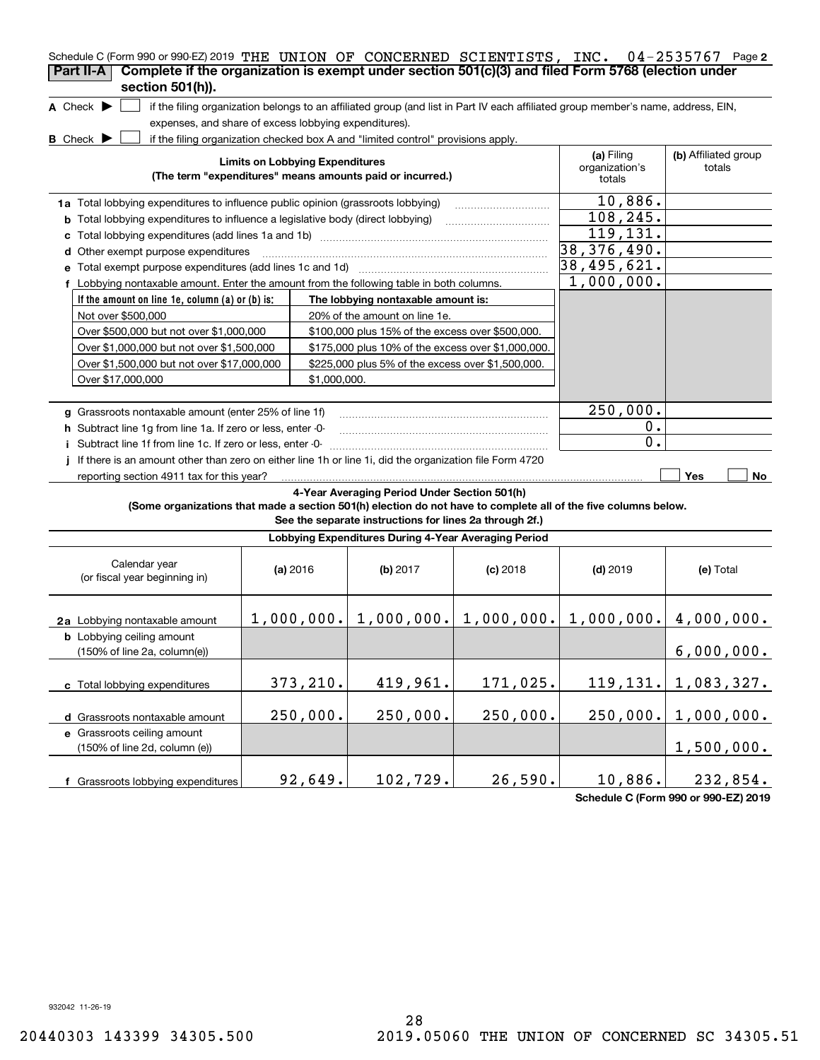Schedule C (Form 990 or 990-EZ) 2019 THE UNION OF CONCERNED SCIENTISTS, INC. 04-2535767 Page **2**

**Part II-A** **Complete if the organization is exempt under section 501(c)(3) and filed Form 5768 (election under section 501(h)).**

**A** Check ▶ ☐ if the filing organization belongs to an affiliated group (and list in Part IV each affiliated group member's name, address, EIN, expenses, and share of excess lobbying expenditures).

**B** Check ▶ ☐ if the filing organization checked box A and "limited control" provisions apply.

| Limits on Lobbying Expenditures (The term "expenditures" means amounts paid or incurred.) | (a) Filing organization's totals | (b) Affiliated group totals |
|---|---|---|
| **1a** Total lobbying expenditures to influence public opinion (grassroots lobbying) | 10,886. | |
| **b** Total lobbying expenditures to influence a legislative body (direct lobbying) | 108,245. | |
| **c** Total lobbying expenditures (add lines 1a and 1b) | 119,131. | |
| **d** Other exempt purpose expenditures | 38,376,490. | |
| **e** Total exempt purpose expenditures (add lines 1c and 1d) | 38,495,621. | |
| **f** Lobbying nontaxable amount. Enter the amount from the following table in both columns. | 1,000,000. | |

| If the amount on line 1e, column (a) or (b) is: | The lobbying nontaxable amount is: |
|---|---|
| Not over $500,000 | 20% of the amount on line 1e. |
| Over $500,000 but not over $1,000,000 | $100,000 plus 15% of the excess over $500,000. |
| Over $1,000,000 but not over $1,500,000 | $175,000 plus 10% of the excess over $1,000,000. |
| Over $1,500,000 but not over $17,000,000 | $225,000 plus 5% of the excess over $1,500,000. |
| Over $17,000,000 | $1,000,000. |

| | (a) | (b) |
|---|---|---|
| **g** Grassroots nontaxable amount (enter 25% of line 1f) | 250,000. | |
| **h** Subtract line 1g from line 1a. If zero or less, enter -0- | 0. | |
| **i** Subtract line 1f from line 1c. If zero or less, enter -0- | 0. | |
| **j** If there is an amount other than zero on either line 1h or line 1i, did the organization file Form 4720 reporting section 4911 tax for this year? | ☐ Yes | ☐ No |

**4-Year Averaging Period Under Section 501(h)**

**(Some organizations that made a section 501(h) election do not have to complete all of the five columns below. See the separate instructions for lines 2a through 2f.)**

**Lobbying Expenditures During 4-Year Averaging Period**

| Calendar year (or fiscal year beginning in) | (a) 2016 | (b) 2017 | (c) 2018 | (d) 2019 | (e) Total |
|---|---|---|---|---|---|
| **2a** Lobbying nontaxable amount | 1,000,000. | 1,000,000. | 1,000,000. | 1,000,000. | 4,000,000. |
| **b** Lobbying ceiling amount (150% of line 2a, column(e)) | | | | | 6,000,000. |
| **c** Total lobbying expenditures | 373,210. | 419,961. | 171,025. | 119,131. | 1,083,327. |
| **d** Grassroots nontaxable amount | 250,000. | 250,000. | 250,000. | 250,000. | 1,000,000. |
| **e** Grassroots ceiling amount (150% of line 2d, column (e)) | | | | | 1,500,000. |
| **f** Grassroots lobbying expenditures | 92,649. | 102,729. | 26,590. | 10,886. | 232,854. |

**Schedule C (Form 990 or 990-EZ) 2019**

932042 11-26-19

20440303 143399 34305.500 2019.05060 THE UNION OF CONCERNED SC 34305.51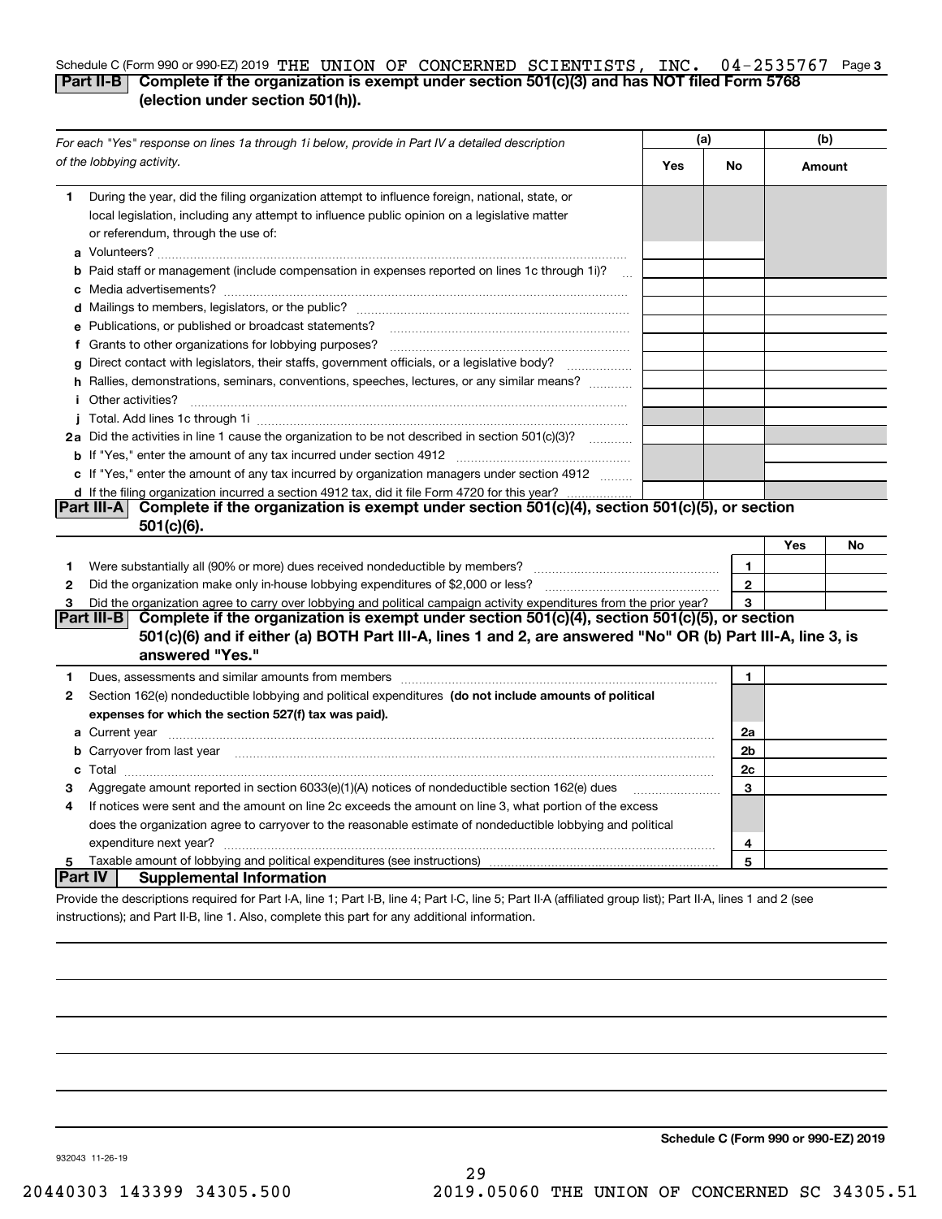Schedule C (Form 990 or 990-EZ) 2019 THE UNION OF CONCERNED SCIENTISTS, INC. 04-2535767 Page 3

## Part II-B Complete if the organization is exempt under section 501(c)(3) and has NOT filed Form 5768 (election under section 501(h)).

| *For each "Yes" response on lines 1a through 1i below, provide in Part IV a detailed description of the lobbying activity.* | (a) Yes | (a) No | (b) Amount |
|---|---|---|---|
| **1** During the year, did the filing organization attempt to influence foreign, national, state, or local legislation, including any attempt to influence public opinion on a legislative matter or referendum, through the use of: | | | |
| **a** Volunteers? | | | |
| **b** Paid staff or management (include compensation in expenses reported on lines 1c through 1i)? | | | |
| **c** Media advertisements? | | | |
| **d** Mailings to members, legislators, or the public? | | | |
| **e** Publications, or published or broadcast statements? | | | |
| **f** Grants to other organizations for lobbying purposes? | | | |
| **g** Direct contact with legislators, their staffs, government officials, or a legislative body? | | | |
| **h** Rallies, demonstrations, seminars, conventions, speeches, lectures, or any similar means? | | | |
| **i** Other activities? | | | |
| **j** Total. Add lines 1c through 1i | | | |
| **2a** Did the activities in line 1 cause the organization to be not described in section 501(c)(3)? | | | |
| **b** If "Yes," enter the amount of any tax incurred under section 4912 | | | |
| **c** If "Yes," enter the amount of any tax incurred by organization managers under section 4912 | | | |
| **d** If the filing organization incurred a section 4912 tax, did it file Form 4720 for this year? | | | |

## Part III-A Complete if the organization is exempt under section 501(c)(4), section 501(c)(5), or section 501(c)(6).

| | | | Yes | No |
|---|---|---|---|---|
| **1** | Were substantially all (90% or more) dues received nondeductible by members? | 1 | | |
| **2** | Did the organization make only in-house lobbying expenditures of $2,000 or less? | 2 | | |
| **3** | Did the organization agree to carry over lobbying and political campaign activity expenditures from the prior year? | 3 | | |

## Part III-B Complete if the organization is exempt under section 501(c)(4), section 501(c)(5), or section 501(c)(6) and if either (a) BOTH Part III-A, lines 1 and 2, are answered "No" OR (b) Part III-A, line 3, is answered "Yes."

| | | | |
|---|---|---|---|
| **1** | Dues, assessments and similar amounts from members | 1 | |
| **2** | Section 162(e) nondeductible lobbying and political expenditures **(do not include amounts of political expenses for which the section 527(f) tax was paid).** | | |
| **a** | Current year | 2a | |
| **b** | Carryover from last year | 2b | |
| **c** | Total | 2c | |
| **3** | Aggregate amount reported in section 6033(e)(1)(A) notices of nondeductible section 162(e) dues | 3 | |
| **4** | If notices were sent and the amount on line 2c exceeds the amount on line 3, what portion of the excess does the organization agree to carryover to the reasonable estimate of nondeductible lobbying and political expenditure next year? | 4 | |
| **5** | Taxable amount of lobbying and political expenditures (see instructions) | 5 | |

## Part IV Supplemental Information

Provide the descriptions required for Part I-A, line 1; Part I-B, line 4; Part I-C, line 5; Part II-A (affiliated group list); Part II-A, lines 1 and 2 (see instructions); and Part II-B, line 1. Also, complete this part for any additional information.

**Schedule C (Form 990 or 990-EZ) 2019**

932043 11-26-19

20440303 143399 34305.500 2019.05060 THE UNION OF CONCERNED SC 34305.51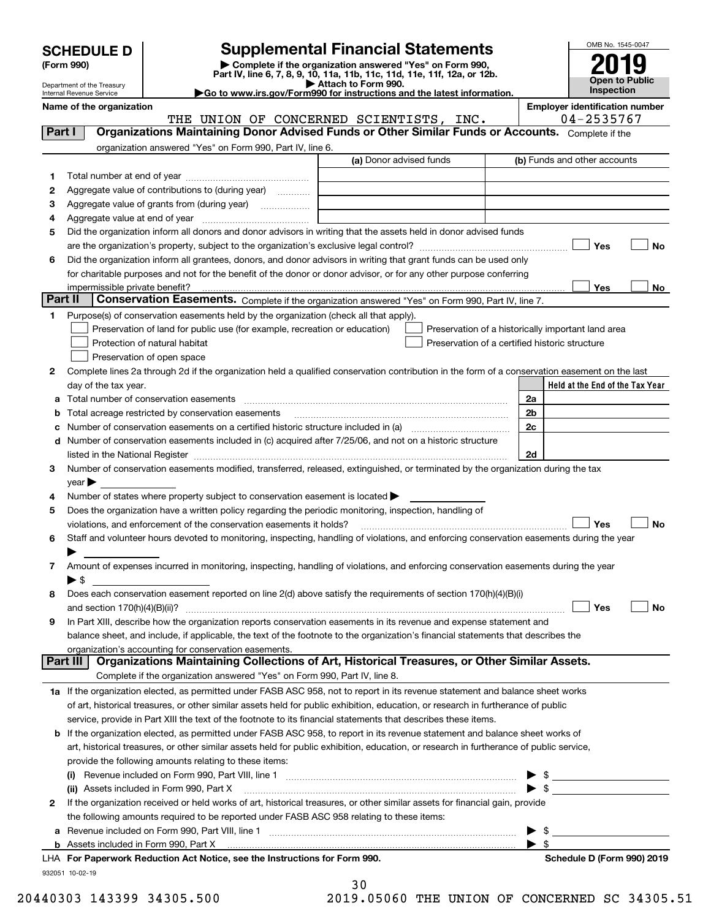**SCHEDULE D**
**(Form 990)**

Department of the Treasury
Internal Revenue Service

# Supplemental Financial Statements

▶ Complete if the organization answered "Yes" on Form 990, Part IV, line 6, 7, 8, 9, 10, 11a, 11b, 11c, 11d, 11e, 11f, 12a, or 12b.
▶ Attach to Form 990.
▶Go to www.irs.gov/Form990 for instructions and the latest information.

OMB No. 1545-0047
**2019**
**Open to Public Inspection**

**Name of the organization**
THE UNION OF CONCERNED SCIENTISTS, INC.

**Employer identification number**
04-2535767

**Part I — Organizations Maintaining Donor Advised Funds or Other Similar Funds or Accounts.** Complete if the organization answered "Yes" on Form 990, Part IV, line 6.

| | | (a) Donor advised funds | (b) Funds and other accounts |
|---|---|---|---|
| 1 | Total number at end of year | | |
| 2 | Aggregate value of contributions to (during year) | | |
| 3 | Aggregate value of grants from (during year) | | |
| 4 | Aggregate value at end of year | | |

5 Did the organization inform all donors and donor advisors in writing that the assets held in donor advised funds are the organization's property, subject to the organization's exclusive legal control? ☐ Yes ☐ No

6 Did the organization inform all grantees, donors, and donor advisors in writing that grant funds can be used only for charitable purposes and not for the benefit of the donor or donor advisor, or for any other purpose conferring impermissible private benefit? ☐ Yes ☐ No

**Part II — Conservation Easements.** Complete if the organization answered "Yes" on Form 990, Part IV, line 7.

1 Purpose(s) of conservation easements held by the organization (check all that apply).
- ☐ Preservation of land for public use (for example, recreation or education)
- ☐ Protection of natural habitat
- ☐ Preservation of open space
- ☐ Preservation of a historically important land area
- ☐ Preservation of a certified historic structure

2 Complete lines 2a through 2d if the organization held a qualified conservation contribution in the form of a conservation easement on the last day of the tax year.

| | | | Held at the End of the Tax Year |
|---|---|---|---|
| a | Total number of conservation easements | 2a | |
| b | Total acreage restricted by conservation easements | 2b | |
| c | Number of conservation easements on a certified historic structure included in (a) | 2c | |
| d | Number of conservation easements included in (c) acquired after 7/25/06, and not on a historic structure listed in the National Register | 2d | |

3 Number of conservation easements modified, transferred, released, extinguished, or terminated by the organization during the tax year ▶

4 Number of states where property subject to conservation easement is located ▶

5 Does the organization have a written policy regarding the periodic monitoring, inspection, handling of violations, and enforcement of the conservation easements it holds? ☐ Yes ☐ No

6 Staff and volunteer hours devoted to monitoring, inspecting, handling of violations, and enforcing conservation easements during the year ▶

7 Amount of expenses incurred in monitoring, inspecting, handling of violations, and enforcing conservation easements during the year ▶ $

8 Does each conservation easement reported on line 2(d) above satisfy the requirements of section 170(h)(4)(B)(i) and section 170(h)(4)(B)(ii)? ☐ Yes ☐ No

9 In Part XIII, describe how the organization reports conservation easements in its revenue and expense statement and balance sheet, and include, if applicable, the text of the footnote to the organization's financial statements that describes the organization's accounting for conservation easements.

**Part III — Organizations Maintaining Collections of Art, Historical Treasures, or Other Similar Assets.** Complete if the organization answered "Yes" on Form 990, Part IV, line 8.

1a If the organization elected, as permitted under FASB ASC 958, not to report in its revenue statement and balance sheet works of art, historical treasures, or other similar assets held for public exhibition, education, or research in furtherance of public service, provide in Part XIII the text of the footnote to its financial statements that describes these items.

b If the organization elected, as permitted under FASB ASC 958, to report in its revenue statement and balance sheet works of art, historical treasures, or other similar assets held for public exhibition, education, or research in furtherance of public service, provide the following amounts relating to these items:

(i) Revenue included on Form 990, Part VIII, line 1 ▶ $

(ii) Assets included in Form 990, Part X ▶ $

2 If the organization received or held works of art, historical treasures, or other similar assets for financial gain, provide the following amounts required to be reported under FASB ASC 958 relating to these items:

a Revenue included on Form 990, Part VIII, line 1 ▶ $

b Assets included in Form 990, Part X ▶ $

LHA **For Paperwork Reduction Act Notice, see the Instructions for Form 990.** **Schedule D (Form 990) 2019**

932051 10-02-19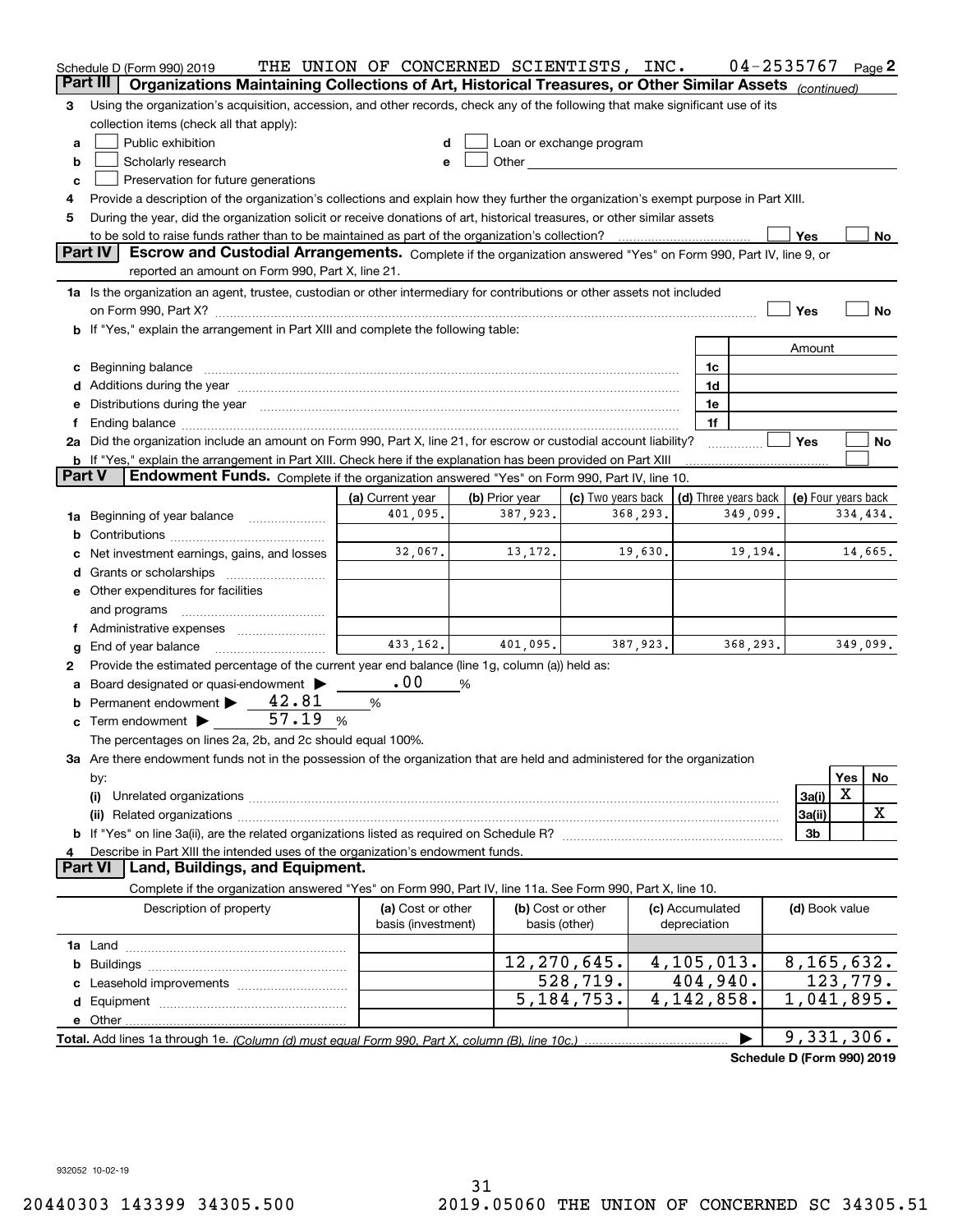Schedule D (Form 990) 2019 THE UNION OF CONCERNED SCIENTISTS, INC. 04-2535767 Page 2

## Part III Organizations Maintaining Collections of Art, Historical Treasures, or Other Similar Assets *(continued)*

**3** Using the organization's acquisition, accession, and other records, check any of the following that make significant use of its collection items (check all that apply):

- **a** ☐ Public exhibition
- **b** ☐ Scholarly research
- **c** ☐ Preservation for future generations
- **d** ☐ Loan or exchange program
- **e** ☐ Other

**4** Provide a description of the organization's collections and explain how they further the organization's exempt purpose in Part XIII.

**5** During the year, did the organization solicit or receive donations of art, historical treasures, or other similar assets to be sold to raise funds rather than to be maintained as part of the organization's collection? ☐ Yes ☐ No

## Part IV Escrow and Custodial Arrangements.

Complete if the organization answered "Yes" on Form 990, Part IV, line 9, or reported an amount on Form 990, Part X, line 21.

**1a** Is the organization an agent, trustee, custodian or other intermediary for contributions or other assets not included on Form 990, Part X? ☐ Yes ☐ No

**b** If "Yes," explain the arrangement in Part XIII and complete the following table:

| | | Amount |
|---|---|---|
| **c** Beginning balance | 1c | |
| **d** Additions during the year | 1d | |
| **e** Distributions during the year | 1e | |
| **f** Ending balance | 1f | |

**2a** Did the organization include an amount on Form 990, Part X, line 21, for escrow or custodial account liability? ☐ Yes ☐ No

**b** If "Yes," explain the arrangement in Part XIII. Check here if the explanation has been provided on Part XIII ☐

## Part V Endowment Funds.

Complete if the organization answered "Yes" on Form 990, Part IV, line 10.

| | (a) Current year | (b) Prior year | (c) Two years back | (d) Three years back | (e) Four years back |
|---|---|---|---|---|---|
| **1a** Beginning of year balance | 401,095. | 387,923. | 368,293. | 349,099. | 334,434. |
| **b** Contributions | | | | | |
| **c** Net investment earnings, gains, and losses | 32,067. | 13,172. | 19,630. | 19,194. | 14,665. |
| **d** Grants or scholarships | | | | | |
| **e** Other expenditures for facilities and programs | | | | | |
| **f** Administrative expenses | | | | | |
| **g** End of year balance | 433,162. | 401,095. | 387,923. | 368,293. | 349,099. |

**2** Provide the estimated percentage of the current year end balance (line 1g, column (a)) held as:

- **a** Board designated or quasi-endowment ▶ .00 %
- **b** Permanent endowment ▶ 42.81 %
- **c** Term endowment ▶ 57.19 %

The percentages on lines 2a, 2b, and 2c should equal 100%.

**3a** Are there endowment funds not in the possession of the organization that are held and administered for the organization by:

| | | Yes | No |
|---|---|---|---|
| **(i)** Unrelated organizations | 3a(i) | X | |
| **(ii)** Related organizations | 3a(ii) | | X |
| **b** If "Yes" on line 3a(ii), are the related organizations listed as required on Schedule R? | 3b | | |

**4** Describe in Part XIII the intended uses of the organization's endowment funds.

## Part VI Land, Buildings, and Equipment.

Complete if the organization answered "Yes" on Form 990, Part IV, line 11a. See Form 990, Part X, line 10.

| Description of property | (a) Cost or other basis (investment) | (b) Cost or other basis (other) | (c) Accumulated depreciation | (d) Book value |
|---|---|---|---|---|
| **1a** Land | | | | |
| **b** Buildings | | 12,270,645. | 4,105,013. | 8,165,632. |
| **c** Leasehold improvements | | 528,719. | 404,940. | 123,779. |
| **d** Equipment | | 5,184,753. | 4,142,858. | 1,041,895. |
| **e** Other | | | | |
| **Total.** Add lines 1a through 1e. *(Column (d) must equal Form 990, Part X, column (B), line 10c.)* | | | ▶ | 9,331,306. |

**Schedule D (Form 990) 2019**

932052 10-02-19

20440303 143399 34305.500 2019.05060 THE UNION OF CONCERNED SC 34305.51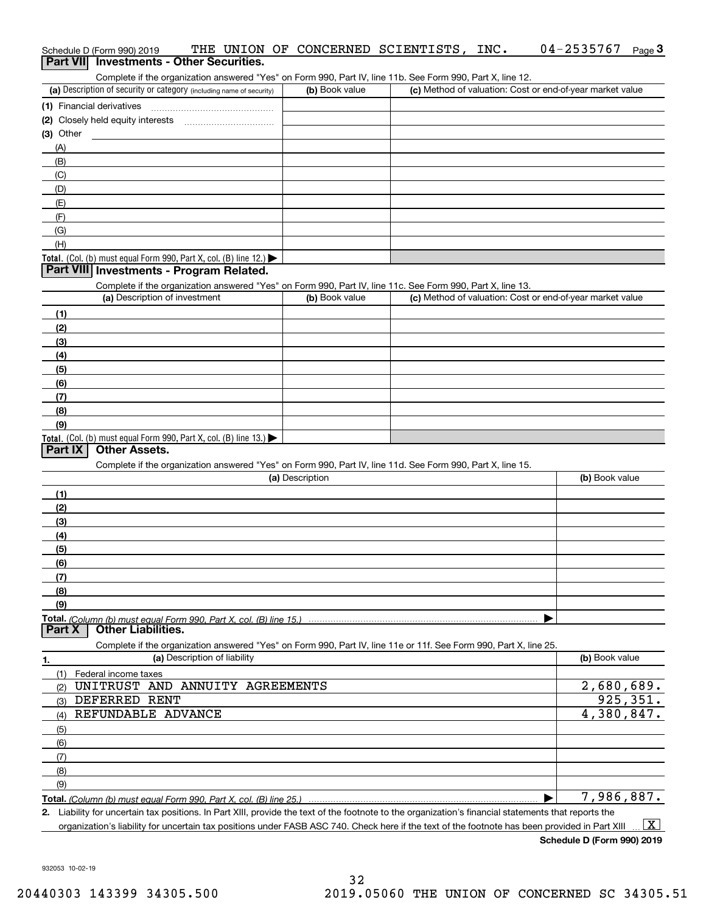Schedule D (Form 990) 2019 THE UNION OF CONCERNED SCIENTISTS, INC. 04-2535767 Page 3

## Part VII Investments - Other Securities.

Complete if the organization answered "Yes" on Form 990, Part IV, line 11b. See Form 990, Part X, line 12.

| (a) Description of security or category (including name of security) | (b) Book value | (c) Method of valuation: Cost or end-of-year market value |
|---|---|---|
| (1) Financial derivatives | | |
| (2) Closely held equity interests | | |
| (3) Other | | |
| (A) | | |
| (B) | | |
| (C) | | |
| (D) | | |
| (E) | | |
| (F) | | |
| (G) | | |
| (H) | | |
| **Total.** (Col. (b) must equal Form 990, Part X, col. (B) line 12.) ▶ | | |

## Part VIII Investments - Program Related.

Complete if the organization answered "Yes" on Form 990, Part IV, line 11c. See Form 990, Part X, line 13.

| (a) Description of investment | (b) Book value | (c) Method of valuation: Cost or end-of-year market value |
|---|---|---|
| (1) | | |
| (2) | | |
| (3) | | |
| (4) | | |
| (5) | | |
| (6) | | |
| (7) | | |
| (8) | | |
| (9) | | |
| **Total.** (Col. (b) must equal Form 990, Part X, col. (B) line 13.) ▶ | | |

## Part IX Other Assets.

Complete if the organization answered "Yes" on Form 990, Part IV, line 11d. See Form 990, Part X, line 15.

| (a) Description | (b) Book value |
|---|---|
| (1) | |
| (2) | |
| (3) | |
| (4) | |
| (5) | |
| (6) | |
| (7) | |
| (8) | |
| (9) | |
| **Total.** *(Column (b) must equal Form 990, Part X, col. (B) line 15.)* ▶ | |

## Part X Other Liabilities.

Complete if the organization answered "Yes" on Form 990, Part IV, line 11e or 11f. See Form 990, Part X, line 25.

| 1. (a) Description of liability | (b) Book value |
|---|---|
| (1) Federal income taxes | |
| (2) UNITRUST AND ANNUITY AGREEMENTS | 2,680,689. |
| (3) DEFERRED RENT | 925,351. |
| (4) REFUNDABLE ADVANCE | 4,380,847. |
| (5) | |
| (6) | |
| (7) | |
| (8) | |
| (9) | |
| **Total.** *(Column (b) must equal Form 990, Part X, col. (B) line 25.)* ▶ | 7,986,887. |

**2.** Liability for uncertain tax positions. In Part XIII, provide the text of the footnote to the organization's financial statements that reports the organization's liability for uncertain tax positions under FASB ASC 740. Check here if the text of the footnote has been provided in Part XIII ... [X]

**Schedule D (Form 990) 2019**

932053 10-02-19

20440303 143399 34305.500 2019.05060 THE UNION OF CONCERNED SC 34305.51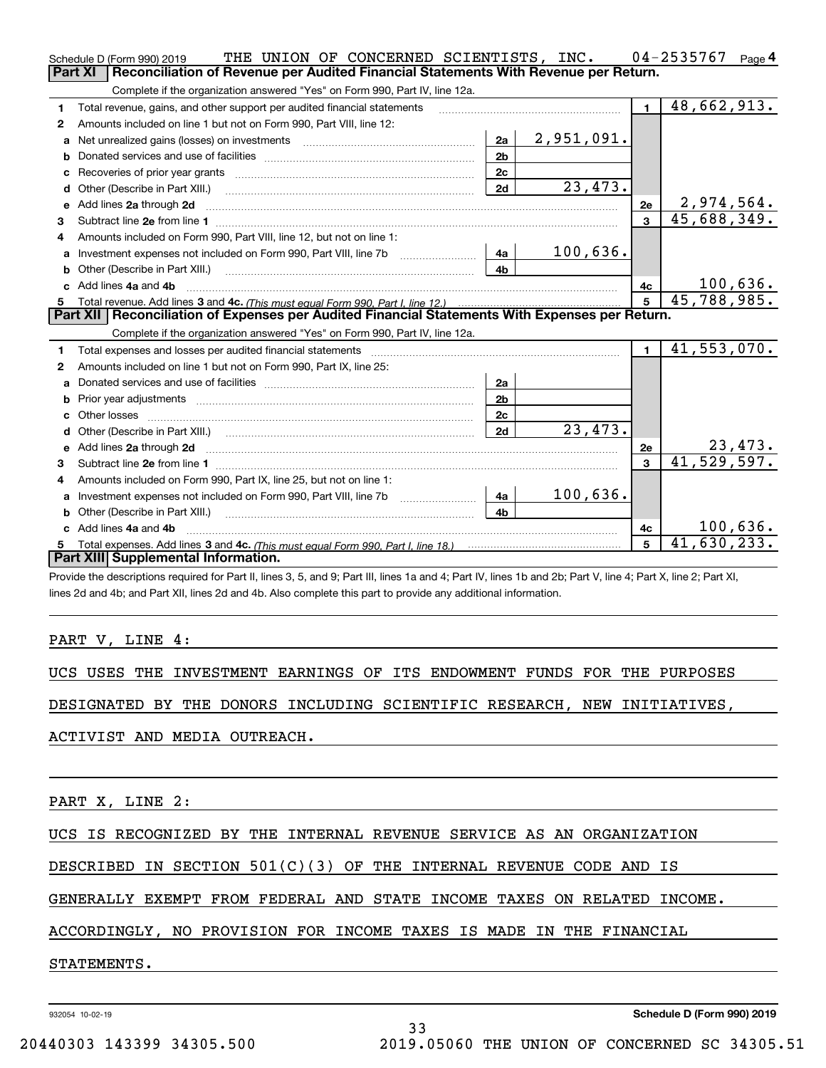Schedule D (Form 990) 2019 THE UNION OF CONCERNED SCIENTISTS, INC. 04-2535767 Page 4

**Part XI Reconciliation of Revenue per Audited Financial Statements With Revenue per Return.**

Complete if the organization answered "Yes" on Form 990, Part IV, line 12a.

| | | | | | |
|---|---|---|---|---|---|
| 1 | Total revenue, gains, and other support per audited financial statements | | | 1 | 48,662,913. |
| 2 | Amounts included on line 1 but not on Form 990, Part VIII, line 12: | | | | |
| a | Net unrealized gains (losses) on investments | 2a | 2,951,091. | | |
| b | Donated services and use of facilities | 2b | | | |
| c | Recoveries of prior year grants | 2c | | | |
| d | Other (Describe in Part XIII.) | 2d | 23,473. | | |
| e | Add lines 2a through 2d | | | 2e | 2,974,564. |
| 3 | Subtract line 2e from line 1 | | | 3 | 45,688,349. |
| 4 | Amounts included on Form 990, Part VIII, line 12, but not on line 1: | | | | |
| a | Investment expenses not included on Form 990, Part VIII, line 7b | 4a | 100,636. | | |
| b | Other (Describe in Part XIII.) | 4b | | | |
| c | Add lines 4a and 4b | | | 4c | 100,636. |
| 5 | Total revenue. Add lines 3 and 4c. *(This must equal Form 990, Part I, line 12.)* | | | 5 | 45,788,985. |

**Part XII Reconciliation of Expenses per Audited Financial Statements With Expenses per Return.**

Complete if the organization answered "Yes" on Form 990, Part IV, line 12a.

| | | | | | |
|---|---|---|---|---|---|
| 1 | Total expenses and losses per audited financial statements | | | 1 | 41,553,070. |
| 2 | Amounts included on line 1 but not on Form 990, Part IX, line 25: | | | | |
| a | Donated services and use of facilities | 2a | | | |
| b | Prior year adjustments | 2b | | | |
| c | Other losses | 2c | | | |
| d | Other (Describe in Part XIII.) | 2d | 23,473. | | |
| e | Add lines 2a through 2d | | | 2e | 23,473. |
| 3 | Subtract line 2e from line 1 | | | 3 | 41,529,597. |
| 4 | Amounts included on Form 990, Part IX, line 25, but not on line 1: | | | | |
| a | Investment expenses not included on Form 990, Part VIII, line 7b | 4a | 100,636. | | |
| b | Other (Describe in Part XIII.) | 4b | | | |
| c | Add lines 4a and 4b | | | 4c | 100,636. |
| 5 | Total expenses. Add lines 3 and 4c. *(This must equal Form 990, Part I, line 18.)* | | | 5 | 41,630,233. |

**Part XIII Supplemental Information.**

Provide the descriptions required for Part II, lines 3, 5, and 9; Part III, lines 1a and 4; Part IV, lines 1b and 2b; Part V, line 4; Part X, line 2; Part XI, lines 2d and 4b; and Part XII, lines 2d and 4b. Also complete this part to provide any additional information.

PART V, LINE 4:

UCS USES THE INVESTMENT EARNINGS OF ITS ENDOWMENT FUNDS FOR THE PURPOSES DESIGNATED BY THE DONORS INCLUDING SCIENTIFIC RESEARCH, NEW INITIATIVES, ACTIVIST AND MEDIA OUTREACH.

PART X, LINE 2:

UCS IS RECOGNIZED BY THE INTERNAL REVENUE SERVICE AS AN ORGANIZATION DESCRIBED IN SECTION 501(C)(3) OF THE INTERNAL REVENUE CODE AND IS GENERALLY EXEMPT FROM FEDERAL AND STATE INCOME TAXES ON RELATED INCOME. ACCORDINGLY, NO PROVISION FOR INCOME TAXES IS MADE IN THE FINANCIAL STATEMENTS.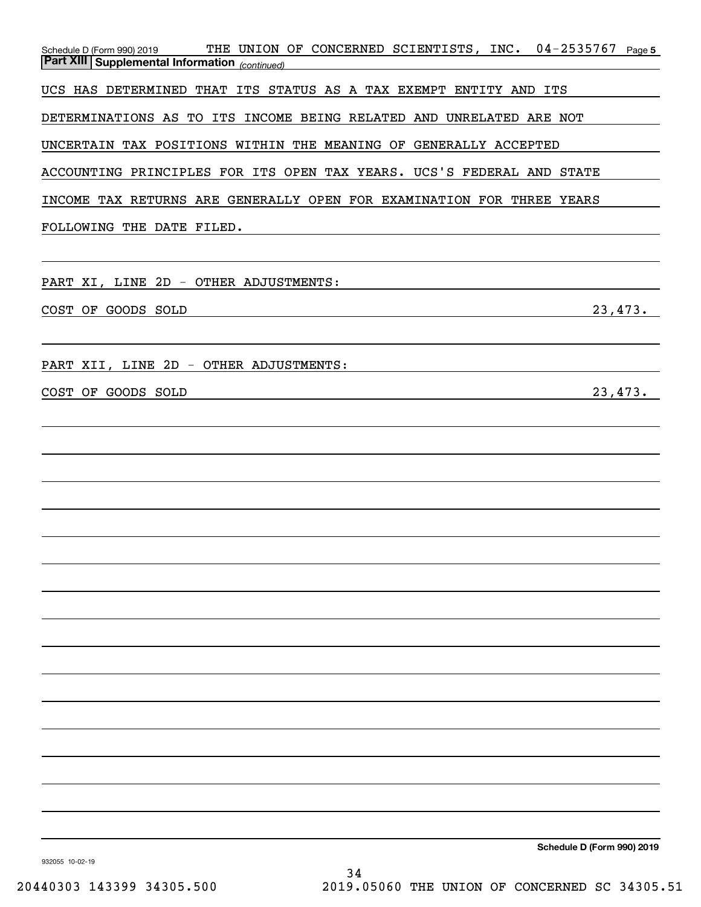Schedule D (Form 990) 2019 THE UNION OF CONCERNED SCIENTISTS, INC. 04-2535767 Page 5

**Part XIII Supplemental Information** *(continued)*

UCS HAS DETERMINED THAT ITS STATUS AS A TAX EXEMPT ENTITY AND ITS DETERMINATIONS AS TO ITS INCOME BEING RELATED AND UNRELATED ARE NOT UNCERTAIN TAX POSITIONS WITHIN THE MEANING OF GENERALLY ACCEPTED ACCOUNTING PRINCIPLES FOR ITS OPEN TAX YEARS. UCS'S FEDERAL AND STATE INCOME TAX RETURNS ARE GENERALLY OPEN FOR EXAMINATION FOR THREE YEARS FOLLOWING THE DATE FILED.

PART XI, LINE 2D - OTHER ADJUSTMENTS:

COST OF GOODS SOLD 23,473.

PART XII, LINE 2D - OTHER ADJUSTMENTS:

COST OF GOODS SOLD 23,473.

Schedule D (Form 990) 2019

932055 10-02-19

20440303 143399 34305.500 2019.05060 THE UNION OF CONCERNED SC 34305.51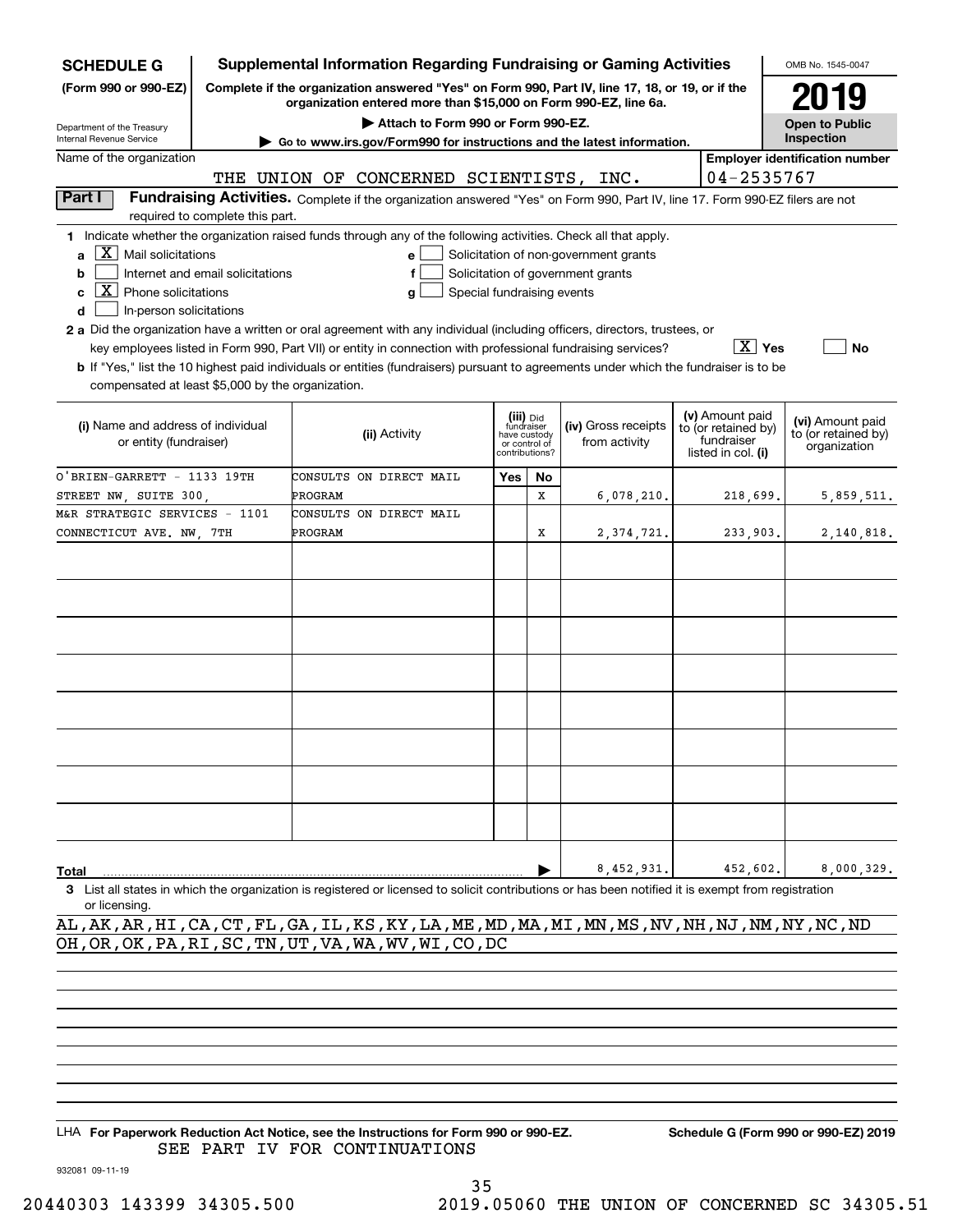**SCHEDULE G** (Form 990 or 990-EZ)

Department of the Treasury
Internal Revenue Service

# Supplemental Information Regarding Fundraising or Gaming Activities

**Complete if the organization answered "Yes" on Form 990, Part IV, line 17, 18, or 19, or if the organization entered more than $15,000 on Form 990-EZ, line 6a.**

▶ **Attach to Form 990 or Form 990-EZ.**

▶ **Go to www.irs.gov/Form990 for instructions and the latest information.**

OMB No. 1545-0047

**2019**

**Open to Public Inspection**

Name of the organization: THE UNION OF CONCERNED SCIENTISTS, INC.

Employer identification number: 04-2535767

**Part I** **Fundraising Activities.** Complete if the organization answered "Yes" on Form 990, Part IV, line 17. Form 990-EZ filers are not required to complete this part.

**1** Indicate whether the organization raised funds through any of the following activities. Check all that apply.

- **a** [X] Mail solicitations
- **b** [ ] Internet and email solicitations
- **c** [X] Phone solicitations
- **d** [ ] In-person solicitations
- **e** [ ] Solicitation of non-government grants
- **f** [ ] Solicitation of government grants
- **g** [ ] Special fundraising events

**2 a** Did the organization have a written or oral agreement with any individual (including officers, directors, trustees, or key employees listed in Form 990, Part VII) or entity in connection with professional fundraising services? [X] **Yes** [ ] **No**

**b** If "Yes," list the 10 highest paid individuals or entities (fundraisers) pursuant to agreements under which the fundraiser is to be compensated at least $5,000 by the organization.

| (i) Name and address of individual or entity (fundraiser) | (ii) Activity | (iii) Did fundraiser have custody or control of contributions? Yes | No | (iv) Gross receipts from activity | (v) Amount paid to (or retained by) fundraiser listed in col. (i) | (vi) Amount paid to (or retained by) organization |
|---|---|---|---|---|---|---|
| O'BRIEN-GARRETT - 1133 19TH STREET NW, SUITE 300, | CONSULTS ON DIRECT MAIL PROGRAM | | X | 6,078,210. | 218,699. | 5,859,511. |
| M&R STRATEGIC SERVICES - 1101 CONNECTICUT AVE. NW, 7TH | CONSULTS ON DIRECT MAIL PROGRAM | | X | 2,374,721. | 233,903. | 2,140,818. |
| | | | | | | |
| | | | | | | |
| | | | | | | |
| | | | | | | |
| | | | | | | |
| | | | | | | |
| | | | | | | |
| | | | | | | |
| **Total** | | | ▶ | 8,452,931. | 452,602. | 8,000,329. |

**3** List all states in which the organization is registered or licensed to solicit contributions or has been notified it is exempt from registration or licensing.

AL,AK,AR,HI,CA,CT,FL,GA,IL,KS,KY,LA,ME,MD,MA,MI,MN,MS,NV,NH,NJ,NM,NY,NC,ND
OH,OR,OK,PA,RI,SC,TN,UT,VA,WA,WV,WI,CO,DC

LHA **For Paperwork Reduction Act Notice, see the Instructions for Form 990 or 990-EZ.** **Schedule G (Form 990 or 990-EZ) 2019**

SEE PART IV FOR CONTINUATIONS

932081 09-11-19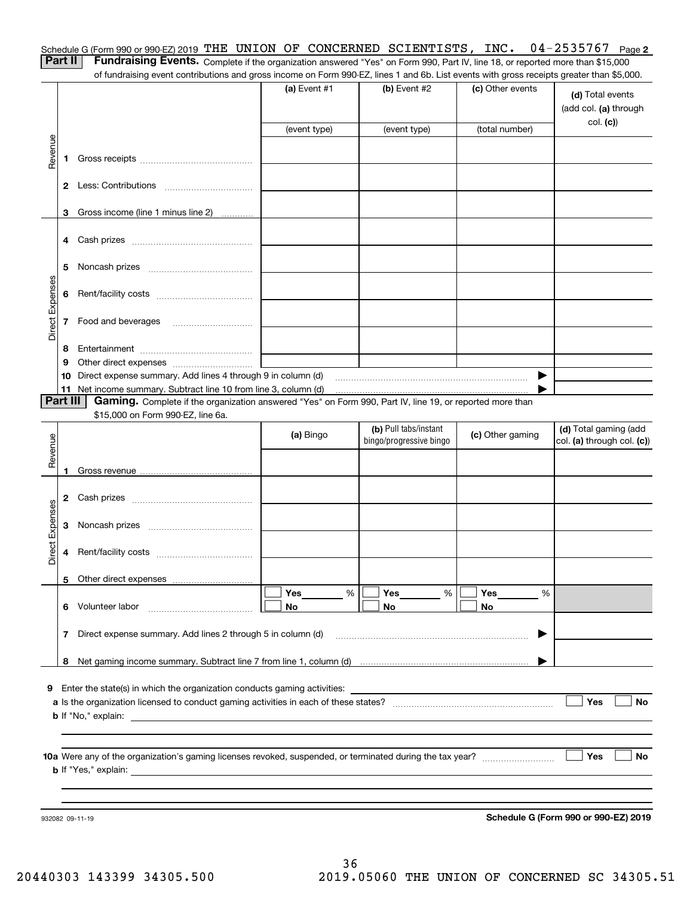Schedule G (Form 990 or 990-EZ) 2019 THE UNION OF CONCERNED SCIENTISTS, INC. 04-2535767 Page 2

**Part II** **Fundraising Events.** Complete if the organization answered "Yes" on Form 990, Part IV, line 18, or reported more than $15,000 of fundraising event contributions and gross income on Form 990-EZ, lines 1 and 6b. List events with gross receipts greater than $5,000.

| | | (a) Event #1 (event type) | (b) Event #2 (event type) | (c) Other events (total number) | (d) Total events (add col. (a) through col. (c)) |
|---|---|---|---|---|---|
| Revenue | 1 Gross receipts | | | | |
| | 2 Less: Contributions | | | | |
| | 3 Gross income (line 1 minus line 2) | | | | |
| Direct Expenses | 4 Cash prizes | | | | |
| | 5 Noncash prizes | | | | |
| | 6 Rent/facility costs | | | | |
| | 7 Food and beverages | | | | |
| | 8 Entertainment | | | | |
| | 9 Other direct expenses | | | | |
| | 10 Direct expense summary. Add lines 4 through 9 in column (d) | | | ▶ | |
| | 11 Net income summary. Subtract line 10 from line 3, column (d) | | | ▶ | |

**Part III** **Gaming.** Complete if the organization answered "Yes" on Form 990, Part IV, line 19, or reported more than $15,000 on Form 990-EZ, line 6a.

| | | (a) Bingo | (b) Pull tabs/instant bingo/progressive bingo | (c) Other gaming | (d) Total gaming (add col. (a) through col. (c)) |
|---|---|---|---|---|---|
| Revenue | 1 Gross revenue | | | | |
| Direct Expenses | 2 Cash prizes | | | | |
| | 3 Noncash prizes | | | | |
| | 4 Rent/facility costs | | | | |
| | 5 Other direct expenses | | | | |
| | 6 Volunteer labor | ☐ Yes ____ % ☐ No | ☐ Yes ____ % ☐ No | ☐ Yes ____ % ☐ No | |
| | 7 Direct expense summary. Add lines 2 through 5 in column (d) | | | ▶ | |
| | 8 Net gaming income summary. Subtract line 7 from line 1, column (d) | | | ▶ | |

**9** Enter the state(s) in which the organization conducts gaming activities: ____________

**a** Is the organization licensed to conduct gaming activities in each of these states? ☐ Yes ☐ No

**b** If "No," explain: ____________

**10a** Were any of the organization's gaming licenses revoked, suspended, or terminated during the tax year? ☐ Yes ☐ No

**b** If "Yes," explain: ____________

932082 09-11-19

**Schedule G (Form 990 or 990-EZ) 2019**

36

20440303 143399 34305.500 2019.05060 THE UNION OF CONCERNED SC 34305.51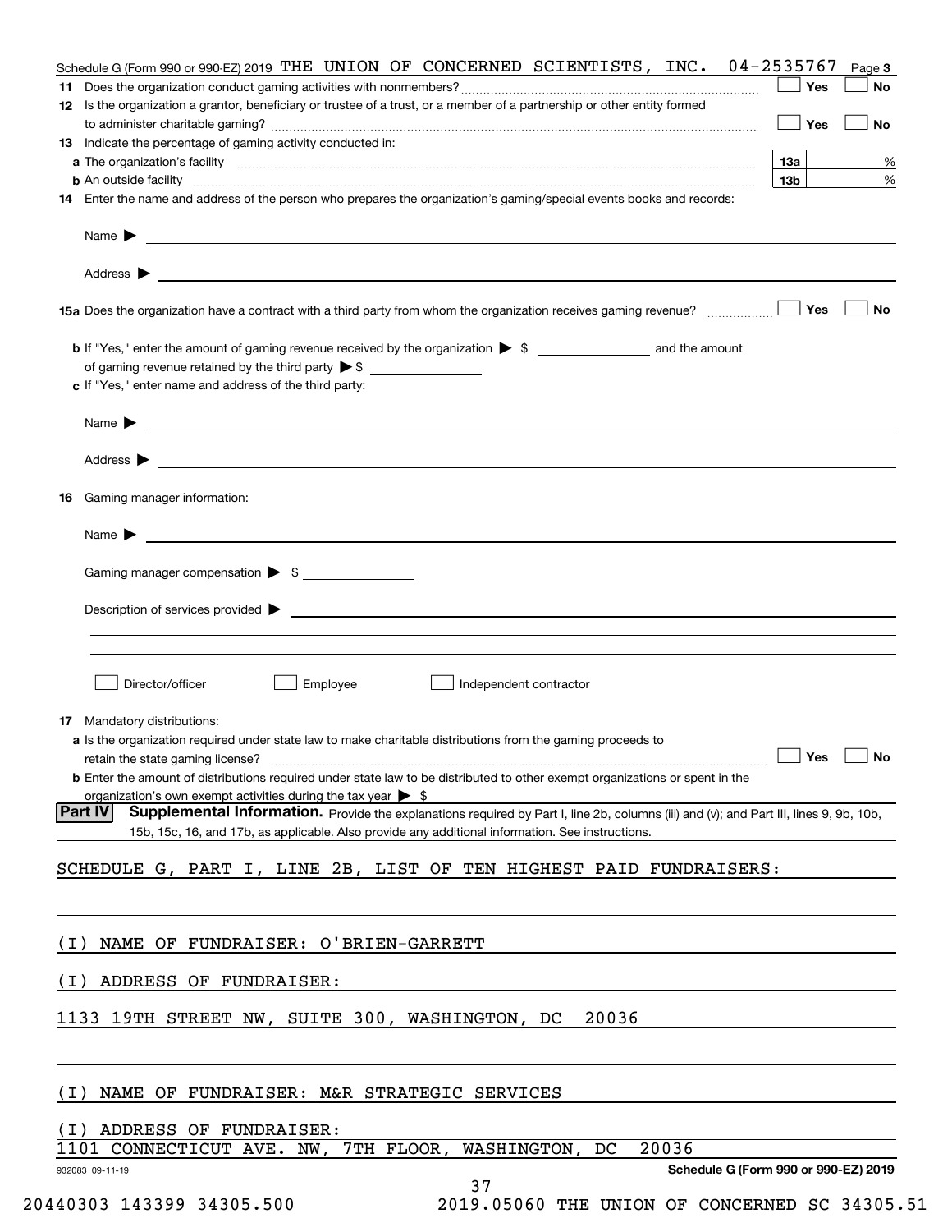Schedule G (Form 990 or 990-EZ) 2019 THE UNION OF CONCERNED SCIENTISTS, INC. 04-2535767 Page 3

**11** Does the organization conduct gaming activities with nonmembers? ☐ Yes ☐ No

**12** Is the organization a grantor, beneficiary or trustee of a trust, or a member of a partnership or other entity formed to administer charitable gaming? ☐ Yes ☐ No

**13** Indicate the percentage of gaming activity conducted in:

**a** The organization's facility **13a** %

**b** An outside facility **13b** %

**14** Enter the name and address of the person who prepares the organization's gaming/special events books and records:

Name ▶

Address ▶

**15a** Does the organization have a contract with a third party from whom the organization receives gaming revenue? ☐ Yes ☐ No

**b** If "Yes," enter the amount of gaming revenue received by the organization ▶ $ ______ and the amount of gaming revenue retained by the third party ▶ $ ______

**c** If "Yes," enter name and address of the third party:

Name ▶

Address ▶

**16** Gaming manager information:

Name ▶

Gaming manager compensation ▶ $

Description of services provided ▶

☐ Director/officer ☐ Employee ☐ Independent contractor

**17** Mandatory distributions:

**a** Is the organization required under state law to make charitable distributions from the gaming proceeds to retain the state gaming license? ☐ Yes ☐ No

**b** Enter the amount of distributions required under state law to be distributed to other exempt organizations or spent in the organization's own exempt activities during the tax year ▶ $

**Part IV** **Supplemental Information.** Provide the explanations required by Part I, line 2b, columns (iii) and (v); and Part III, lines 9, 9b, 10b, 15b, 15c, 16, and 17b, as applicable. Also provide any additional information. See instructions.

SCHEDULE G, PART I, LINE 2B, LIST OF TEN HIGHEST PAID FUNDRAISERS:

(I) NAME OF FUNDRAISER: O'BRIEN-GARRETT

(I) ADDRESS OF FUNDRAISER:

1133 19TH STREET NW, SUITE 300, WASHINGTON, DC 20036

(I) NAME OF FUNDRAISER: M&R STRATEGIC SERVICES

(I) ADDRESS OF FUNDRAISER:

1101 CONNECTICUT AVE. NW, 7TH FLOOR, WASHINGTON, DC 20036

932083 09-11-19 Schedule G (Form 990 or 990-EZ) 2019

20440303 143399 34305.500 2019.05060 THE UNION OF CONCERNED SC 34305.51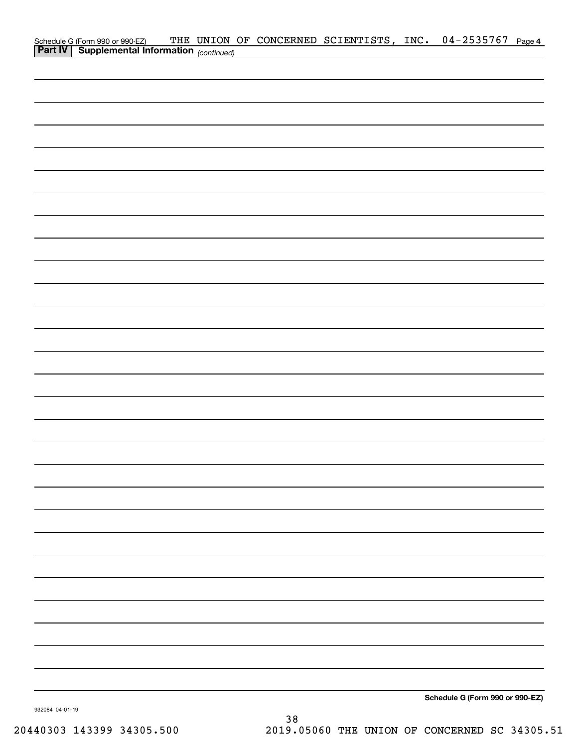Schedule G (Form 990 or 990-EZ) THE UNION OF CONCERNED SCIENTISTS, INC. 04-2535767 Page 4

**Part IV | Supplemental Information** *(continued)*

**Schedule G (Form 990 or 990-EZ)**

932084 04-01-19

20440303 143399 34305.500 2019.05060 THE UNION OF CONCERNED SC 34305.51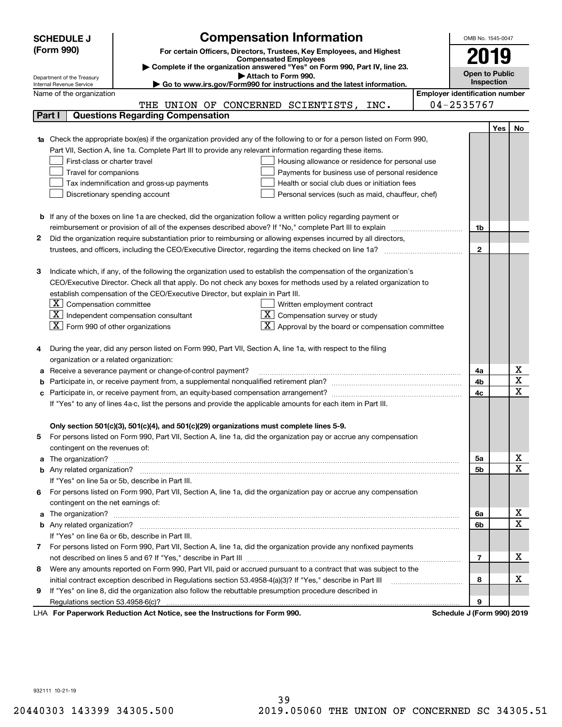# SCHEDULE J (Form 990)

## Compensation Information

**For certain Officers, Directors, Trustees, Key Employees, and Highest Compensated Employees**

▶ Complete if the organization answered "Yes" on Form 990, Part IV, line 23.

▶ Attach to Form 990.

▶ Go to www.irs.gov/Form990 for instructions and the latest information.

Department of the Treasury
Internal Revenue Service

OMB No. 1545-0047

**2019**

**Open to Public Inspection**

Name of the organization: THE UNION OF CONCERNED SCIENTISTS, INC.

Employer identification number: 04-2535767

### Part I — Questions Regarding Compensation

| | | | Yes | No |
|---|---|---|---|---|
| **1a** | Check the appropriate box(es) if the organization provided any of the following to or for a person listed on Form 990, Part VII, Section A, line 1a. Complete Part III to provide any relevant information regarding these items.<br>☐ First-class or charter travel ☐ Housing allowance or residence for personal use<br>☐ Travel for companions ☐ Payments for business use of personal residence<br>☐ Tax indemnification and gross-up payments ☐ Health or social club dues or initiation fees<br>☐ Discretionary spending account ☐ Personal services (such as maid, chauffeur, chef) | | | |
| **b** | If any of the boxes on line 1a are checked, did the organization follow a written policy regarding payment or reimbursement or provision of all of the expenses described above? If "No," complete Part III to explain | 1b | | |
| **2** | Did the organization require substantiation prior to reimbursing or allowing expenses incurred by all directors, trustees, and officers, including the CEO/Executive Director, regarding the items checked on line 1a? | 2 | | |
| **3** | Indicate which, if any, of the following the organization used to establish the compensation of the organization's CEO/Executive Director. Check all that apply. Do not check any boxes for methods used by a related organization to establish compensation of the CEO/Executive Director, but explain in Part III.<br>☒ Compensation committee ☐ Written employment contract<br>☒ Independent compensation consultant ☒ Compensation survey or study<br>☒ Form 990 of other organizations ☒ Approval by the board or compensation committee | | | |
| **4** | During the year, did any person listed on Form 990, Part VII, Section A, line 1a, with respect to the filing organization or a related organization: | | | |
| **a** | Receive a severance payment or change-of-control payment? | 4a | | X |
| **b** | Participate in, or receive payment from, a supplemental nonqualified retirement plan? | 4b | | X |
| **c** | Participate in, or receive payment from, an equity-based compensation arrangement? | 4c | | X |
| | If "Yes" to any of lines 4a-c, list the persons and provide the applicable amounts for each item in Part III. | | | |
| | **Only section 501(c)(3), 501(c)(4), and 501(c)(29) organizations must complete lines 5-9.** | | | |
| **5** | For persons listed on Form 990, Part VII, Section A, line 1a, did the organization pay or accrue any compensation contingent on the revenues of: | | | |
| **a** | The organization? | 5a | | X |
| **b** | Any related organization? | 5b | | X |
| | If "Yes" on line 5a or 5b, describe in Part III. | | | |
| **6** | For persons listed on Form 990, Part VII, Section A, line 1a, did the organization pay or accrue any compensation contingent on the net earnings of: | | | |
| **a** | The organization? | 6a | | X |
| **b** | Any related organization? | 6b | | X |
| | If "Yes" on line 6a or 6b, describe in Part III. | | | |
| **7** | For persons listed on Form 990, Part VII, Section A, line 1a, did the organization provide any nonfixed payments not described on lines 5 and 6? If "Yes," describe in Part III | 7 | | X |
| **8** | Were any amounts reported on Form 990, Part VII, paid or accrued pursuant to a contract that was subject to the initial contract exception described in Regulations section 53.4958-4(a)(3)? If "Yes," describe in Part III | 8 | | X |
| **9** | If "Yes" on line 8, did the organization also follow the rebuttable presumption procedure described in Regulations section 53.4958-6(c)? | 9 | | |

LHA **For Paperwork Reduction Act Notice, see the Instructions for Form 990.** **Schedule J (Form 990) 2019**

932111 10-21-19

20440303 143399 34305.500 2019.05060 THE UNION OF CONCERNED SC 34305.51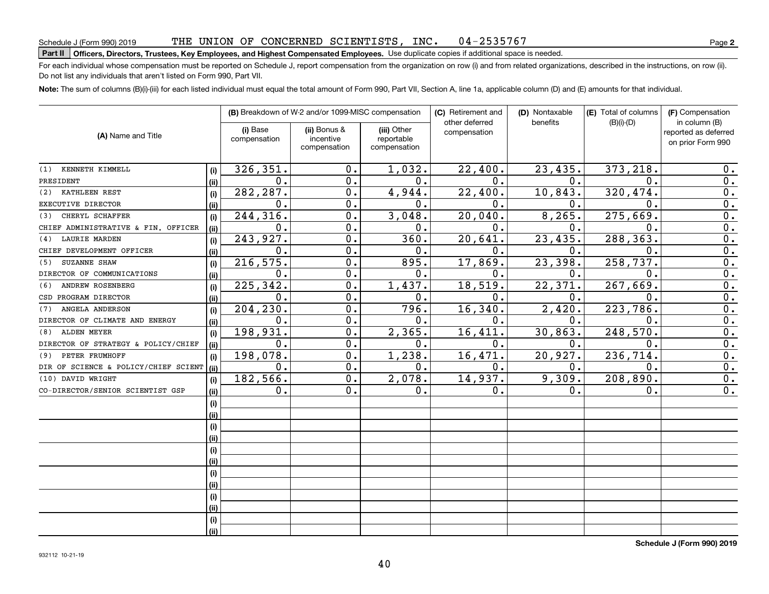Schedule J (Form 990) 2019 THE UNION OF CONCERNED SCIENTISTS, INC. 04-2535767 Page **2**

**Part II** **Officers, Directors, Trustees, Key Employees, and Highest Compensated Employees.** Use duplicate copies if additional space is needed.

For each individual whose compensation must be reported on Schedule J, report compensation from the organization on row (i) and from related organizations, described in the instructions, on row (ii). Do not list any individuals that aren't listed on Form 990, Part VII.

**Note:** The sum of columns (B)(i)-(iii) for each listed individual must equal the total amount of Form 990, Part VII, Section A, line 1a, applicable column (D) and (E) amounts for that individual.

| (A) Name and Title | | (B) Breakdown of W-2 and/or 1099-MISC compensation | | | (C) Retirement and other deferred compensation | (D) Nontaxable benefits | (E) Total of columns (B)(i)-(D) | (F) Compensation in column (B) reported as deferred on prior Form 990 |
|---|---|---|---|---|---|---|---|---|
| | | (i) Base compensation | (ii) Bonus & incentive compensation | (iii) Other reportable compensation | | | | |
| (1) KENNETH KIMMELL | (i) | 326,351. | 0. | 1,032. | 22,400. | 23,435. | 373,218. | 0. |
| PRESIDENT | (ii) | 0. | 0. | 0. | 0. | 0. | 0. | 0. |
| (2) KATHLEEN REST | (i) | 282,287. | 0. | 4,944. | 22,400. | 10,843. | 320,474. | 0. |
| EXECUTIVE DIRECTOR | (ii) | 0. | 0. | 0. | 0. | 0. | 0. | 0. |
| (3) CHERYL SCHAFFER | (i) | 244,316. | 0. | 3,048. | 20,040. | 8,265. | 275,669. | 0. |
| CHIEF ADMINISTRATIVE & FIN. OFFICER | (ii) | 0. | 0. | 0. | 0. | 0. | 0. | 0. |
| (4) LAURIE MARDEN | (i) | 243,927. | 0. | 360. | 20,641. | 23,435. | 288,363. | 0. |
| CHIEF DEVELOPMENT OFFICER | (ii) | 0. | 0. | 0. | 0. | 0. | 0. | 0. |
| (5) SUZANNE SHAW | (i) | 216,575. | 0. | 895. | 17,869. | 23,398. | 258,737. | 0. |
| DIRECTOR OF COMMUNICATIONS | (ii) | 0. | 0. | 0. | 0. | 0. | 0. | 0. |
| (6) ANDREW ROSENBERG | (i) | 225,342. | 0. | 1,437. | 18,519. | 22,371. | 267,669. | 0. |
| CSD PROGRAM DIRECTOR | (ii) | 0. | 0. | 0. | 0. | 0. | 0. | 0. |
| (7) ANGELA ANDERSON | (i) | 204,230. | 0. | 796. | 16,340. | 2,420. | 223,786. | 0. |
| DIRECTOR OF CLIMATE AND ENERGY | (ii) | 0. | 0. | 0. | 0. | 0. | 0. | 0. |
| (8) ALDEN MEYER | (i) | 198,931. | 0. | 2,365. | 16,411. | 30,863. | 248,570. | 0. |
| DIRECTOR OF STRATEGY & POLICY/CHIEF | (ii) | 0. | 0. | 0. | 0. | 0. | 0. | 0. |
| (9) PETER FRUMHOFF | (i) | 198,078. | 0. | 1,238. | 16,471. | 20,927. | 236,714. | 0. |
| DIR OF SCIENCE & POLICY/CHIEF SCIENT | (ii) | 0. | 0. | 0. | 0. | 0. | 0. | 0. |
| (10) DAVID WRIGHT | (i) | 182,566. | 0. | 2,078. | 14,937. | 9,309. | 208,890. | 0. |
| CO-DIRECTOR/SENIOR SCIENTIST GSP | (ii) | 0. | 0. | 0. | 0. | 0. | 0. | 0. |
| | (i) | | | | | | | |
| | (ii) | | | | | | | |
| | (i) | | | | | | | |
| | (ii) | | | | | | | |
| | (i) | | | | | | | |
| | (ii) | | | | | | | |
| | (i) | | | | | | | |
| | (ii) | | | | | | | |
| | (i) | | | | | | | |
| | (ii) | | | | | | | |
| | (i) | | | | | | | |
| | (ii) | | | | | | | |

**Schedule J (Form 990) 2019**

932112 10-21-19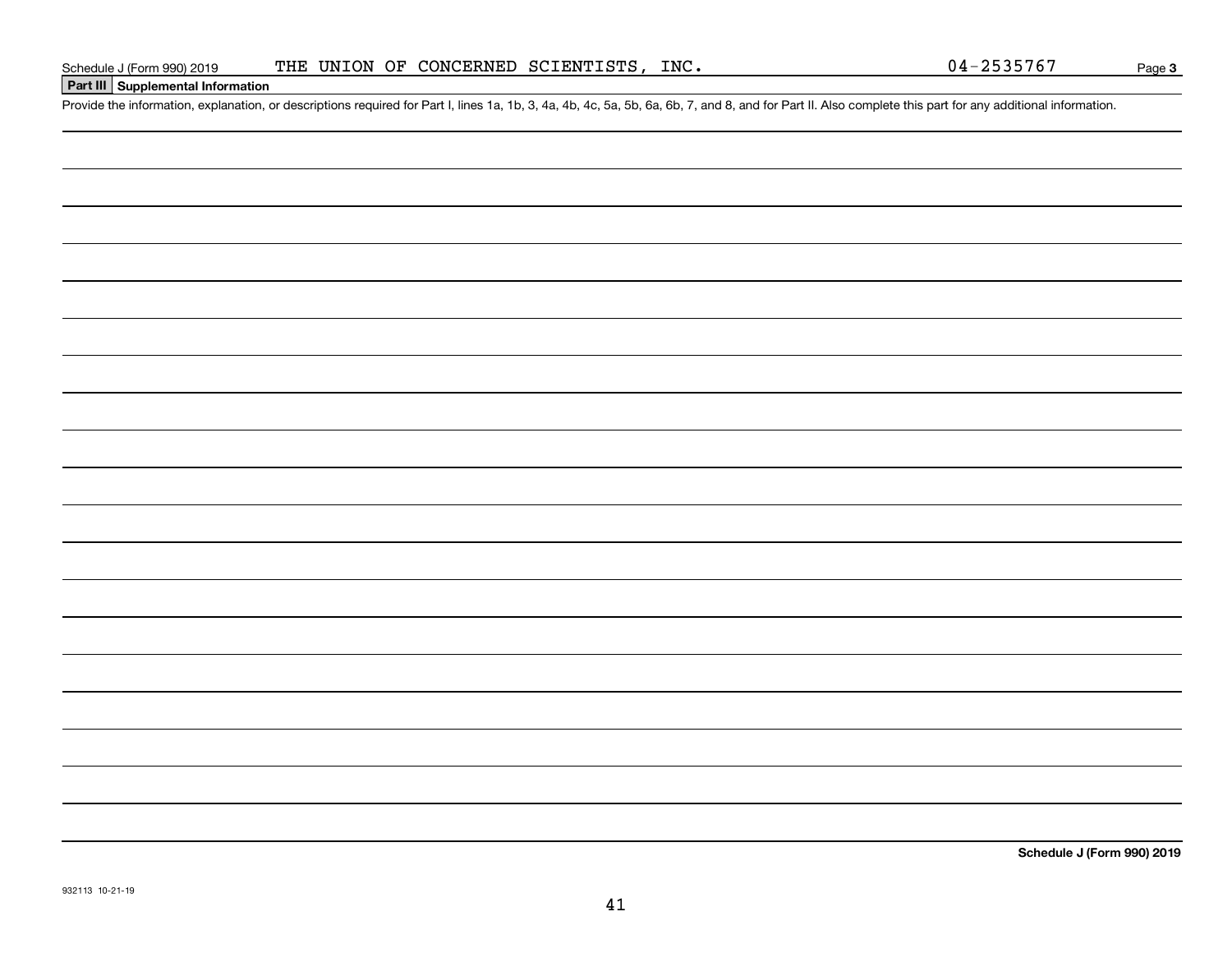Schedule J (Form 990) 2019 THE UNION OF CONCERNED SCIENTISTS, INC. 04-2535767

## Part III Supplemental Information

Provide the information, explanation, or descriptions required for Part I, lines 1a, 1b, 3, 4a, 4b, 4c, 5a, 5b, 6a, 6b, 7, and 8, and for Part II. Also complete this part for any additional information.

**Schedule J (Form 990) 2019**

932113 10-21-19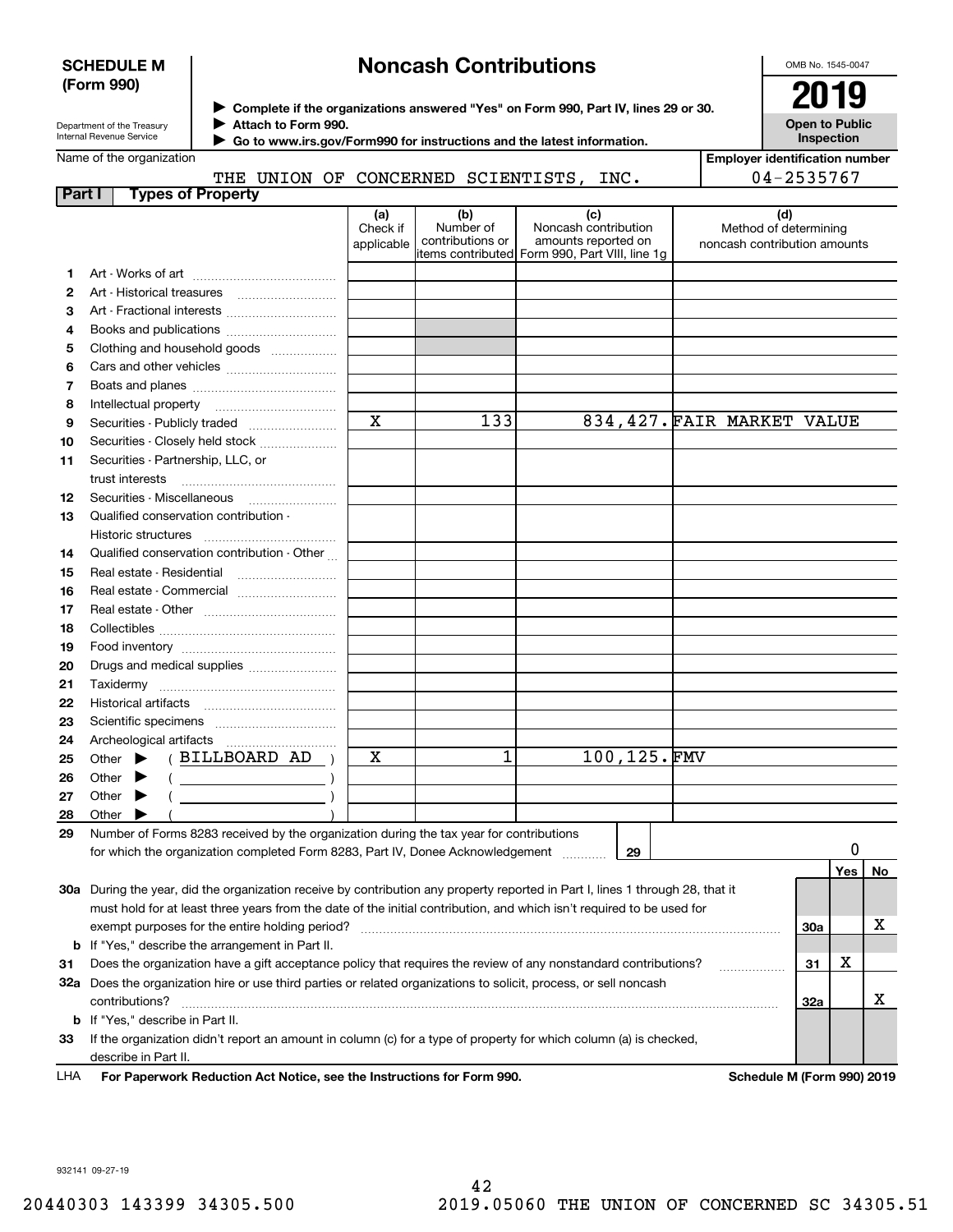**SCHEDULE M (Form 990)**

Department of the Treasury
Internal Revenue Service

# Noncash Contributions

▶ Complete if the organizations answered "Yes" on Form 990, Part IV, lines 29 or 30.
▶ Attach to Form 990.
▶ Go to www.irs.gov/Form990 for instructions and the latest information.

OMB No. 1545-0047

**2019**

**Open to Public Inspection**

Name of the organization: THE UNION OF CONCERNED SCIENTISTS, INC.

Employer identification number: 04-2535767

**Part I Types of Property**

| | | (a) Check if applicable | (b) Number of contributions or items contributed | (c) Noncash contribution amounts reported on Form 990, Part VIII, line 1g | (d) Method of determining noncash contribution amounts |
|---|---|---|---|---|---|
| 1 | Art - Works of art | | | | |
| 2 | Art - Historical treasures | | | | |
| 3 | Art - Fractional interests | | | | |
| 4 | Books and publications | | | | |
| 5 | Clothing and household goods | | | | |
| 6 | Cars and other vehicles | | | | |
| 7 | Boats and planes | | | | |
| 8 | Intellectual property | | | | |
| 9 | Securities - Publicly traded | X | 133 | 834,427. | FAIR MARKET VALUE |
| 10 | Securities - Closely held stock | | | | |
| 11 | Securities - Partnership, LLC, or trust interests | | | | |
| 12 | Securities - Miscellaneous | | | | |
| 13 | Qualified conservation contribution - Historic structures | | | | |
| 14 | Qualified conservation contribution - Other | | | | |
| 15 | Real estate - Residential | | | | |
| 16 | Real estate - Commercial | | | | |
| 17 | Real estate - Other | | | | |
| 18 | Collectibles | | | | |
| 19 | Food inventory | | | | |
| 20 | Drugs and medical supplies | | | | |
| 21 | Taxidermy | | | | |
| 22 | Historical artifacts | | | | |
| 23 | Scientific specimens | | | | |
| 24 | Archeological artifacts | | | | |
| 25 | Other ▶ ( BILLBOARD AD ) | X | 1 | 100,125. | FMV |
| 26 | Other ▶ ( ) | | | | |
| 27 | Other ▶ ( ) | | | | |
| 28 | Other ▶ ( ) | | | | |

29 Number of Forms 8283 received by the organization during the tax year for contributions for which the organization completed Form 8283, Part IV, Donee Acknowledgement ..... 29 | 0

| | | | Yes | No |
|---|---|---|---|---|
| 30a | During the year, did the organization receive by contribution any property reported in Part I, lines 1 through 28, that it must hold for at least three years from the date of the initial contribution, and which isn't required to be used for exempt purposes for the entire holding period? | 30a | | X |
| b | If "Yes," describe the arrangement in Part II. | | | |
| 31 | Does the organization have a gift acceptance policy that requires the review of any nonstandard contributions? | 31 | X | |
| 32a | Does the organization hire or use third parties or related organizations to solicit, process, or sell noncash contributions? | 32a | | X |
| b | If "Yes," describe in Part II. | | | |
| 33 | If the organization didn't report an amount in column (c) for a type of property for which column (a) is checked, describe in Part II. | | | |

LHA **For Paperwork Reduction Act Notice, see the Instructions for Form 990.** **Schedule M (Form 990) 2019**

932141 09-27-19

20440303 143399 34305.500 2019.05060 THE UNION OF CONCERNED SC 34305.51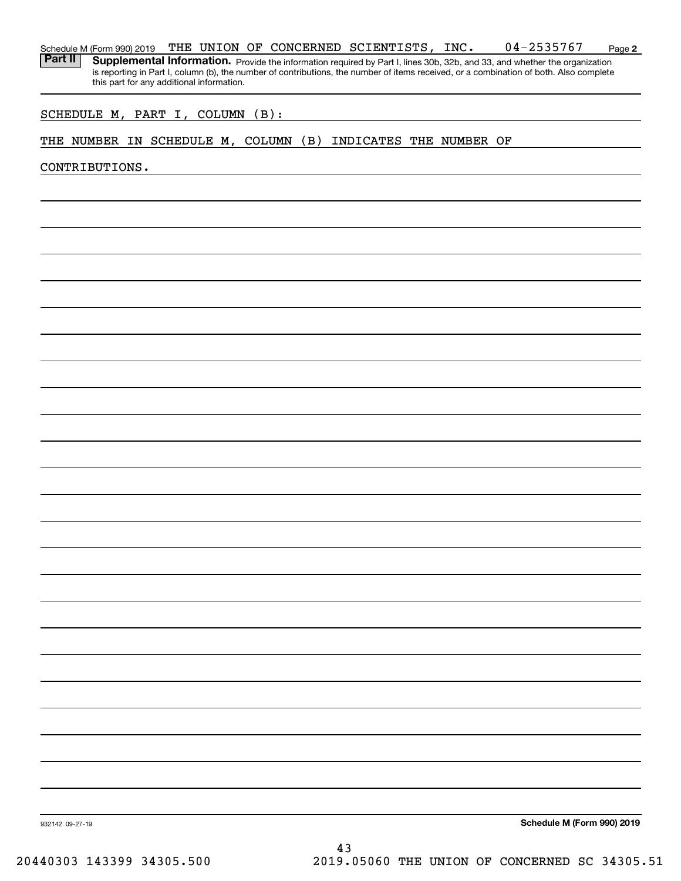Schedule M (Form 990) 2019 THE UNION OF CONCERNED SCIENTISTS, INC. 04-2535767 Page 2

**Part II** **Supplemental Information.** Provide the information required by Part I, lines 30b, 32b, and 33, and whether the organization is reporting in Part I, column (b), the number of contributions, the number of items received, or a combination of both. Also complete this part for any additional information.

SCHEDULE M, PART I, COLUMN (B):

THE NUMBER IN SCHEDULE M, COLUMN (B) INDICATES THE NUMBER OF CONTRIBUTIONS.

932142 09-27-19

**Schedule M (Form 990) 2019**

20440303 143399 34305.500 2019.05060 THE UNION OF CONCERNED SC 34305.51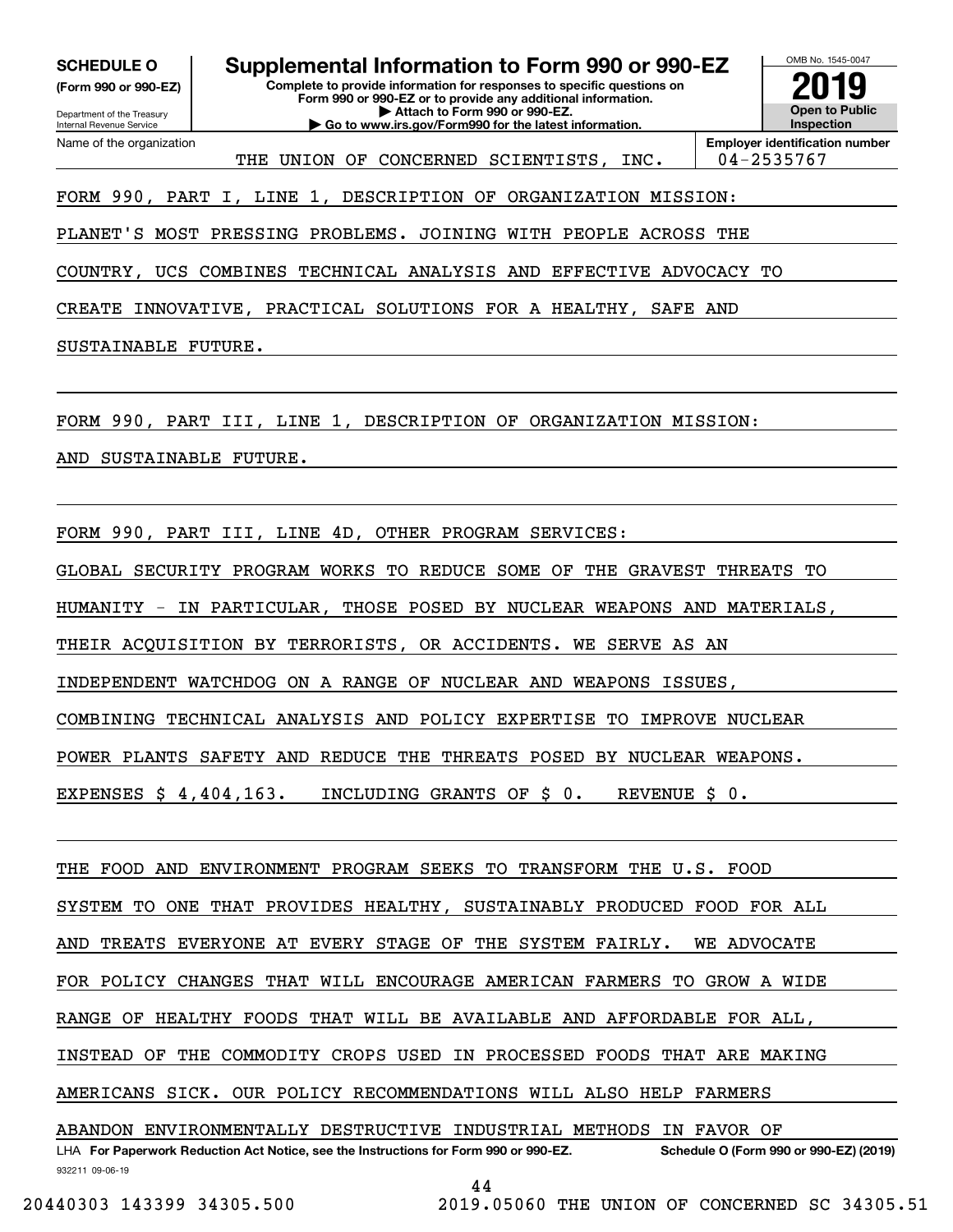**SCHEDULE O** (Form 990 or 990-EZ)

Department of the Treasury
Internal Revenue Service

# Supplemental Information to Form 990 or 990-EZ

**Complete to provide information for responses to specific questions on Form 990 or 990-EZ or to provide any additional information.**
**▶ Attach to Form 990 or 990-EZ.**
**▶ Go to www.irs.gov/Form990 for the latest information.**

OMB No. 1545-0047

**2019**

**Open to Public Inspection**

Name of the organization: THE UNION OF CONCERNED SCIENTISTS, INC.

**Employer identification number:** 04-2535767

FORM 990, PART I, LINE 1, DESCRIPTION OF ORGANIZATION MISSION:

PLANET'S MOST PRESSING PROBLEMS. JOINING WITH PEOPLE ACROSS THE COUNTRY, UCS COMBINES TECHNICAL ANALYSIS AND EFFECTIVE ADVOCACY TO CREATE INNOVATIVE, PRACTICAL SOLUTIONS FOR A HEALTHY, SAFE AND SUSTAINABLE FUTURE.

FORM 990, PART III, LINE 1, DESCRIPTION OF ORGANIZATION MISSION:

AND SUSTAINABLE FUTURE.

FORM 990, PART III, LINE 4D, OTHER PROGRAM SERVICES:

GLOBAL SECURITY PROGRAM WORKS TO REDUCE SOME OF THE GRAVEST THREATS TO HUMANITY - IN PARTICULAR, THOSE POSED BY NUCLEAR WEAPONS AND MATERIALS, THEIR ACQUISITION BY TERRORISTS, OR ACCIDENTS. WE SERVE AS AN INDEPENDENT WATCHDOG ON A RANGE OF NUCLEAR AND WEAPONS ISSUES, COMBINING TECHNICAL ANALYSIS AND POLICY EXPERTISE TO IMPROVE NUCLEAR POWER PLANTS SAFETY AND REDUCE THE THREATS POSED BY NUCLEAR WEAPONS.
EXPENSES $ 4,404,163. INCLUDING GRANTS OF $ 0. REVENUE $ 0.

THE FOOD AND ENVIRONMENT PROGRAM SEEKS TO TRANSFORM THE U.S. FOOD SYSTEM TO ONE THAT PROVIDES HEALTHY, SUSTAINABLY PRODUCED FOOD FOR ALL AND TREATS EVERYONE AT EVERY STAGE OF THE SYSTEM FAIRLY. WE ADVOCATE FOR POLICY CHANGES THAT WILL ENCOURAGE AMERICAN FARMERS TO GROW A WIDE RANGE OF HEALTHY FOODS THAT WILL BE AVAILABLE AND AFFORDABLE FOR ALL, INSTEAD OF THE COMMODITY CROPS USED IN PROCESSED FOODS THAT ARE MAKING AMERICANS SICK. OUR POLICY RECOMMENDATIONS WILL ALSO HELP FARMERS ABANDON ENVIRONMENTALLY DESTRUCTIVE INDUSTRIAL METHODS IN FAVOR OF

LHA **For Paperwork Reduction Act Notice, see the Instructions for Form 990 or 990-EZ.** **Schedule O (Form 990 or 990-EZ) (2019)**

932211 09-06-19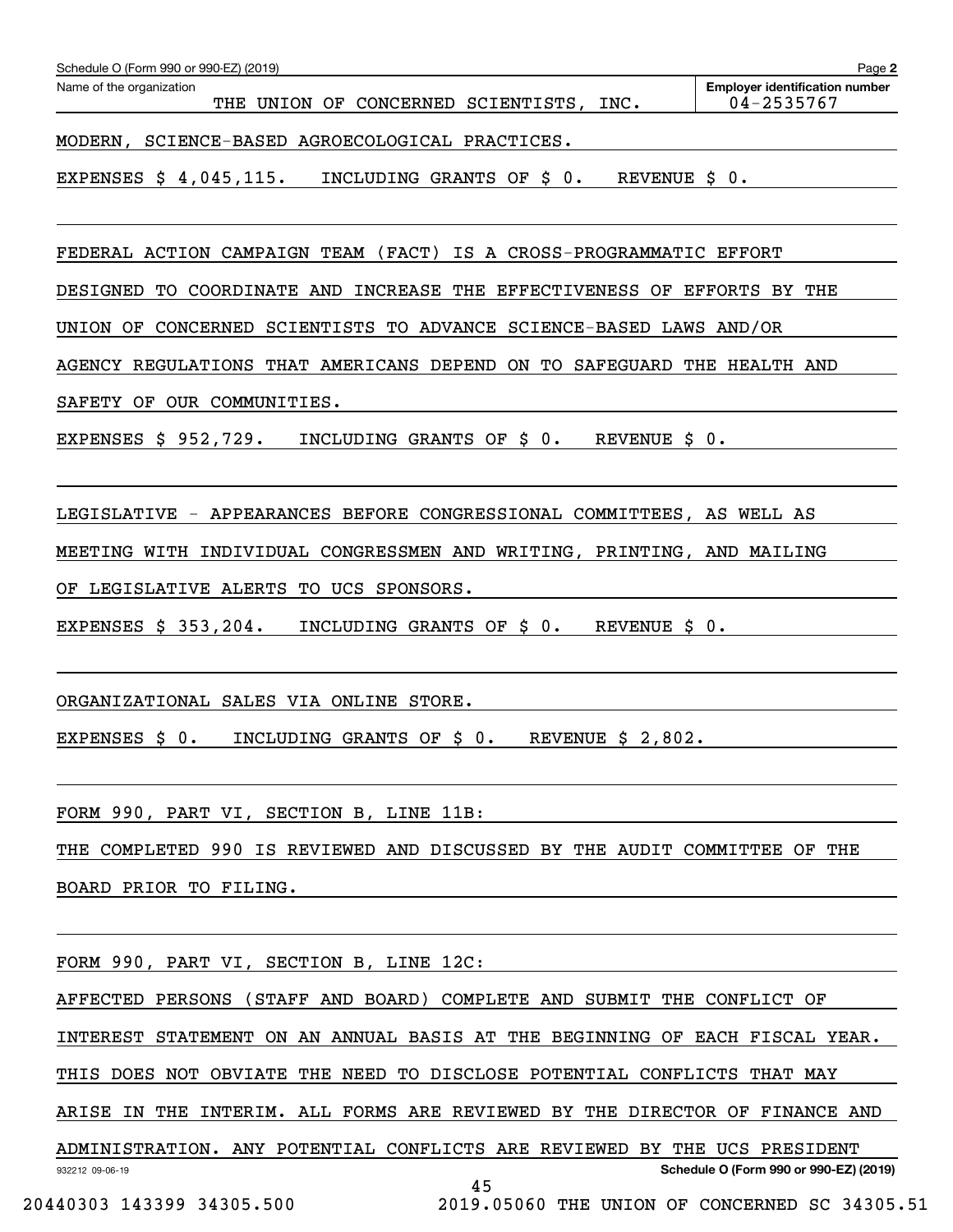Schedule O (Form 990 or 990-EZ) (2019)

Name of the organization: THE UNION OF CONCERNED SCIENTISTS, INC.

Employer identification number: 04-2535767

MODERN, SCIENCE-BASED AGROECOLOGICAL PRACTICES.

EXPENSES $ 4,045,115. INCLUDING GRANTS OF $ 0. REVENUE $ 0.

FEDERAL ACTION CAMPAIGN TEAM (FACT) IS A CROSS-PROGRAMMATIC EFFORT DESIGNED TO COORDINATE AND INCREASE THE EFFECTIVENESS OF EFFORTS BY THE UNION OF CONCERNED SCIENTISTS TO ADVANCE SCIENCE-BASED LAWS AND/OR AGENCY REGULATIONS THAT AMERICANS DEPEND ON TO SAFEGUARD THE HEALTH AND SAFETY OF OUR COMMUNITIES.

EXPENSES $ 952,729. INCLUDING GRANTS OF $ 0. REVENUE $ 0.

LEGISLATIVE - APPEARANCES BEFORE CONGRESSIONAL COMMITTEES, AS WELL AS MEETING WITH INDIVIDUAL CONGRESSMEN AND WRITING, PRINTING, AND MAILING OF LEGISLATIVE ALERTS TO UCS SPONSORS.

EXPENSES $ 353,204. INCLUDING GRANTS OF $ 0. REVENUE $ 0.

ORGANIZATIONAL SALES VIA ONLINE STORE.

EXPENSES $ 0. INCLUDING GRANTS OF $ 0. REVENUE $ 2,802.

FORM 990, PART VI, SECTION B, LINE 11B:

THE COMPLETED 990 IS REVIEWED AND DISCUSSED BY THE AUDIT COMMITTEE OF THE BOARD PRIOR TO FILING.

FORM 990, PART VI, SECTION B, LINE 12C:

AFFECTED PERSONS (STAFF AND BOARD) COMPLETE AND SUBMIT THE CONFLICT OF INTEREST STATEMENT ON AN ANNUAL BASIS AT THE BEGINNING OF EACH FISCAL YEAR. THIS DOES NOT OBVIATE THE NEED TO DISCLOSE POTENTIAL CONFLICTS THAT MAY ARISE IN THE INTERIM. ALL FORMS ARE REVIEWED BY THE DIRECTOR OF FINANCE AND ADMINISTRATION. ANY POTENTIAL CONFLICTS ARE REVIEWED BY THE UCS PRESIDENT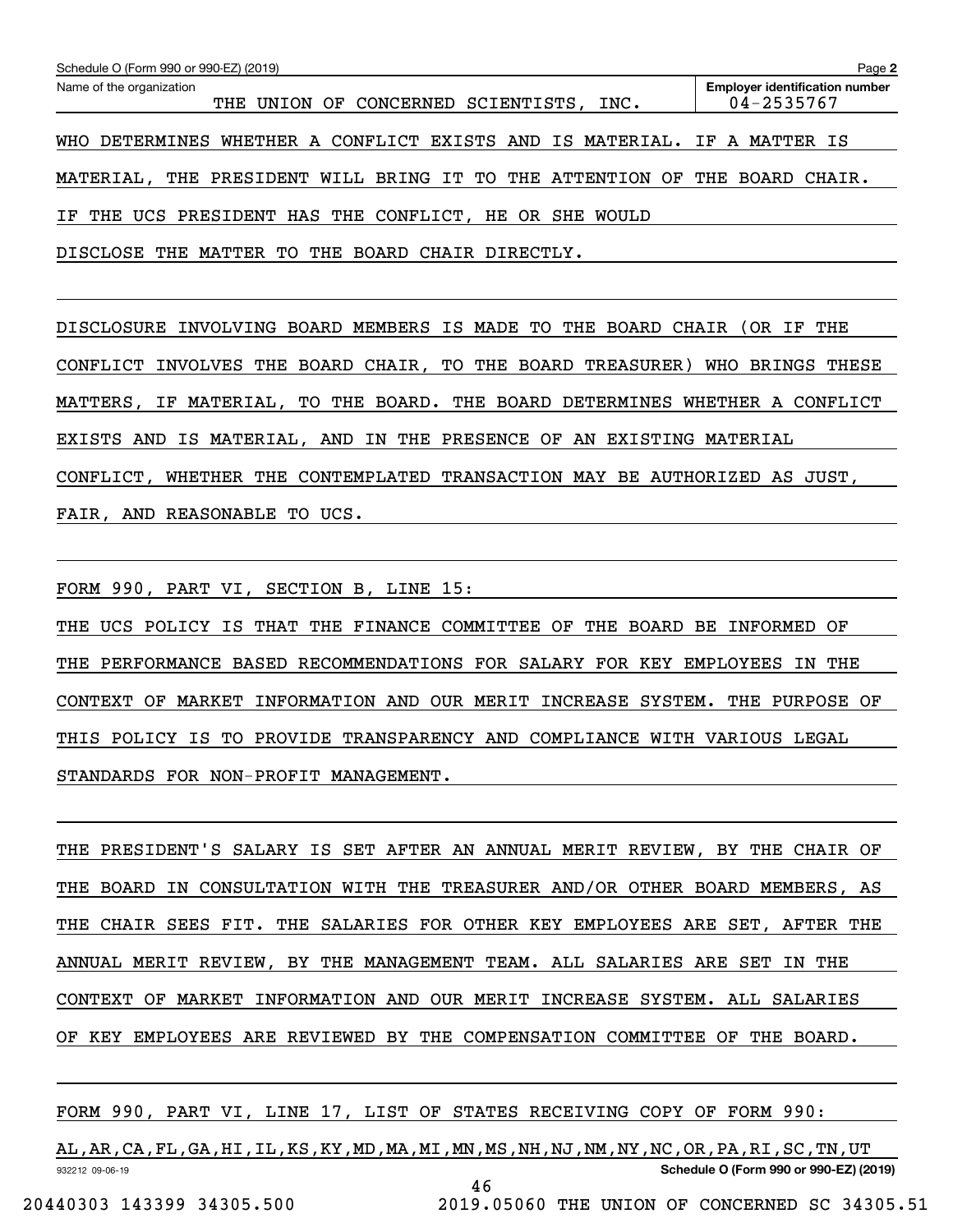Schedule O (Form 990 or 990-EZ) (2019)

Name of the organization: THE UNION OF CONCERNED SCIENTISTS, INC.

Employer identification number: 04-2535767

WHO DETERMINES WHETHER A CONFLICT EXISTS AND IS MATERIAL. IF A MATTER IS MATERIAL, THE PRESIDENT WILL BRING IT TO THE ATTENTION OF THE BOARD CHAIR. IF THE UCS PRESIDENT HAS THE CONFLICT, HE OR SHE WOULD DISCLOSE THE MATTER TO THE BOARD CHAIR DIRECTLY.

DISCLOSURE INVOLVING BOARD MEMBERS IS MADE TO THE BOARD CHAIR (OR IF THE CONFLICT INVOLVES THE BOARD CHAIR, TO THE BOARD TREASURER) WHO BRINGS THESE MATTERS, IF MATERIAL, TO THE BOARD. THE BOARD DETERMINES WHETHER A CONFLICT EXISTS AND IS MATERIAL, AND IN THE PRESENCE OF AN EXISTING MATERIAL CONFLICT, WHETHER THE CONTEMPLATED TRANSACTION MAY BE AUTHORIZED AS JUST, FAIR, AND REASONABLE TO UCS.

FORM 990, PART VI, SECTION B, LINE 15:

THE UCS POLICY IS THAT THE FINANCE COMMITTEE OF THE BOARD BE INFORMED OF THE PERFORMANCE BASED RECOMMENDATIONS FOR SALARY FOR KEY EMPLOYEES IN THE CONTEXT OF MARKET INFORMATION AND OUR MERIT INCREASE SYSTEM. THE PURPOSE OF THIS POLICY IS TO PROVIDE TRANSPARENCY AND COMPLIANCE WITH VARIOUS LEGAL STANDARDS FOR NON-PROFIT MANAGEMENT.

THE PRESIDENT'S SALARY IS SET AFTER AN ANNUAL MERIT REVIEW, BY THE CHAIR OF THE BOARD IN CONSULTATION WITH THE TREASURER AND/OR OTHER BOARD MEMBERS, AS THE CHAIR SEES FIT. THE SALARIES FOR OTHER KEY EMPLOYEES ARE SET, AFTER THE ANNUAL MERIT REVIEW, BY THE MANAGEMENT TEAM. ALL SALARIES ARE SET IN THE CONTEXT OF MARKET INFORMATION AND OUR MERIT INCREASE SYSTEM. ALL SALARIES OF KEY EMPLOYEES ARE REVIEWED BY THE COMPENSATION COMMITTEE OF THE BOARD.

FORM 990, PART VI, LINE 17, LIST OF STATES RECEIVING COPY OF FORM 990:

AL,AR,CA,FL,GA,HI,IL,KS,KY,MD,MA,MI,MN,MS,NH,NJ,NM,NY,NC,OR,PA,RI,SC,TN,UT

932212 09-06-19

Schedule O (Form 990 or 990-EZ) (2019)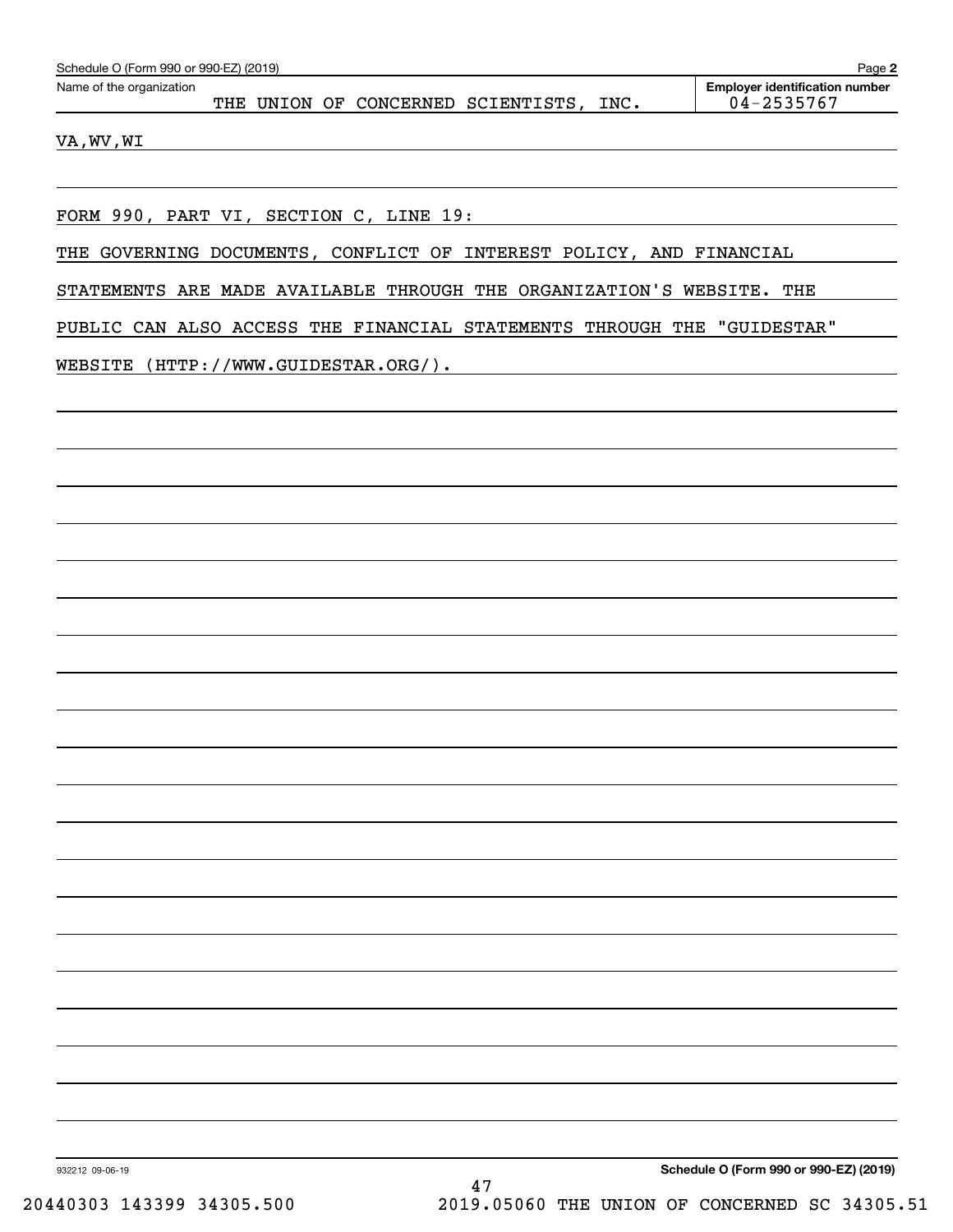Schedule O (Form 990 or 990-EZ) (2019)

Name of the organization: THE UNION OF CONCERNED SCIENTISTS, INC.

Employer identification number: 04-2535767

VA,WV,WI

FORM 990, PART VI, SECTION C, LINE 19:

THE GOVERNING DOCUMENTS, CONFLICT OF INTEREST POLICY, AND FINANCIAL STATEMENTS ARE MADE AVAILABLE THROUGH THE ORGANIZATION'S WEBSITE. THE PUBLIC CAN ALSO ACCESS THE FINANCIAL STATEMENTS THROUGH THE "GUIDESTAR" WEBSITE (HTTP://WWW.GUIDESTAR.ORG/).